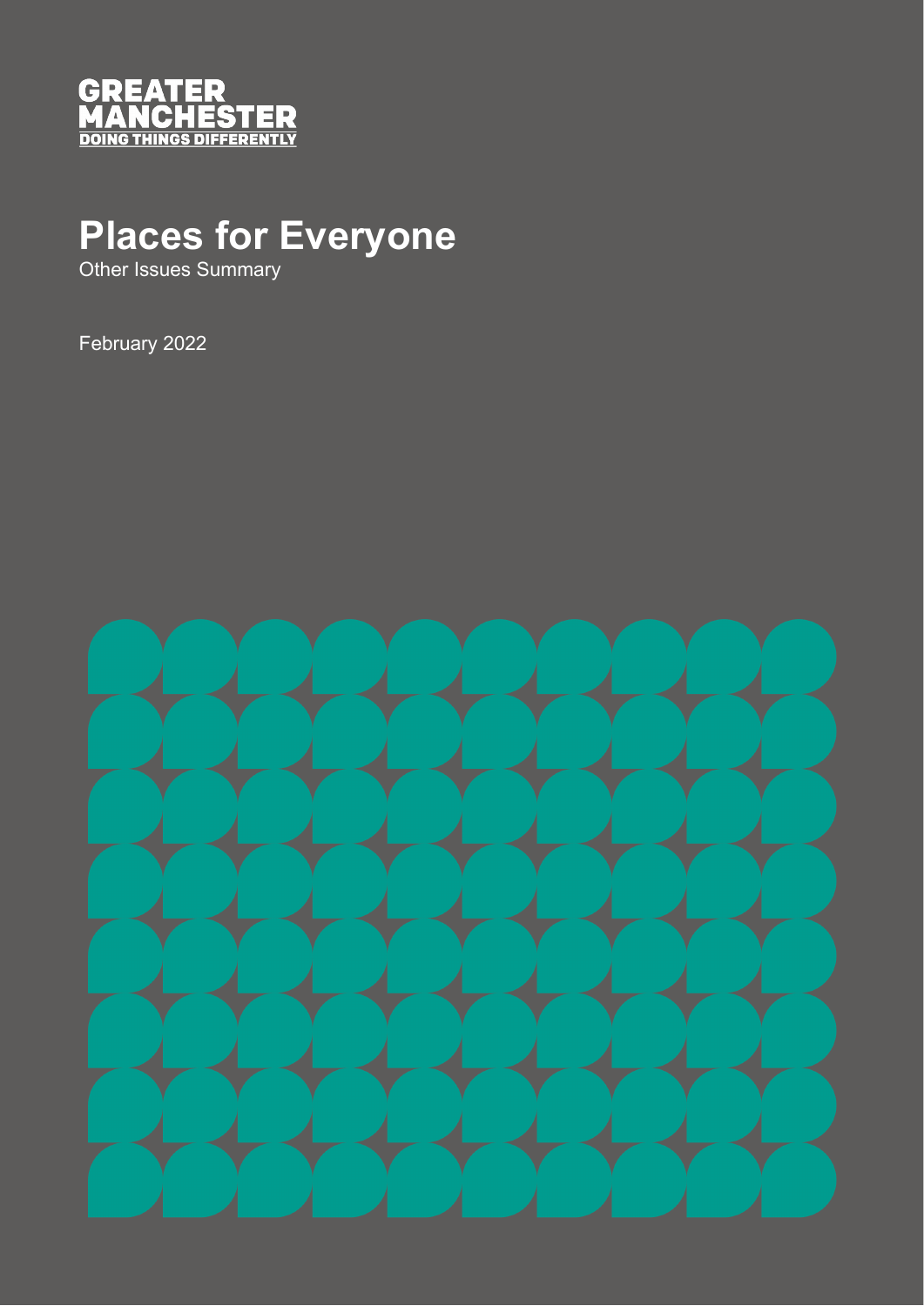GREATER MANCHESTER
DOING THINGS DIFFERENTLY

# Places for Everyone

Other Issues Summary

February 2022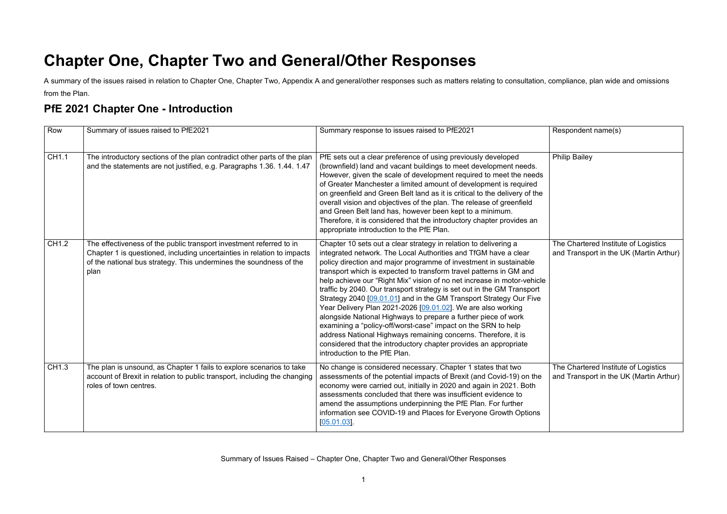# Chapter One, Chapter Two and General/Other Responses

A summary of the issues raised in relation to Chapter One, Chapter Two, Appendix A and general/other responses such as matters relating to consultation, compliance, plan wide and omissions from the Plan.

## PfE 2021 Chapter One - Introduction

| Row | Summary of issues raised to PfE2021 | Summary response to issues raised to PfE2021 | Respondent name(s) |
|---|---|---|---|
| CH1.1 | The introductory sections of the plan contradict other parts of the plan and the statements are not justified, e.g. Paragraphs 1.36. 1.44. 1.47 | PfE sets out a clear preference of using previously developed (brownfield) land and vacant buildings to meet development needs. However, given the scale of development required to meet the needs of Greater Manchester a limited amount of development is required on greenfield and Green Belt land as it is critical to the delivery of the overall vision and objectives of the plan. The release of greenfield and Green Belt land has, however been kept to a minimum. Therefore, it is considered that the introductory chapter provides an appropriate introduction to the PfE Plan. | Philip Bailey |
| CH1.2 | The effectiveness of the public transport investment referred to in Chapter 1 is questioned, including uncertainties in relation to impacts of the national bus strategy. This undermines the soundness of the plan | Chapter 10 sets out a clear strategy in relation to delivering a integrated network. The Local Authorities and TfGM have a clear policy direction and major programme of investment in sustainable transport which is expected to transform travel patterns in GM and help achieve our "Right Mix" vision of no net increase in motor-vehicle traffic by 2040. Our transport strategy is set out in the GM Transport Strategy 2040 [09.01.01] and in the GM Transport Strategy Our Five Year Delivery Plan 2021-2026 [09.01.02]. We are also working alongside National Highways to prepare a further piece of work examining a "policy-off/worst-case" impact on the SRN to help address National Highways remaining concerns. Therefore, it is considered that the introductory chapter provides an appropriate introduction to the PfE Plan. | The Chartered Institute of Logistics and Transport in the UK (Martin Arthur) |
| CH1.3 | The plan is unsound, as Chapter 1 fails to explore scenarios to take account of Brexit in relation to public transport, including the changing roles of town centres. | No change is considered necessary. Chapter 1 states that two assessments of the potential impacts of Brexit (and Covid-19) on the economy were carried out, initially in 2020 and again in 2021. Both assessments concluded that there was insufficient evidence to amend the assumptions underpinning the PfE Plan. For further information see COVID-19 and Places for Everyone Growth Options [05.01.03]. | The Chartered Institute of Logistics and Transport in the UK (Martin Arthur) |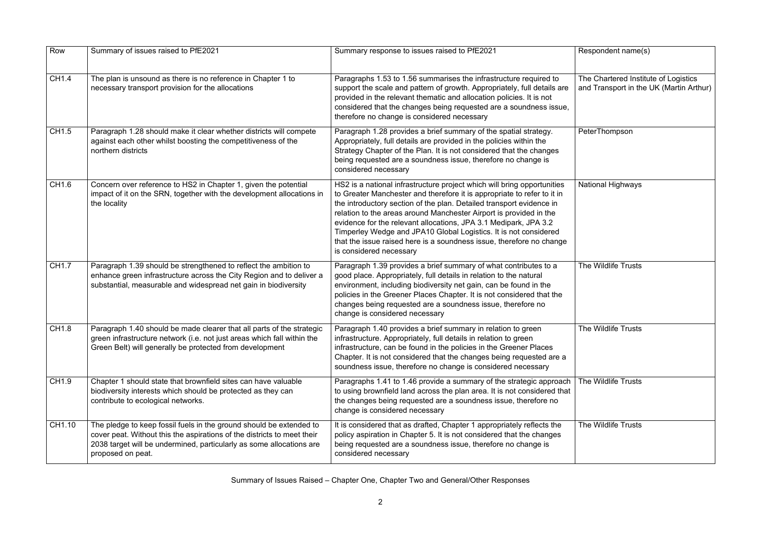| Row | Summary of issues raised to PfE2021 | Summary response to issues raised to PfE2021 | Respondent name(s) |
|---|---|---|---|
| CH1.4 | The plan is unsound as there is no reference in Chapter 1 to necessary transport provision for the allocations | Paragraphs 1.53 to 1.56 summarises the infrastructure required to support the scale and pattern of growth. Appropriately, full details are provided in the relevant thematic and allocation policies. It is not considered that the changes being requested are a soundness issue, therefore no change is considered necessary | The Chartered Institute of Logistics and Transport in the UK (Martin Arthur) |
| CH1.5 | Paragraph 1.28 should make it clear whether districts will compete against each other whilst boosting the competitiveness of the northern districts | Paragraph 1.28 provides a brief summary of the spatial strategy. Appropriately, full details are provided in the policies within the Strategy Chapter of the Plan. It is not considered that the changes being requested are a soundness issue, therefore no change is considered necessary | PeterThompson |
| CH1.6 | Concern over reference to HS2 in Chapter 1, given the potential impact of it on the SRN, together with the development allocations in the locality | HS2 is a national infrastructure project which will bring opportunities to Greater Manchester and therefore it is appropriate to refer to it in the introductory section of the plan. Detailed transport evidence in relation to the areas around Manchester Airport is provided in the evidence for the relevant allocations, JPA 3.1 Medipark, JPA 3.2 Timperley Wedge and JPA10 Global Logistics. It is not considered that the issue raised here is a soundness issue, therefore no change is considered necessary | National Highways |
| CH1.7 | Paragraph 1.39 should be strengthened to reflect the ambition to enhance green infrastructure across the City Region and to deliver a substantial, measurable and widespread net gain in biodiversity | Paragraph 1.39 provides a brief summary of what contributes to a good place. Appropriately, full details in relation to the natural environment, including biodiversity net gain, can be found in the policies in the Greener Places Chapter. It is not considered that the changes being requested are a soundness issue, therefore no change is considered necessary | The Wildlife Trusts |
| CH1.8 | Paragraph 1.40 should be made clearer that all parts of the strategic green infrastructure network (i.e. not just areas which fall within the Green Belt) will generally be protected from development | Paragraph 1.40 provides a brief summary in relation to green infrastructure. Appropriately, full details in relation to green infrastructure, can be found in the policies in the Greener Places Chapter. It is not considered that the changes being requested are a soundness issue, therefore no change is considered necessary | The Wildlife Trusts |
| CH1.9 | Chapter 1 should state that brownfield sites can have valuable biodiversity interests which should be protected as they can contribute to ecological networks. | Paragraphs 1.41 to 1.46 provide a summary of the strategic approach to using brownfield land across the plan area. It is not considered that the changes being requested are a soundness issue, therefore no change is considered necessary | The Wildlife Trusts |
| CH1.10 | The pledge to keep fossil fuels in the ground should be extended to cover peat. Without this the aspirations of the districts to meet their 2038 target will be undermined, particularly as some allocations are proposed on peat. | It is considered that as drafted, Chapter 1 appropriately reflects the policy aspiration in Chapter 5. It is not considered that the changes being requested are a soundness issue, therefore no change is considered necessary | The Wildlife Trusts |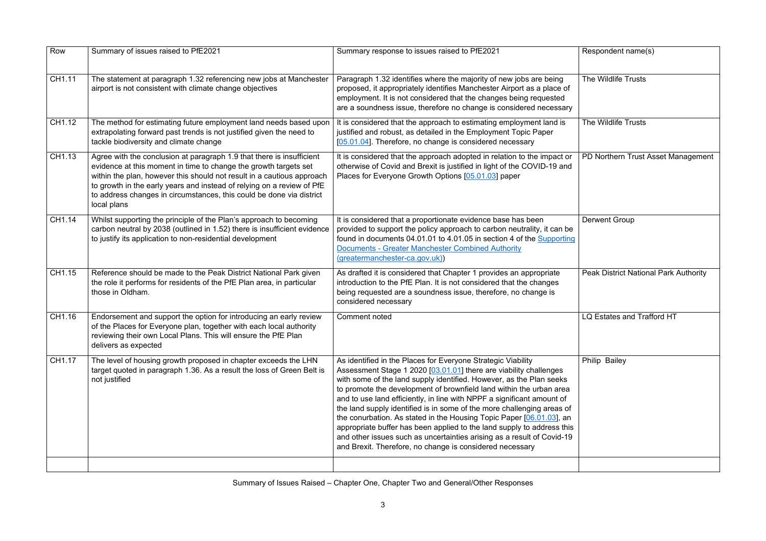| Row | Summary of issues raised to PfE2021 | Summary response to issues raised to PfE2021 | Respondent name(s) |
|---|---|---|---|
| CH1.11 | The statement at paragraph 1.32 referencing new jobs at Manchester airport is not consistent with climate change objectives | Paragraph 1.32 identifies where the majority of new jobs are being proposed, it appropriately identifies Manchester Airport as a place of employment. It is not considered that the changes being requested are a soundness issue, therefore no change is considered necessary | The Wildlife Trusts |
| CH1.12 | The method for estimating future employment land needs based upon extrapolating forward past trends is not justified given the need to tackle biodiversity and climate change | It is considered that the approach to estimating employment land is justified and robust, as detailed in the Employment Topic Paper [05.01.04]. Therefore, no change is considered necessary | The Wildlife Trusts |
| CH1.13 | Agree with the conclusion at paragraph 1.9 that there is insufficient evidence at this moment in time to change the growth targets set within the plan, however this should not result in a cautious approach to growth in the early years and instead of relying on a review of PfE to address changes in circumstances, this could be done via district local plans | It is considered that the approach adopted in relation to the impact or otherwise of Covid and Brexit is justified in light of the COVID-19 and Places for Everyone Growth Options [05.01.03] paper | PD Northern Trust Asset Management |
| CH1.14 | Whilst supporting the principle of the Plan's approach to becoming carbon neutral by 2038 (outlined in 1.52) there is insufficient evidence to justify its application to non-residential development | It is considered that a proportionate evidence base has been provided to support the policy approach to carbon neutrality, it can be found in documents 04.01.01 to 4.01.05 in section 4 of the Supporting Documents - Greater Manchester Combined Authority (greatermanchester-ca.gov.uk)) | Derwent Group |
| CH1.15 | Reference should be made to the Peak District National Park given the role it performs for residents of the PfE Plan area, in particular those in Oldham. | As drafted it is considered that Chapter 1 provides an appropriate introduction to the PfE Plan. It is not considered that the changes being requested are a soundness issue, therefore, no change is considered necessary | Peak District National Park Authority |
| CH1.16 | Endorsement and support the option for introducing an early review of the Places for Everyone plan, together with each local authority reviewing their own Local Plans. This will ensure the PfE Plan delivers as expected | Comment noted | LQ Estates and Trafford HT |
| CH1.17 | The level of housing growth proposed in chapter exceeds the LHN target quoted in paragraph 1.36. As a result the loss of Green Belt is not justified | As identified in the Places for Everyone Strategic Viability Assessment Stage 1 2020 [03.01.01] there are viability challenges with some of the land supply identified. However, as the Plan seeks to promote the development of brownfield land within the urban area and to use land efficiently, in line with NPPF a significant amount of the land supply identified is in some of the more challenging areas of the conurbation. As stated in the Housing Topic Paper [06.01.03], an appropriate buffer has been applied to the land supply to address this and other issues such as uncertainties arising as a result of Covid-19 and Brexit. Therefore, no change is considered necessary | Philip Bailey |
| | | | |

Summary of Issues Raised – Chapter One, Chapter Two and General/Other Responses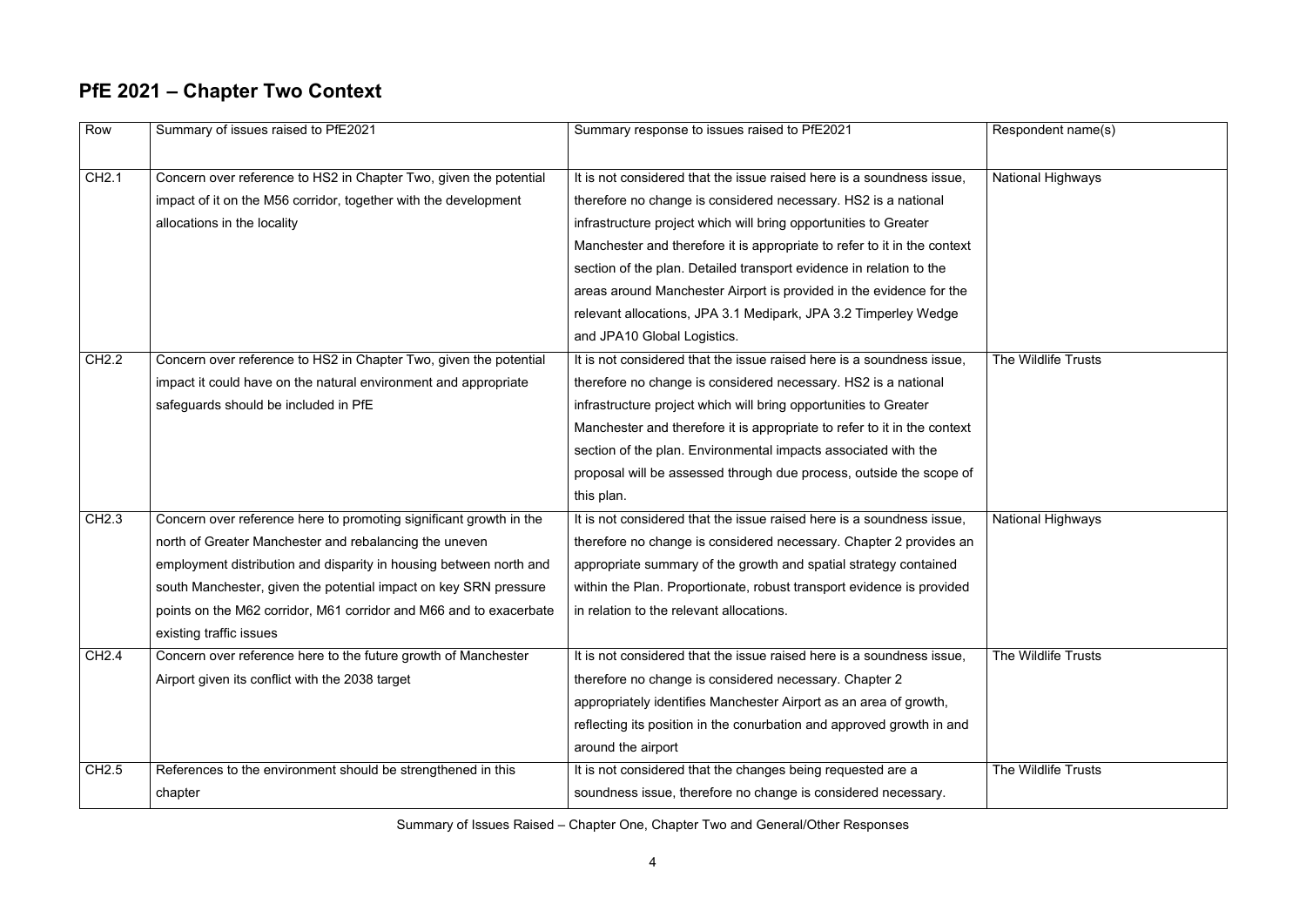## PfE 2021 – Chapter Two Context

| Row | Summary of issues raised to PfE2021 | Summary response to issues raised to PfE2021 | Respondent name(s) |
|---|---|---|---|
| CH2.1 | Concern over reference to HS2 in Chapter Two, given the potential impact of it on the M56 corridor, together with the development allocations in the locality | It is not considered that the issue raised here is a soundness issue, therefore no change is considered necessary. HS2 is a national infrastructure project which will bring opportunities to Greater Manchester and therefore it is appropriate to refer to it in the context section of the plan. Detailed transport evidence in relation to the areas around Manchester Airport is provided in the evidence for the relevant allocations, JPA 3.1 Medipark, JPA 3.2 Timperley Wedge and JPA10 Global Logistics. | National Highways |
| CH2.2 | Concern over reference to HS2 in Chapter Two, given the potential impact it could have on the natural environment and appropriate safeguards should be included in PfE | It is not considered that the issue raised here is a soundness issue, therefore no change is considered necessary. HS2 is a national infrastructure project which will bring opportunities to Greater Manchester and therefore it is appropriate to refer to it in the context section of the plan. Environmental impacts associated with the proposal will be assessed through due process, outside the scope of this plan. | The Wildlife Trusts |
| CH2.3 | Concern over reference here to promoting significant growth in the north of Greater Manchester and rebalancing the uneven employment distribution and disparity in housing between north and south Manchester, given the potential impact on key SRN pressure points on the M62 corridor, M61 corridor and M66 and to exacerbate existing traffic issues | It is not considered that the issue raised here is a soundness issue, therefore no change is considered necessary. Chapter 2 provides an appropriate summary of the growth and spatial strategy contained within the Plan. Proportionate, robust transport evidence is provided in relation to the relevant allocations. | National Highways |
| CH2.4 | Concern over reference here to the future growth of Manchester Airport given its conflict with the 2038 target | It is not considered that the issue raised here is a soundness issue, therefore no change is considered necessary. Chapter 2 appropriately identifies Manchester Airport as an area of growth, reflecting its position in the conurbation and approved growth in and around the airport | The Wildlife Trusts |
| CH2.5 | References to the environment should be strengthened in this chapter | It is not considered that the changes being requested are a soundness issue, therefore no change is considered necessary. | The Wildlife Trusts |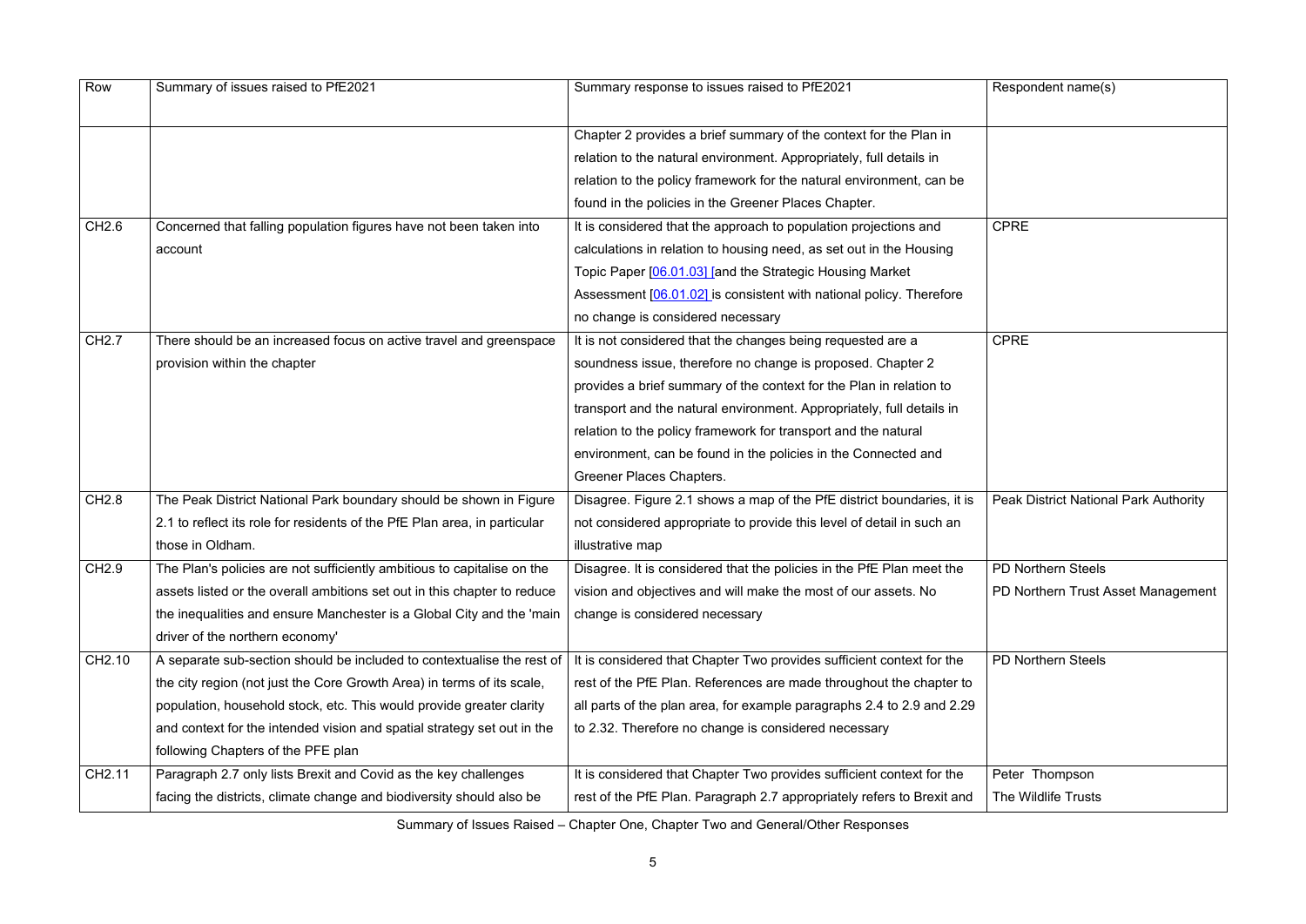| Row | Summary of issues raised to PfE2021 | Summary response to issues raised to PfE2021 | Respondent name(s) |
|---|---|---|---|
| | | Chapter 2 provides a brief summary of the context for the Plan in relation to the natural environment. Appropriately, full details in relation to the policy framework for the natural environment, can be found in the policies in the Greener Places Chapter. | |
| CH2.6 | Concerned that falling population figures have not been taken into account | It is considered that the approach to population projections and calculations in relation to housing need, as set out in the Housing Topic Paper [06.01.03] [and the Strategic Housing Market Assessment [06.01.02] is consistent with national policy. Therefore no change is considered necessary | CPRE |
| CH2.7 | There should be an increased focus on active travel and greenspace provision within the chapter | It is not considered that the changes being requested are a soundness issue, therefore no change is proposed. Chapter 2 provides a brief summary of the context for the Plan in relation to transport and the natural environment. Appropriately, full details in relation to the policy framework for transport and the natural environment, can be found in the policies in the Connected and Greener Places Chapters. | CPRE |
| CH2.8 | The Peak District National Park boundary should be shown in Figure 2.1 to reflect its role for residents of the PfE Plan area, in particular those in Oldham. | Disagree. Figure 2.1 shows a map of the PfE district boundaries, it is not considered appropriate to provide this level of detail in such an illustrative map | Peak District National Park Authority |
| CH2.9 | The Plan's policies are not sufficiently ambitious to capitalise on the assets listed or the overall ambitions set out in this chapter to reduce the inequalities and ensure Manchester is a Global City and the 'main driver of the northern economy' | Disagree. It is considered that the policies in the PfE Plan meet the vision and objectives and will make the most of our assets. No change is considered necessary | PD Northern Steels<br>PD Northern Trust Asset Management |
| CH2.10 | A separate sub-section should be included to contextualise the rest of the city region (not just the Core Growth Area) in terms of its scale, population, household stock, etc. This would provide greater clarity and context for the intended vision and spatial strategy set out in the following Chapters of the PFE plan | It is considered that Chapter Two provides sufficient context for the rest of the PfE Plan. References are made throughout the chapter to all parts of the plan area, for example paragraphs 2.4 to 2.9 and 2.29 to 2.32. Therefore no change is considered necessary | PD Northern Steels |
| CH2.11 | Paragraph 2.7 only lists Brexit and Covid as the key challenges facing the districts, climate change and biodiversity should also be | It is considered that Chapter Two provides sufficient context for the rest of the PfE Plan. Paragraph 2.7 appropriately refers to Brexit and | Peter Thompson<br>The Wildlife Trusts |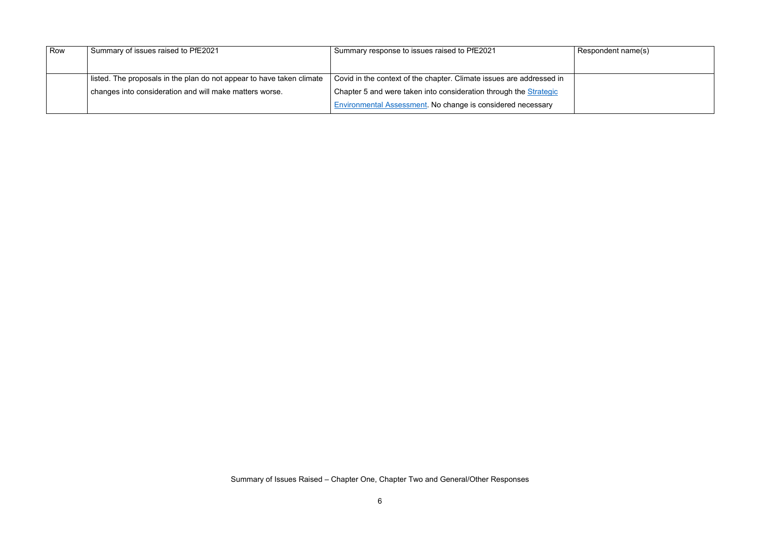| Row | Summary of issues raised to PfE2021 | Summary response to issues raised to PfE2021 | Respondent name(s) |
|---|---|---|---|
| | listed. The proposals in the plan do not appear to have taken climate changes into consideration and will make matters worse. | Covid in the context of the chapter. Climate issues are addressed in Chapter 5 and were taken into consideration through the Strategic Environmental Assessment. No change is considered necessary | |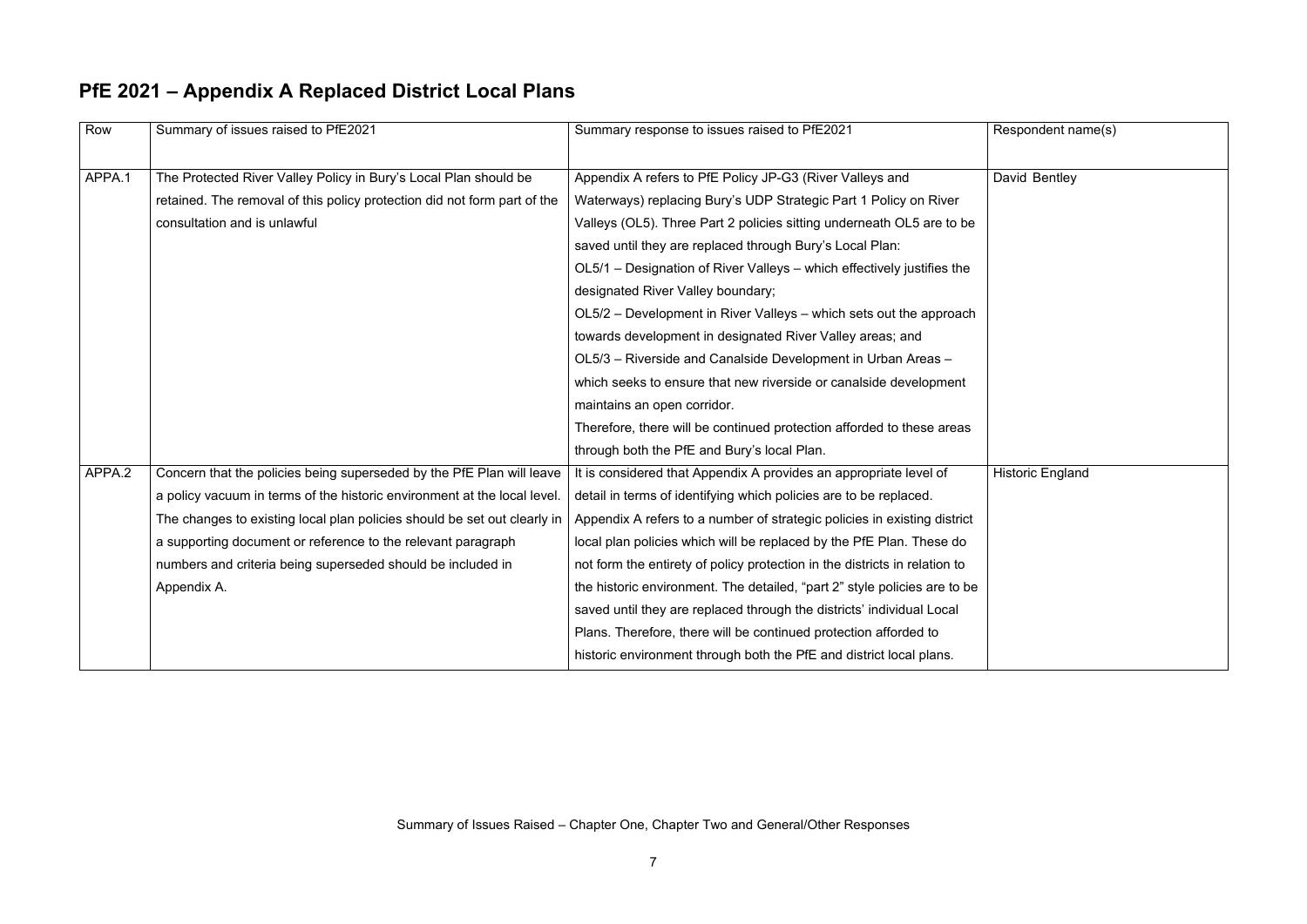## PfE 2021 – Appendix A Replaced District Local Plans

| Row | Summary of issues raised to PfE2021 | Summary response to issues raised to PfE2021 | Respondent name(s) |
|---|---|---|---|
| APPA.1 | The Protected River Valley Policy in Bury's Local Plan should be retained. The removal of this policy protection did not form part of the consultation and is unlawful | Appendix A refers to PfE Policy JP-G3 (River Valleys and Waterways) replacing Bury's UDP Strategic Part 1 Policy on River Valleys (OL5). Three Part 2 policies sitting underneath OL5 are to be saved until they are replaced through Bury's Local Plan:<br>OL5/1 – Designation of River Valleys – which effectively justifies the designated River Valley boundary;<br>OL5/2 – Development in River Valleys – which sets out the approach towards development in designated River Valley areas; and<br>OL5/3 – Riverside and Canalside Development in Urban Areas – which seeks to ensure that new riverside or canalside development maintains an open corridor.<br>Therefore, there will be continued protection afforded to these areas through both the PfE and Bury's local Plan. | David Bentley |
| APPA.2 | Concern that the policies being superseded by the PfE Plan will leave a policy vacuum in terms of the historic environment at the local level. The changes to existing local plan policies should be set out clearly in a supporting document or reference to the relevant paragraph numbers and criteria being superseded should be included in Appendix A. | It is considered that Appendix A provides an appropriate level of detail in terms of identifying which policies are to be replaced. Appendix A refers to a number of strategic policies in existing district local plan policies which will be replaced by the PfE Plan. These do not form the entirety of policy protection in the districts in relation to the historic environment. The detailed, "part 2" style policies are to be saved until they are replaced through the districts' individual Local Plans. Therefore, there will be continued protection afforded to historic environment through both the PfE and district local plans. | Historic England |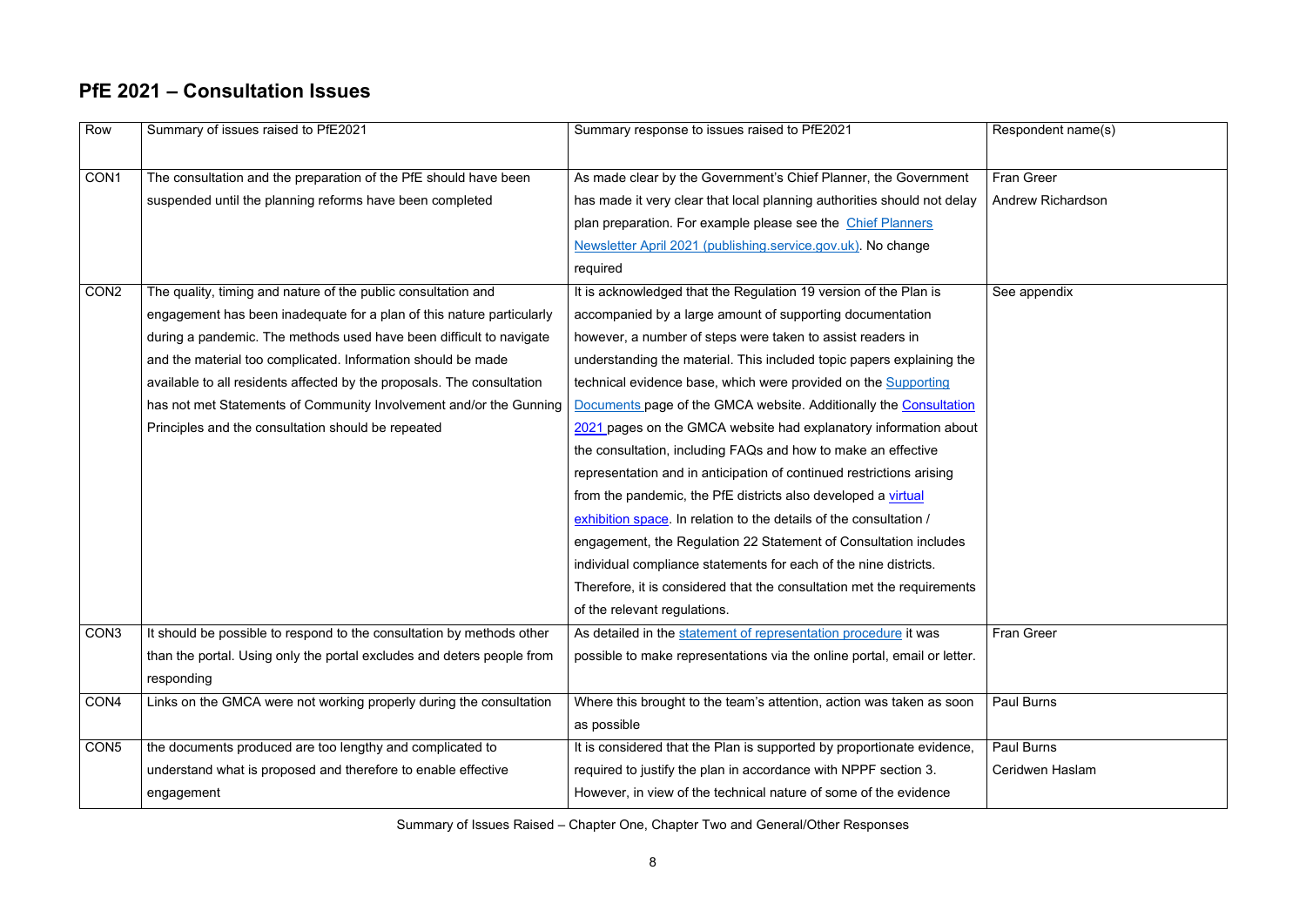## PfE 2021 – Consultation Issues

| Row | Summary of issues raised to PfE2021 | Summary response to issues raised to PfE2021 | Respondent name(s) |
|---|---|---|---|
| CON1 | The consultation and the preparation of the PfE should have been suspended until the planning reforms have been completed | As made clear by the Government's Chief Planner, the Government has made it very clear that local planning authorities should not delay plan preparation. For example please see the Chief Planners Newsletter April 2021 (publishing.service.gov.uk). No change required | Fran Greer<br>Andrew Richardson |
| CON2 | The quality, timing and nature of the public consultation and engagement has been inadequate for a plan of this nature particularly during a pandemic. The methods used have been difficult to navigate and the material too complicated. Information should be made available to all residents affected by the proposals. The consultation has not met Statements of Community Involvement and/or the Gunning Principles and the consultation should be repeated | It is acknowledged that the Regulation 19 version of the Plan is accompanied by a large amount of supporting documentation however, a number of steps were taken to assist readers in understanding the material. This included topic papers explaining the technical evidence base, which were provided on the Supporting Documents page of the GMCA website. Additionally the Consultation 2021 pages on the GMCA website had explanatory information about the consultation, including FAQs and how to make an effective representation and in anticipation of continued restrictions arising from the pandemic, the PfE districts also developed a virtual exhibition space. In relation to the details of the consultation / engagement, the Regulation 22 Statement of Consultation includes individual compliance statements for each of the nine districts. Therefore, it is considered that the consultation met the requirements of the relevant regulations. | See appendix |
| CON3 | It should be possible to respond to the consultation by methods other than the portal. Using only the portal excludes and deters people from responding | As detailed in the statement of representation procedure it was possible to make representations via the online portal, email or letter. | Fran Greer |
| CON4 | Links on the GMCA were not working properly during the consultation | Where this brought to the team's attention, action was taken as soon as possible | Paul Burns |
| CON5 | the documents produced are too lengthy and complicated to understand what is proposed and therefore to enable effective engagement | It is considered that the Plan is supported by proportionate evidence, required to justify the plan in accordance with NPPF section 3. However, in view of the technical nature of some of the evidence | Paul Burns<br>Ceridwen Haslam |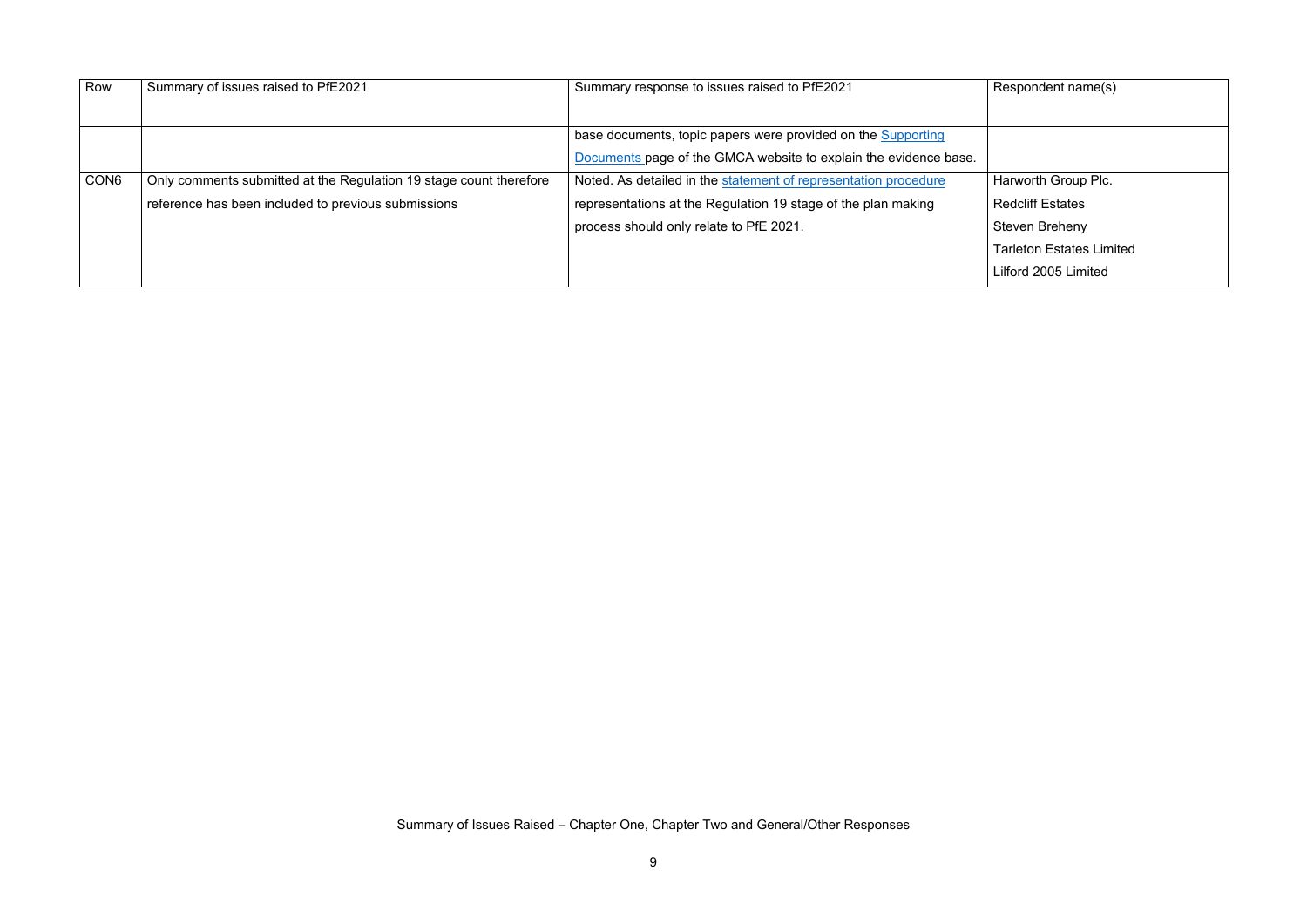| Row | Summary of issues raised to PfE2021 | Summary response to issues raised to PfE2021 | Respondent name(s) |
|---|---|---|---|
| | | base documents, topic papers were provided on the Supporting Documents page of the GMCA website to explain the evidence base. | |
| CON6 | Only comments submitted at the Regulation 19 stage count therefore reference has been included to previous submissions | Noted. As detailed in the statement of representation procedure representations at the Regulation 19 stage of the plan making process should only relate to PfE 2021. | Harworth Group Plc.<br>Redcliff Estates<br>Steven Breheny<br>Tarleton Estates Limited<br>Lilford 2005 Limited |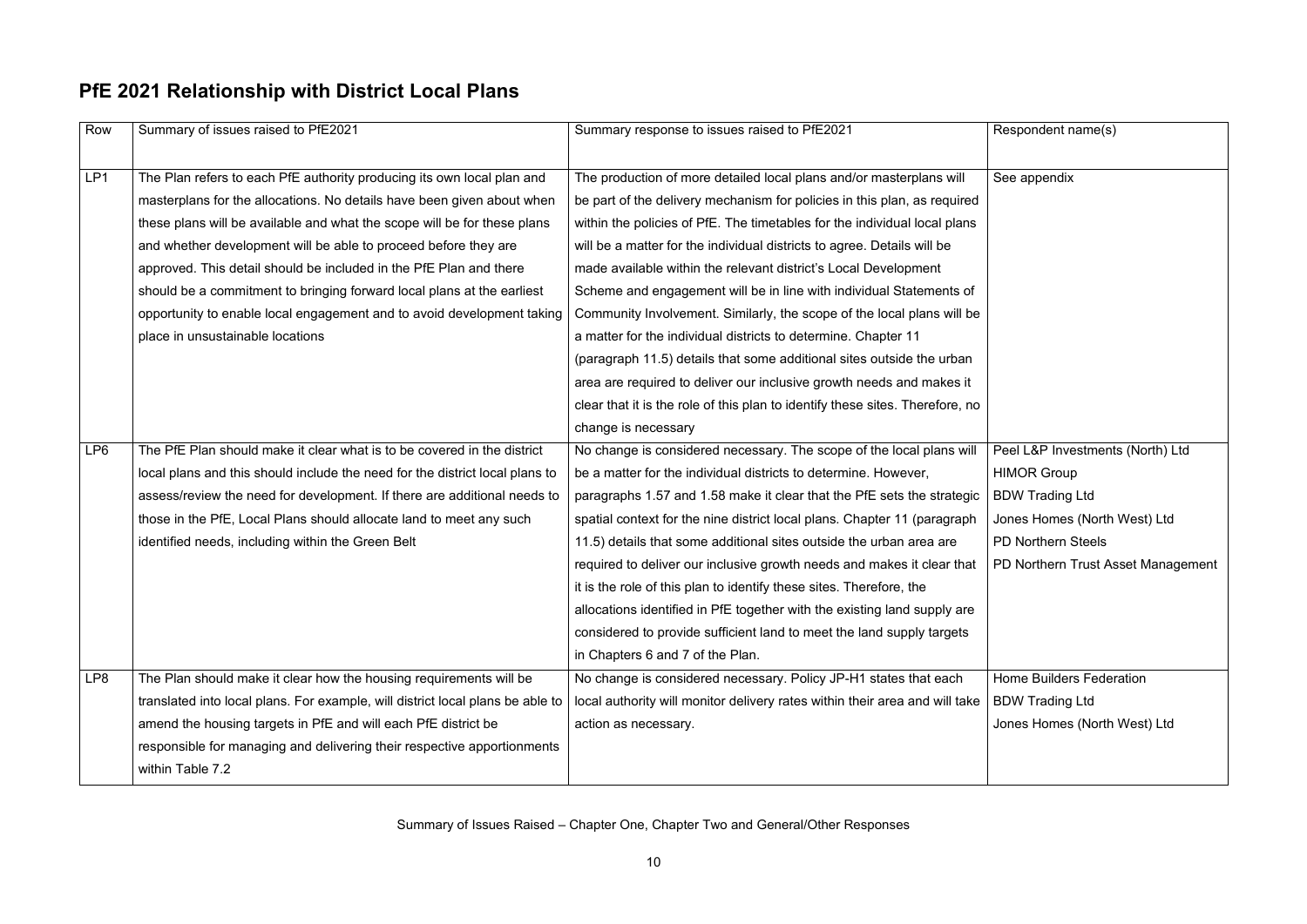## PfE 2021 Relationship with District Local Plans

| Row | Summary of issues raised to PfE2021 | Summary response to issues raised to PfE2021 | Respondent name(s) |
|---|---|---|---|
| LP1 | The Plan refers to each PfE authority producing its own local plan and masterplans for the allocations. No details have been given about when these plans will be available and what the scope will be for these plans and whether development will be able to proceed before they are approved. This detail should be included in the PfE Plan and there should be a commitment to bringing forward local plans at the earliest opportunity to enable local engagement and to avoid development taking place in unsustainable locations | The production of more detailed local plans and/or masterplans will be part of the delivery mechanism for policies in this plan, as required within the policies of PfE. The timetables for the individual local plans will be a matter for the individual districts to agree. Details will be made available within the relevant district's Local Development Scheme and engagement will be in line with individual Statements of Community Involvement. Similarly, the scope of the local plans will be a matter for the individual districts to determine. Chapter 11 (paragraph 11.5) details that some additional sites outside the urban area are required to deliver our inclusive growth needs and makes it clear that it is the role of this plan to identify these sites. Therefore, no change is necessary | See appendix |
| LP6 | The PfE Plan should make it clear what is to be covered in the district local plans and this should include the need for the district local plans to assess/review the need for development. If there are additional needs to those in the PfE, Local Plans should allocate land to meet any such identified needs, including within the Green Belt | No change is considered necessary. The scope of the local plans will be a matter for the individual districts to determine. However, paragraphs 1.57 and 1.58 make it clear that the PfE sets the strategic spatial context for the nine district local plans. Chapter 11 (paragraph 11.5) details that some additional sites outside the urban area are required to deliver our inclusive growth needs and makes it clear that it is the role of this plan to identify these sites. Therefore, the allocations identified in PfE together with the existing land supply are considered to provide sufficient land to meet the land supply targets in Chapters 6 and 7 of the Plan. | Peel L&P Investments (North) Ltd<br>HIMOR Group<br>BDW Trading Ltd<br>Jones Homes (North West) Ltd<br>PD Northern Steels<br>PD Northern Trust Asset Management |
| LP8 | The Plan should make it clear how the housing requirements will be translated into local plans. For example, will district local plans be able to amend the housing targets in PfE and will each PfE district be responsible for managing and delivering their respective apportionments within Table 7.2 | No change is considered necessary. Policy JP-H1 states that each local authority will monitor delivery rates within their area and will take action as necessary. | Home Builders Federation<br>BDW Trading Ltd<br>Jones Homes (North West) Ltd |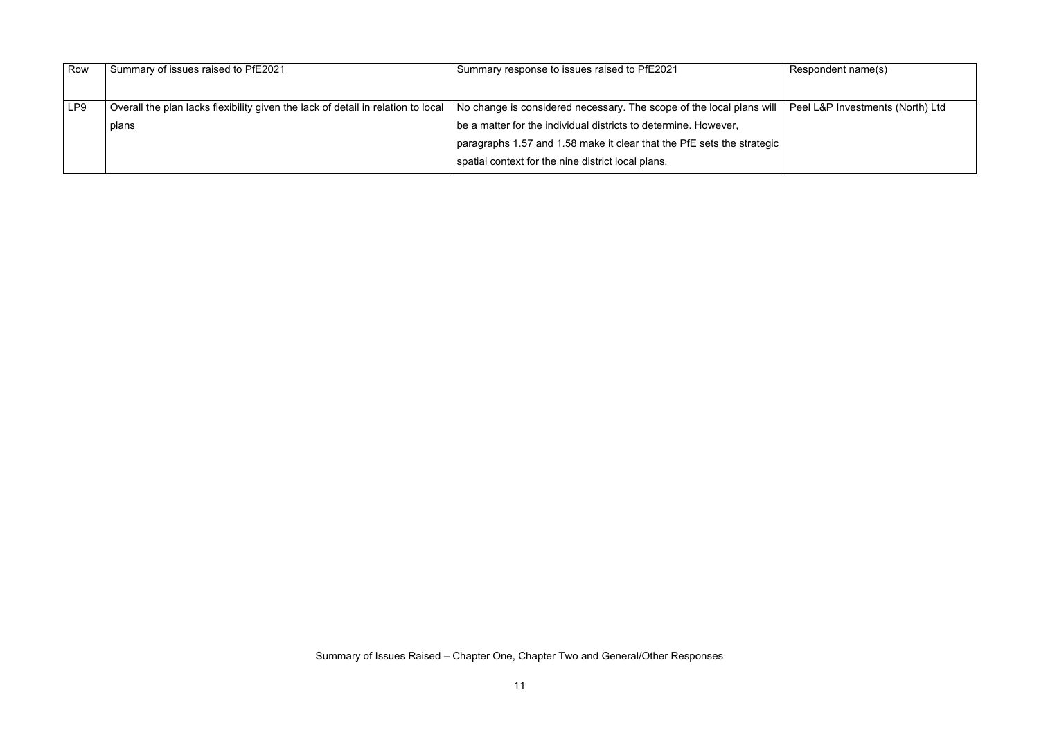| Row | Summary of issues raised to PfE2021 | Summary response to issues raised to PfE2021 | Respondent name(s) |
|---|---|---|---|
| LP9 | Overall the plan lacks flexibility given the lack of detail in relation to local plans | No change is considered necessary. The scope of the local plans will be a matter for the individual districts to determine. However, paragraphs 1.57 and 1.58 make it clear that the PfE sets the strategic spatial context for the nine district local plans. | Peel L&P Investments (North) Ltd |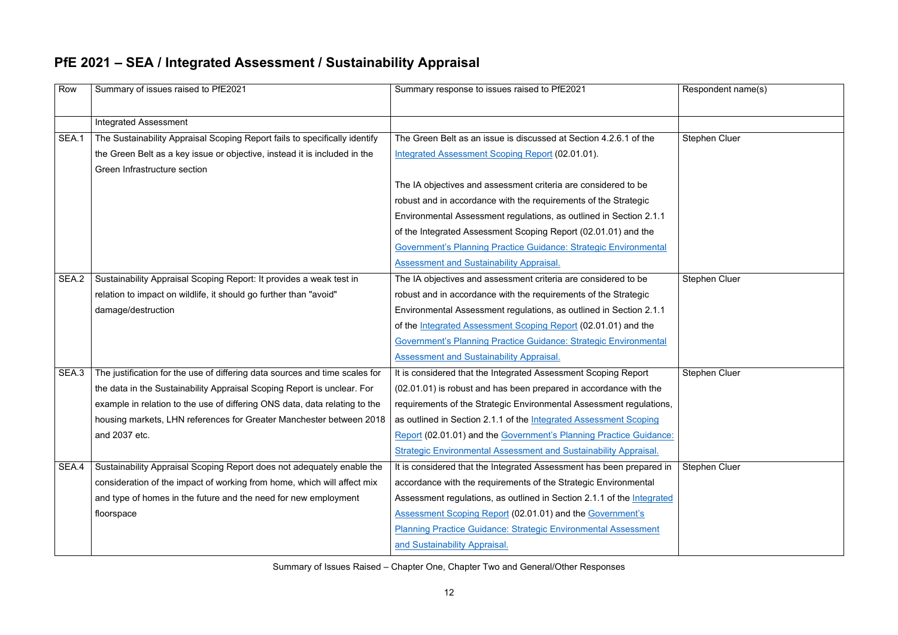# PfE 2021 – SEA / Integrated Assessment / Sustainability Appraisal

| Row | Summary of issues raised to PfE2021 | Summary response to issues raised to PfE2021 | Respondent name(s) |
|---|---|---|---|
| | Integrated Assessment | | |
| SEA.1 | The Sustainability Appraisal Scoping Report fails to specifically identify the Green Belt as a key issue or objective, instead it is included in the Green Infrastructure section | The Green Belt as an issue is discussed at Section 4.2.6.1 of the Integrated Assessment Scoping Report (02.01.01).<br><br>The IA objectives and assessment criteria are considered to be robust and in accordance with the requirements of the Strategic Environmental Assessment regulations, as outlined in Section 2.1.1 of the Integrated Assessment Scoping Report (02.01.01) and the Government's Planning Practice Guidance: Strategic Environmental Assessment and Sustainability Appraisal. | Stephen Cluer |
| SEA.2 | Sustainability Appraisal Scoping Report: It provides a weak test in relation to impact on wildlife, it should go further than "avoid" damage/destruction | The IA objectives and assessment criteria are considered to be robust and in accordance with the requirements of the Strategic Environmental Assessment regulations, as outlined in Section 2.1.1 of the Integrated Assessment Scoping Report (02.01.01) and the Government's Planning Practice Guidance: Strategic Environmental Assessment and Sustainability Appraisal. | Stephen Cluer |
| SEA.3 | The justification for the use of differing data sources and time scales for the data in the Sustainability Appraisal Scoping Report is unclear. For example in relation to the use of differing ONS data, data relating to the housing markets, LHN references for Greater Manchester between 2018 and 2037 etc. | It is considered that the Integrated Assessment Scoping Report (02.01.01) is robust and has been prepared in accordance with the requirements of the Strategic Environmental Assessment regulations, as outlined in Section 2.1.1 of the Integrated Assessment Scoping Report (02.01.01) and the Government's Planning Practice Guidance: Strategic Environmental Assessment and Sustainability Appraisal. | Stephen Cluer |
| SEA.4 | Sustainability Appraisal Scoping Report does not adequately enable the consideration of the impact of working from home, which will affect mix and type of homes in the future and the need for new employment floorspace | It is considered that the Integrated Assessment has been prepared in accordance with the requirements of the Strategic Environmental Assessment regulations, as outlined in Section 2.1.1 of the Integrated Assessment Scoping Report (02.01.01) and the Government's Planning Practice Guidance: Strategic Environmental Assessment and Sustainability Appraisal. | Stephen Cluer |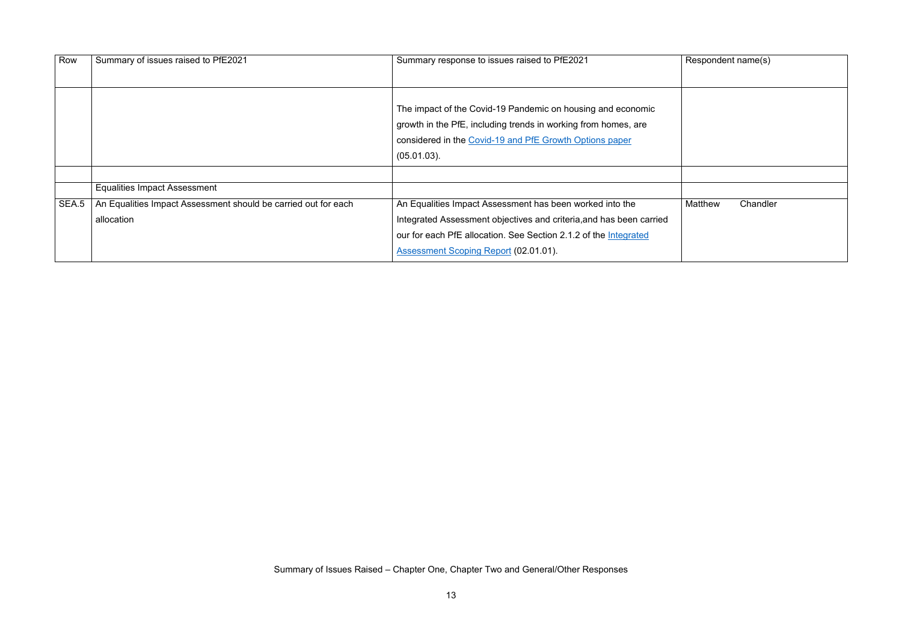| Row | Summary of issues raised to PfE2021 | Summary response to issues raised to PfE2021 | Respondent name(s) |
|---|---|---|---|
| | | The impact of the Covid-19 Pandemic on housing and economic growth in the PfE, including trends in working from homes, are considered in the Covid-19 and PfE Growth Options paper (05.01.03). | |
| | | | |
| | Equalities Impact Assessment | | |
| SEA.5 | An Equalities Impact Assessment should be carried out for each allocation | An Equalities Impact Assessment has been worked into the Integrated Assessment objectives and criteria,and has been carried our for each PfE allocation. See Section 2.1.2 of the Integrated Assessment Scoping Report (02.01.01). | Matthew Chandler |

Summary of Issues Raised – Chapter One, Chapter Two and General/Other Responses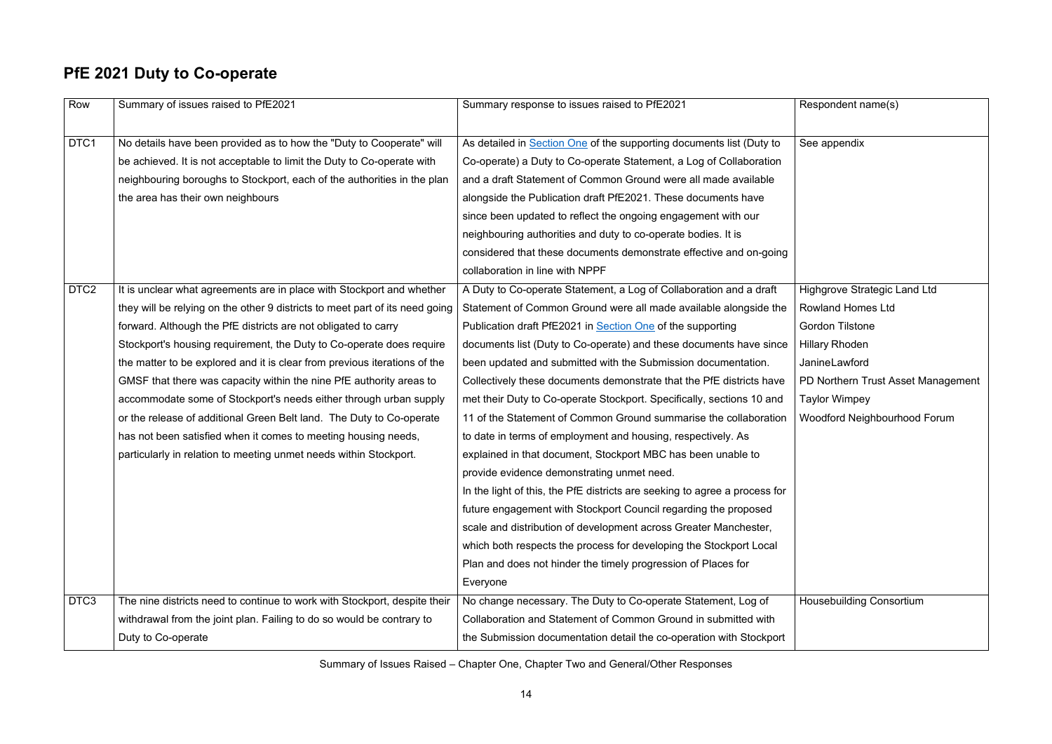## PfE 2021 Duty to Co-operate

| Row | Summary of issues raised to PfE2021 | Summary response to issues raised to PfE2021 | Respondent name(s) |
|---|---|---|---|
| DTC1 | No details have been provided as to how the "Duty to Cooperate" will be achieved. It is not acceptable to limit the Duty to Co-operate with neighbouring boroughs to Stockport, each of the authorities in the plan the area has their own neighbours | As detailed in Section One of the supporting documents list (Duty to Co-operate) a Duty to Co-operate Statement, a Log of Collaboration and a draft Statement of Common Ground were all made available alongside the Publication draft PfE2021. These documents have since been updated to reflect the ongoing engagement with our neighbouring authorities and duty to co-operate bodies. It is considered that these documents demonstrate effective and on-going collaboration in line with NPPF | See appendix |
| DTC2 | It is unclear what agreements are in place with Stockport and whether they will be relying on the other 9 districts to meet part of its need going forward. Although the PfE districts are not obligated to carry Stockport's housing requirement, the Duty to Co-operate does require the matter to be explored and it is clear from previous iterations of the GMSF that there was capacity within the nine PfE authority areas to accommodate some of Stockport's needs either through urban supply or the release of additional Green Belt land. The Duty to Co-operate has not been satisfied when it comes to meeting housing needs, particularly in relation to meeting unmet needs within Stockport. | A Duty to Co-operate Statement, a Log of Collaboration and a draft Statement of Common Ground were all made available alongside the Publication draft PfE2021 in Section One of the supporting documents list (Duty to Co-operate) and these documents have since been updated and submitted with the Submission documentation. Collectively these documents demonstrate that the PfE districts have met their Duty to Co-operate Stockport. Specifically, sections 10 and 11 of the Statement of Common Ground summarise the collaboration to date in terms of employment and housing, respectively. As explained in that document, Stockport MBC has been unable to provide evidence demonstrating unmet need.<br>In the light of this, the PfE districts are seeking to agree a process for future engagement with Stockport Council regarding the proposed scale and distribution of development across Greater Manchester, which both respects the process for developing the Stockport Local Plan and does not hinder the timely progression of Places for Everyone | Highgrove Strategic Land Ltd<br>Rowland Homes Ltd<br>Gordon Tilstone<br>Hillary Rhoden<br>JanineLawford<br>PD Northern Trust Asset Management<br>Taylor Wimpey<br>Woodford Neighbourhood Forum |
| DTC3 | The nine districts need to continue to work with Stockport, despite their withdrawal from the joint plan. Failing to do so would be contrary to Duty to Co-operate | No change necessary. The Duty to Co-operate Statement, Log of Collaboration and Statement of Common Ground in submitted with the Submission documentation detail the co-operation with Stockport | Housebuilding Consortium |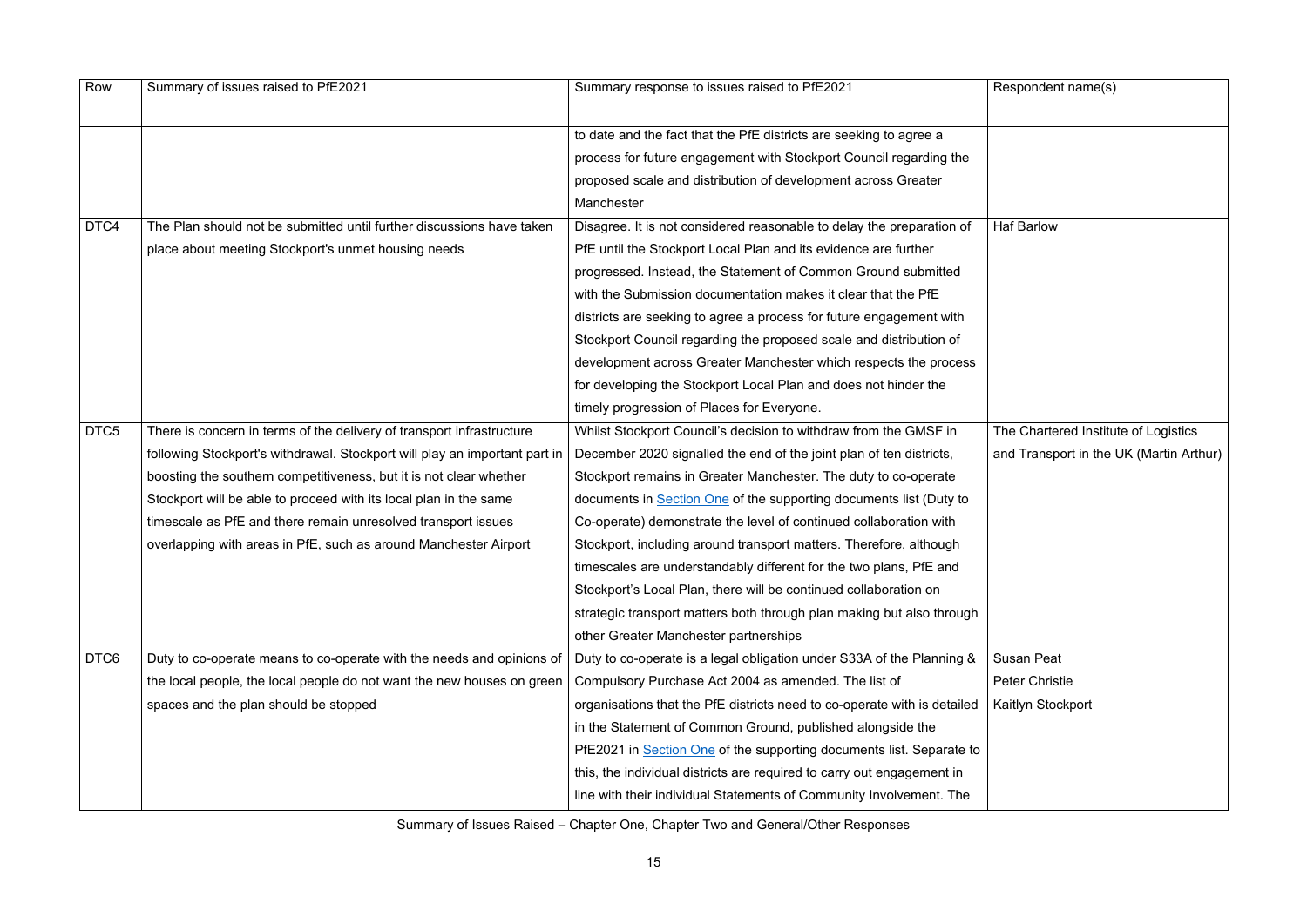| Row | Summary of issues raised to PfE2021 | Summary response to issues raised to PfE2021 | Respondent name(s) |
|---|---|---|---|
| | | to date and the fact that the PfE districts are seeking to agree a process for future engagement with Stockport Council regarding the proposed scale and distribution of development across Greater Manchester | |
| DTC4 | The Plan should not be submitted until further discussions have taken place about meeting Stockport's unmet housing needs | Disagree. It is not considered reasonable to delay the preparation of PfE until the Stockport Local Plan and its evidence are further progressed. Instead, the Statement of Common Ground submitted with the Submission documentation makes it clear that the PfE districts are seeking to agree a process for future engagement with Stockport Council regarding the proposed scale and distribution of development across Greater Manchester which respects the process for developing the Stockport Local Plan and does not hinder the timely progression of Places for Everyone. | Haf Barlow |
| DTC5 | There is concern in terms of the delivery of transport infrastructure following Stockport's withdrawal. Stockport will play an important part in boosting the southern competitiveness, but it is not clear whether Stockport will be able to proceed with its local plan in the same timescale as PfE and there remain unresolved transport issues overlapping with areas in PfE, such as around Manchester Airport | Whilst Stockport Council's decision to withdraw from the GMSF in December 2020 signalled the end of the joint plan of ten districts, Stockport remains in Greater Manchester. The duty to co-operate documents in Section One of the supporting documents list (Duty to Co-operate) demonstrate the level of continued collaboration with Stockport, including around transport matters. Therefore, although timescales are understandably different for the two plans, PfE and Stockport's Local Plan, there will be continued collaboration on strategic transport matters both through plan making but also through other Greater Manchester partnerships | The Chartered Institute of Logistics and Transport in the UK (Martin Arthur) |
| DTC6 | Duty to co-operate means to co-operate with the needs and opinions of the local people, the local people do not want the new houses on green spaces and the plan should be stopped | Duty to co-operate is a legal obligation under S33A of the Planning & Compulsory Purchase Act 2004 as amended. The list of organisations that the PfE districts need to co-operate with is detailed in the Statement of Common Ground, published alongside the PfE2021 in Section One of the supporting documents list. Separate to this, the individual districts are required to carry out engagement in line with their individual Statements of Community Involvement. The | Susan Peat<br>Peter Christie<br>Kaitlyn Stockport |

Summary of Issues Raised – Chapter One, Chapter Two and General/Other Responses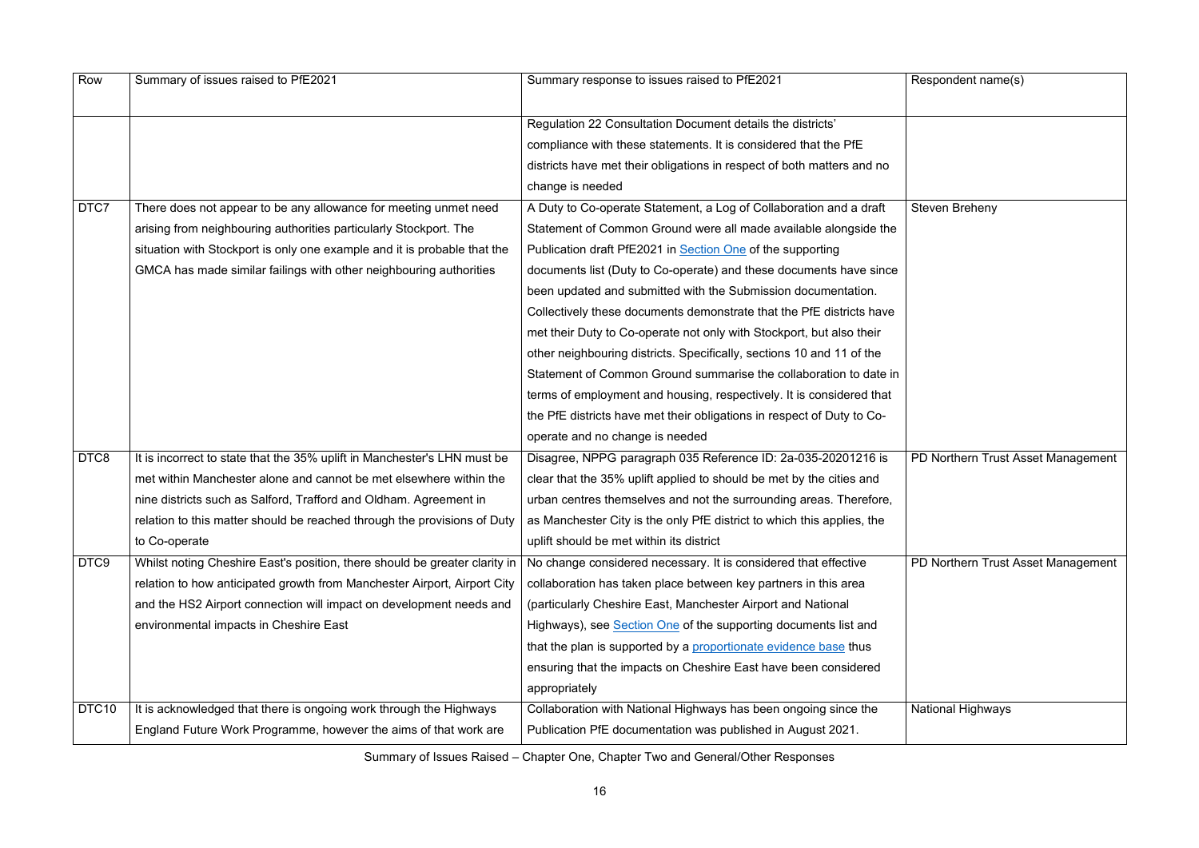| Row | Summary of issues raised to PfE2021 | Summary response to issues raised to PfE2021 | Respondent name(s) |
|---|---|---|---|
| | | Regulation 22 Consultation Document details the districts' compliance with these statements. It is considered that the PfE districts have met their obligations in respect of both matters and no change is needed | |
| DTC7 | There does not appear to be any allowance for meeting unmet need arising from neighbouring authorities particularly Stockport. The situation with Stockport is only one example and it is probable that the GMCA has made similar failings with other neighbouring authorities | A Duty to Co-operate Statement, a Log of Collaboration and a draft Statement of Common Ground were all made available alongside the Publication draft PfE2021 in Section One of the supporting documents list (Duty to Co-operate) and these documents have since been updated and submitted with the Submission documentation. Collectively these documents demonstrate that the PfE districts have met their Duty to Co-operate not only with Stockport, but also their other neighbouring districts. Specifically, sections 10 and 11 of the Statement of Common Ground summarise the collaboration to date in terms of employment and housing, respectively. It is considered that the PfE districts have met their obligations in respect of Duty to Co-operate and no change is needed | Steven Breheny |
| DTC8 | It is incorrect to state that the 35% uplift in Manchester's LHN must be met within Manchester alone and cannot be met elsewhere within the nine districts such as Salford, Trafford and Oldham. Agreement in relation to this matter should be reached through the provisions of Duty to Co-operate | Disagree, NPPG paragraph 035 Reference ID: 2a-035-20201216 is clear that the 35% uplift applied to should be met by the cities and urban centres themselves and not the surrounding areas. Therefore, as Manchester City is the only PfE district to which this applies, the uplift should be met within its district | PD Northern Trust Asset Management |
| DTC9 | Whilst noting Cheshire East's position, there should be greater clarity in relation to how anticipated growth from Manchester Airport, Airport City and the HS2 Airport connection will impact on development needs and environmental impacts in Cheshire East | No change considered necessary. It is considered that effective collaboration has taken place between key partners in this area (particularly Cheshire East, Manchester Airport and National Highways), see Section One of the supporting documents list and that the plan is supported by a proportionate evidence base thus ensuring that the impacts on Cheshire East have been considered appropriately | PD Northern Trust Asset Management |
| DTC10 | It is acknowledged that there is ongoing work through the Highways England Future Work Programme, however the aims of that work are | Collaboration with National Highways has been ongoing since the Publication PfE documentation was published in August 2021. | National Highways |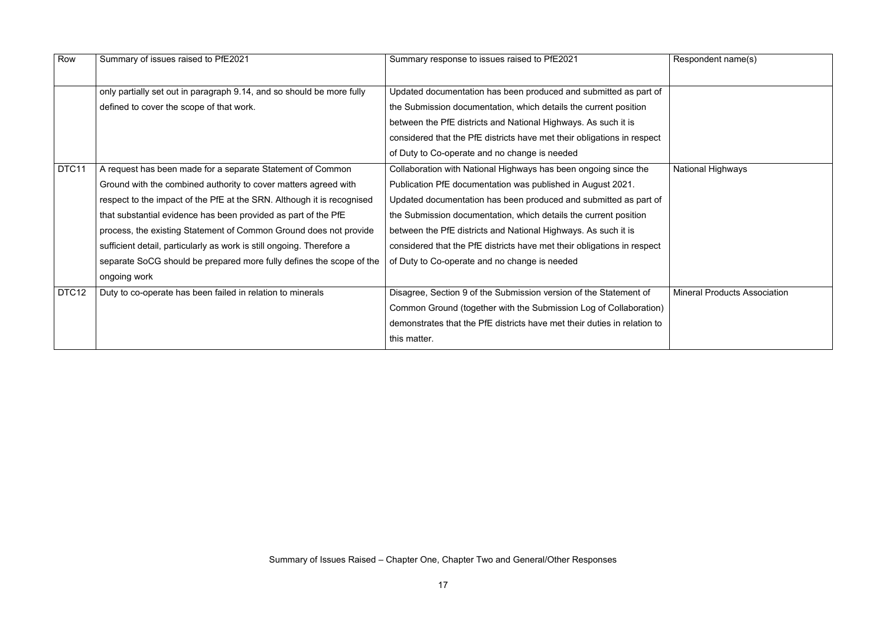| Row | Summary of issues raised to PfE2021 | Summary response to issues raised to PfE2021 | Respondent name(s) |
|---|---|---|---|
| | only partially set out in paragraph 9.14, and so should be more fully defined to cover the scope of that work. | Updated documentation has been produced and submitted as part of the Submission documentation, which details the current position between the PfE districts and National Highways. As such it is considered that the PfE districts have met their obligations in respect of Duty to Co-operate and no change is needed | |
| DTC11 | A request has been made for a separate Statement of Common Ground with the combined authority to cover matters agreed with respect to the impact of the PfE at the SRN. Although it is recognised that substantial evidence has been provided as part of the PfE process, the existing Statement of Common Ground does not provide sufficient detail, particularly as work is still ongoing. Therefore a separate SoCG should be prepared more fully defines the scope of the ongoing work | Collaboration with National Highways has been ongoing since the Publication PfE documentation was published in August 2021. Updated documentation has been produced and submitted as part of the Submission documentation, which details the current position between the PfE districts and National Highways. As such it is considered that the PfE districts have met their obligations in respect of Duty to Co-operate and no change is needed | National Highways |
| DTC12 | Duty to co-operate has been failed in relation to minerals | Disagree, Section 9 of the Submission version of the Statement of Common Ground (together with the Submission Log of Collaboration) demonstrates that the PfE districts have met their duties in relation to this matter. | Mineral Products Association |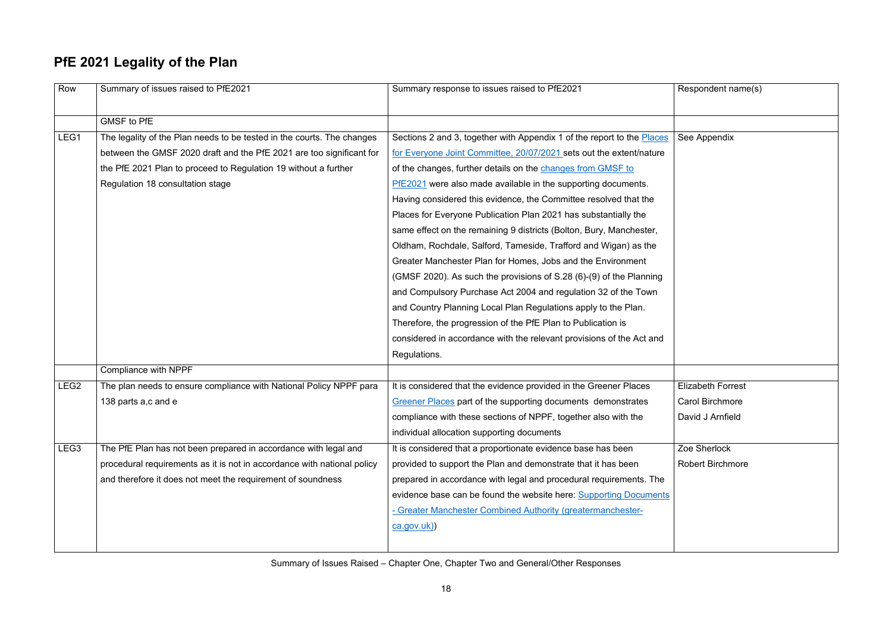# PfE 2021 Legality of the Plan

| Row | Summary of issues raised to PfE2021 | Summary response to issues raised to PfE2021 | Respondent name(s) |
|---|---|---|---|
| | GMSF to PfE | | |
| LEG1 | The legality of the Plan needs to be tested in the courts. The changes between the GMSF 2020 draft and the PfE 2021 are too significant for the PfE 2021 Plan to proceed to Regulation 19 without a further Regulation 18 consultation stage | Sections 2 and 3, together with Appendix 1 of the report to the Places for Everyone Joint Committee, 20/07/2021 sets out the extent/nature of the changes, further details on the changes from GMSF to PfE2021 were also made available in the supporting documents. Having considered this evidence, the Committee resolved that the Places for Everyone Publication Plan 2021 has substantially the same effect on the remaining 9 districts (Bolton, Bury, Manchester, Oldham, Rochdale, Salford, Tameside, Trafford and Wigan) as the Greater Manchester Plan for Homes, Jobs and the Environment (GMSF 2020). As such the provisions of S.28 (6)-(9) of the Planning and Compulsory Purchase Act 2004 and regulation 32 of the Town and Country Planning Local Plan Regulations apply to the Plan. Therefore, the progression of the PfE Plan to Publication is considered in accordance with the relevant provisions of the Act and Regulations. | See Appendix |
| | Compliance with NPPF | | |
| LEG2 | The plan needs to ensure compliance with National Policy NPPF para 138 parts a,c and e | It is considered that the evidence provided in the Greener Places Greener Places part of the supporting documents demonstrates compliance with these sections of NPPF, together also with the individual allocation supporting documents | Elizabeth Forrest<br>Carol Birchmore<br>David J Arnfield |
| LEG3 | The PfE Plan has not been prepared in accordance with legal and procedural requirements as it is not in accordance with national policy and therefore it does not meet the requirement of soundness | It is considered that a proportionate evidence base has been provided to support the Plan and demonstrate that it has been prepared in accordance with legal and procedural requirements. The evidence base can be found the website here: Supporting Documents - Greater Manchester Combined Authority (greatermanchester-ca.gov.uk)) | Zoe Sherlock<br>Robert Birchmore |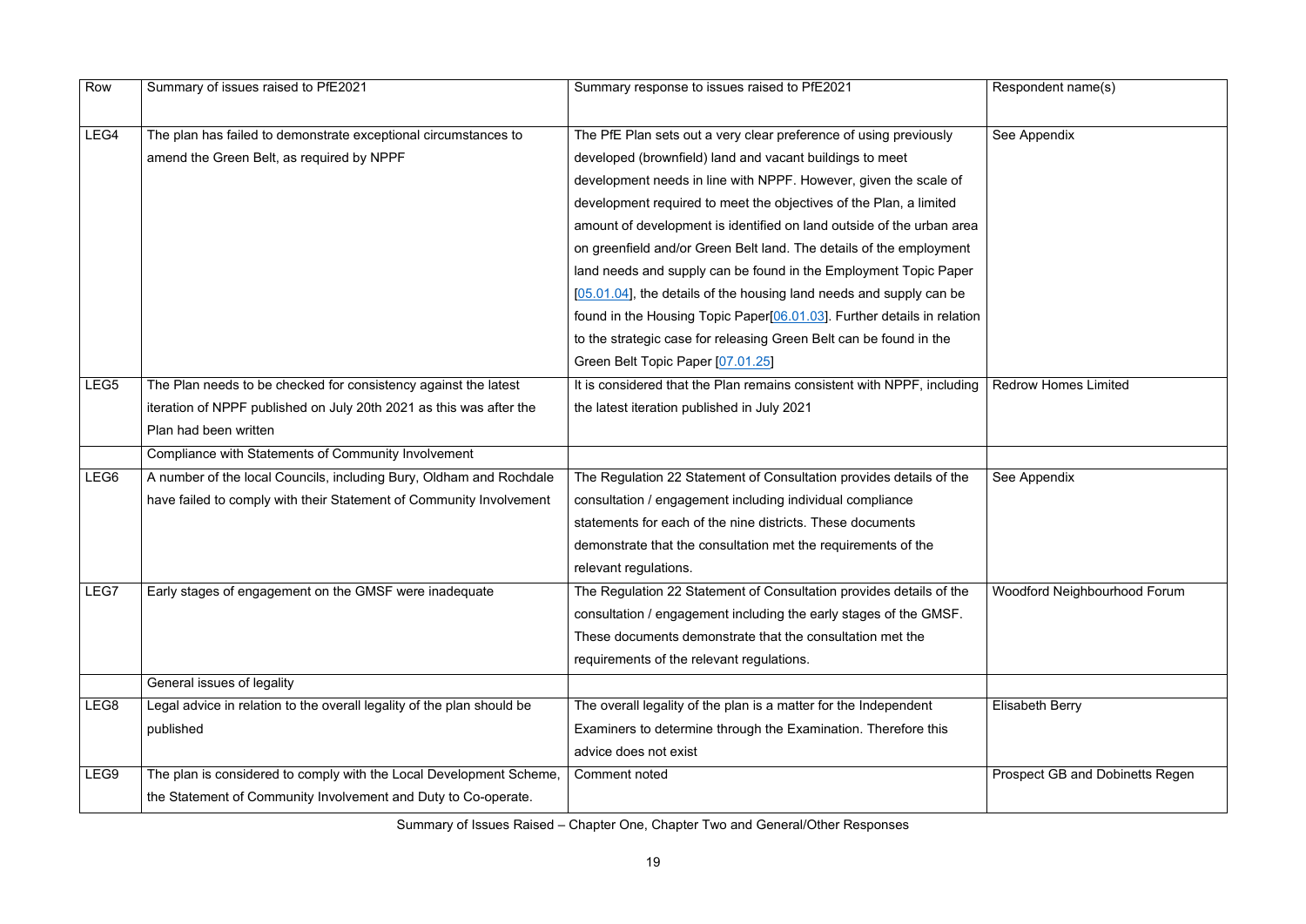| Row | Summary of issues raised to PfE2021 | Summary response to issues raised to PfE2021 | Respondent name(s) |
|---|---|---|---|
| LEG4 | The plan has failed to demonstrate exceptional circumstances to amend the Green Belt, as required by NPPF | The PfE Plan sets out a very clear preference of using previously developed (brownfield) land and vacant buildings to meet development needs in line with NPPF. However, given the scale of development required to meet the objectives of the Plan, a limited amount of development is identified on land outside of the urban area on greenfield and/or Green Belt land. The details of the employment land needs and supply can be found in the Employment Topic Paper [05.01.04], the details of the housing land needs and supply can be found in the Housing Topic Paper[06.01.03]. Further details in relation to the strategic case for releasing Green Belt can be found in the Green Belt Topic Paper [07.01.25] | See Appendix |
| LEG5 | The Plan needs to be checked for consistency against the latest iteration of NPPF published on July 20th 2021 as this was after the Plan had been written | It is considered that the Plan remains consistent with NPPF, including the latest iteration published in July 2021 | Redrow Homes Limited |
| | Compliance with Statements of Community Involvement | | |
| LEG6 | A number of the local Councils, including Bury, Oldham and Rochdale have failed to comply with their Statement of Community Involvement | The Regulation 22 Statement of Consultation provides details of the consultation / engagement including individual compliance statements for each of the nine districts. These documents demonstrate that the consultation met the requirements of the relevant regulations. | See Appendix |
| LEG7 | Early stages of engagement on the GMSF were inadequate | The Regulation 22 Statement of Consultation provides details of the consultation / engagement including the early stages of the GMSF. These documents demonstrate that the consultation met the requirements of the relevant regulations. | Woodford Neighbourhood Forum |
| | General issues of legality | | |
| LEG8 | Legal advice in relation to the overall legality of the plan should be published | The overall legality of the plan is a matter for the Independent Examiners to determine through the Examination. Therefore this advice does not exist | Elisabeth Berry |
| LEG9 | The plan is considered to comply with the Local Development Scheme, the Statement of Community Involvement and Duty to Co-operate. | Comment noted | Prospect GB and Dobinetts Regen |

Summary of Issues Raised – Chapter One, Chapter Two and General/Other Responses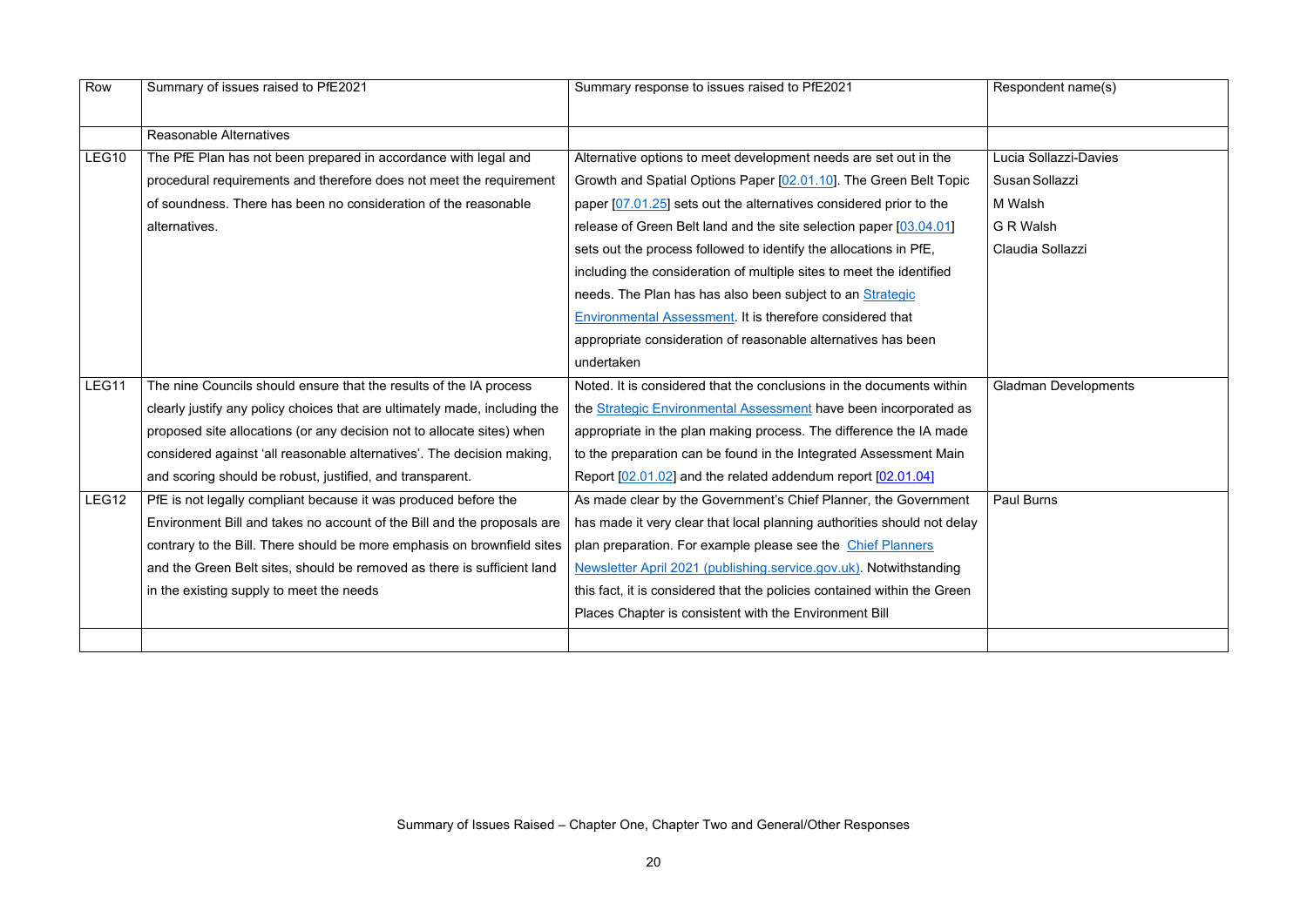| Row | Summary of issues raised to PfE2021 | Summary response to issues raised to PfE2021 | Respondent name(s) |
|---|---|---|---|
| | Reasonable Alternatives | | |
| LEG10 | The PfE Plan has not been prepared in accordance with legal and procedural requirements and therefore does not meet the requirement of soundness. There has been no consideration of the reasonable alternatives. | Alternative options to meet development needs are set out in the Growth and Spatial Options Paper [02.01.10]. The Green Belt Topic paper [07.01.25] sets out the alternatives considered prior to the release of Green Belt land and the site selection paper [03.04.01] sets out the process followed to identify the allocations in PfE, including the consideration of multiple sites to meet the identified needs. The Plan has has also been subject to an Strategic Environmental Assessment. It is therefore considered that appropriate consideration of reasonable alternatives has been undertaken | Lucia Sollazzi-Davies<br>Susan Sollazzi<br>M Walsh<br>G R Walsh<br>Claudia Sollazzi |
| LEG11 | The nine Councils should ensure that the results of the IA process clearly justify any policy choices that are ultimately made, including the proposed site allocations (or any decision not to allocate sites) when considered against 'all reasonable alternatives'. The decision making, and scoring should be robust, justified, and transparent. | Noted. It is considered that the conclusions in the documents within the Strategic Environmental Assessment have been incorporated as appropriate in the plan making process. The difference the IA made to the preparation can be found in the Integrated Assessment Main Report [02.01.02] and the related addendum report [02.01.04] | Gladman Developments |
| LEG12 | PfE is not legally compliant because it was produced before the Environment Bill and takes no account of the Bill and the proposals are contrary to the Bill. There should be more emphasis on brownfield sites and the Green Belt sites, should be removed as there is sufficient land in the existing supply to meet the needs | As made clear by the Government's Chief Planner, the Government has made it very clear that local planning authorities should not delay plan preparation. For example please see the Chief Planners Newsletter April 2021 (publishing.service.gov.uk). Notwithstanding this fact, it is considered that the policies contained within the Green Places Chapter is consistent with the Environment Bill | Paul Burns |
| | | | |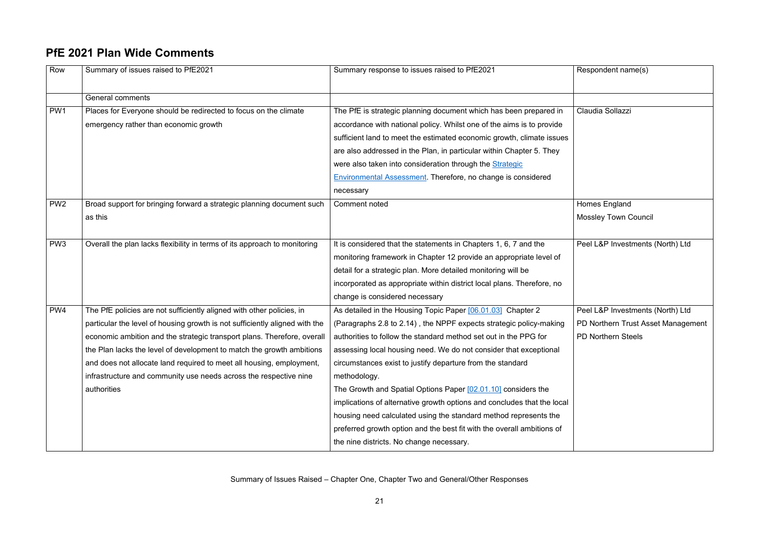## PfE 2021 Plan Wide Comments

| Row | Summary of issues raised to PfE2021 | Summary response to issues raised to PfE2021 | Respondent name(s) |
|---|---|---|---|
| | General comments | | |
| PW1 | Places for Everyone should be redirected to focus on the climate emergency rather than economic growth | The PfE is strategic planning document which has been prepared in accordance with national policy. Whilst one of the aims is to provide sufficient land to meet the estimated economic growth, climate issues are also addressed in the Plan, in particular within Chapter 5. They were also taken into consideration through the Strategic Environmental Assessment. Therefore, no change is considered necessary | Claudia Sollazzi |
| PW2 | Broad support for bringing forward a strategic planning document such as this | Comment noted | Homes England<br>Mossley Town Council |
| PW3 | Overall the plan lacks flexibility in terms of its approach to monitoring | It is considered that the statements in Chapters 1, 6, 7 and the monitoring framework in Chapter 12 provide an appropriate level of detail for a strategic plan. More detailed monitoring will be incorporated as appropriate within district local plans. Therefore, no change is considered necessary | Peel L&P Investments (North) Ltd |
| PW4 | The PfE policies are not sufficiently aligned with other policies, in particular the level of housing growth is not sufficiently aligned with the economic ambition and the strategic transport plans. Therefore, overall the Plan lacks the level of development to match the growth ambitions and does not allocate land required to meet all housing, employment, infrastructure and community use needs across the respective nine authorities | As detailed in the Housing Topic Paper [06.01.03] Chapter 2 (Paragraphs 2.8 to 2.14) , the NPPF expects strategic policy-making authorities to follow the standard method set out in the PPG for assessing local housing need. We do not consider that exceptional circumstances exist to justify departure from the standard methodology.<br>The Growth and Spatial Options Paper [02.01.10] considers the implications of alternative growth options and concludes that the local housing need calculated using the standard method represents the preferred growth option and the best fit with the overall ambitions of the nine districts. No change necessary. | Peel L&P Investments (North) Ltd<br>PD Northern Trust Asset Management<br>PD Northern Steels |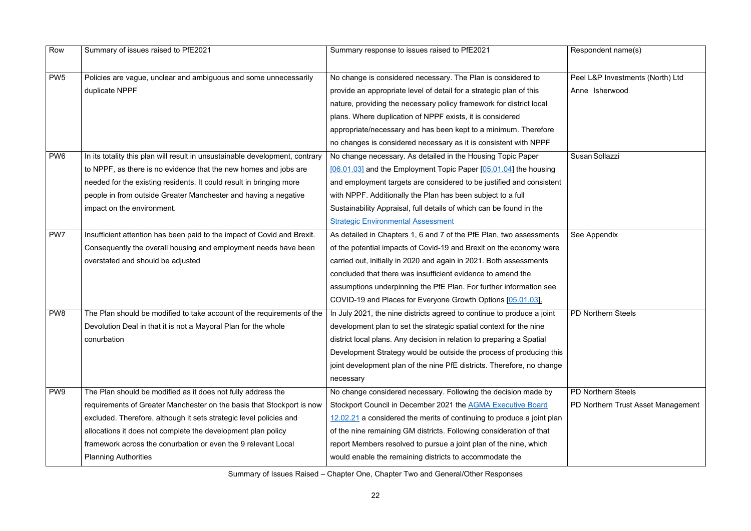| Row | Summary of issues raised to PfE2021 | Summary response to issues raised to PfE2021 | Respondent name(s) |
|---|---|---|---|
| PW5 | Policies are vague, unclear and ambiguous and some unnecessarily duplicate NPPF | No change is considered necessary. The Plan is considered to provide an appropriate level of detail for a strategic plan of this nature, providing the necessary policy framework for district local plans. Where duplication of NPPF exists, it is considered appropriate/necessary and has been kept to a minimum. Therefore no changes is considered necessary as it is consistent with NPPF | Peel L&P Investments (North) Ltd<br>Anne Isherwood |
| PW6 | In its totality this plan will result in unsustainable development, contrary to NPPF, as there is no evidence that the new homes and jobs are needed for the existing residents. It could result in bringing more people in from outside Greater Manchester and having a negative impact on the environment. | No change necessary. As detailed in the Housing Topic Paper [06.01.03] and the Employment Topic Paper [05.01.04] the housing and employment targets are considered to be justified and consistent with NPPF. Additionally the Plan has been subject to a full Sustainability Appraisal, full details of which can be found in the Strategic Environmental Assessment | Susan Sollazzi |
| PW7 | Insufficient attention has been paid to the impact of Covid and Brexit. Consequently the overall housing and employment needs have been overstated and should be adjusted | As detailed in Chapters 1, 6 and 7 of the PfE Plan, two assessments of the potential impacts of Covid-19 and Brexit on the economy were carried out, initially in 2020 and again in 2021. Both assessments concluded that there was insufficient evidence to amend the assumptions underpinning the PfE Plan. For further information see COVID-19 and Places for Everyone Growth Options [05.01.03]. | See Appendix |
| PW8 | The Plan should be modified to take account of the requirements of the Devolution Deal in that it is not a Mayoral Plan for the whole conurbation | In July 2021, the nine districts agreed to continue to produce a joint development plan to set the strategic spatial context for the nine district local plans. Any decision in relation to preparing a Spatial Development Strategy would be outside the process of producing this joint development plan of the nine PfE districts. Therefore, no change necessary | PD Northern Steels |
| PW9 | The Plan should be modified as it does not fully address the requirements of Greater Manchester on the basis that Stockport is now excluded. Therefore, although it sets strategic level policies and allocations it does not complete the development plan policy framework across the conurbation or even the 9 relevant Local Planning Authorities | No change considered necessary. Following the decision made by Stockport Council in December 2021 the AGMA Executive Board 12.02.21 a considered the merits of continuing to produce a joint plan of the nine remaining GM districts. Following consideration of that report Members resolved to pursue a joint plan of the nine, which would enable the remaining districts to accommodate the | PD Northern Steels<br>PD Northern Trust Asset Management |

Summary of Issues Raised – Chapter One, Chapter Two and General/Other Responses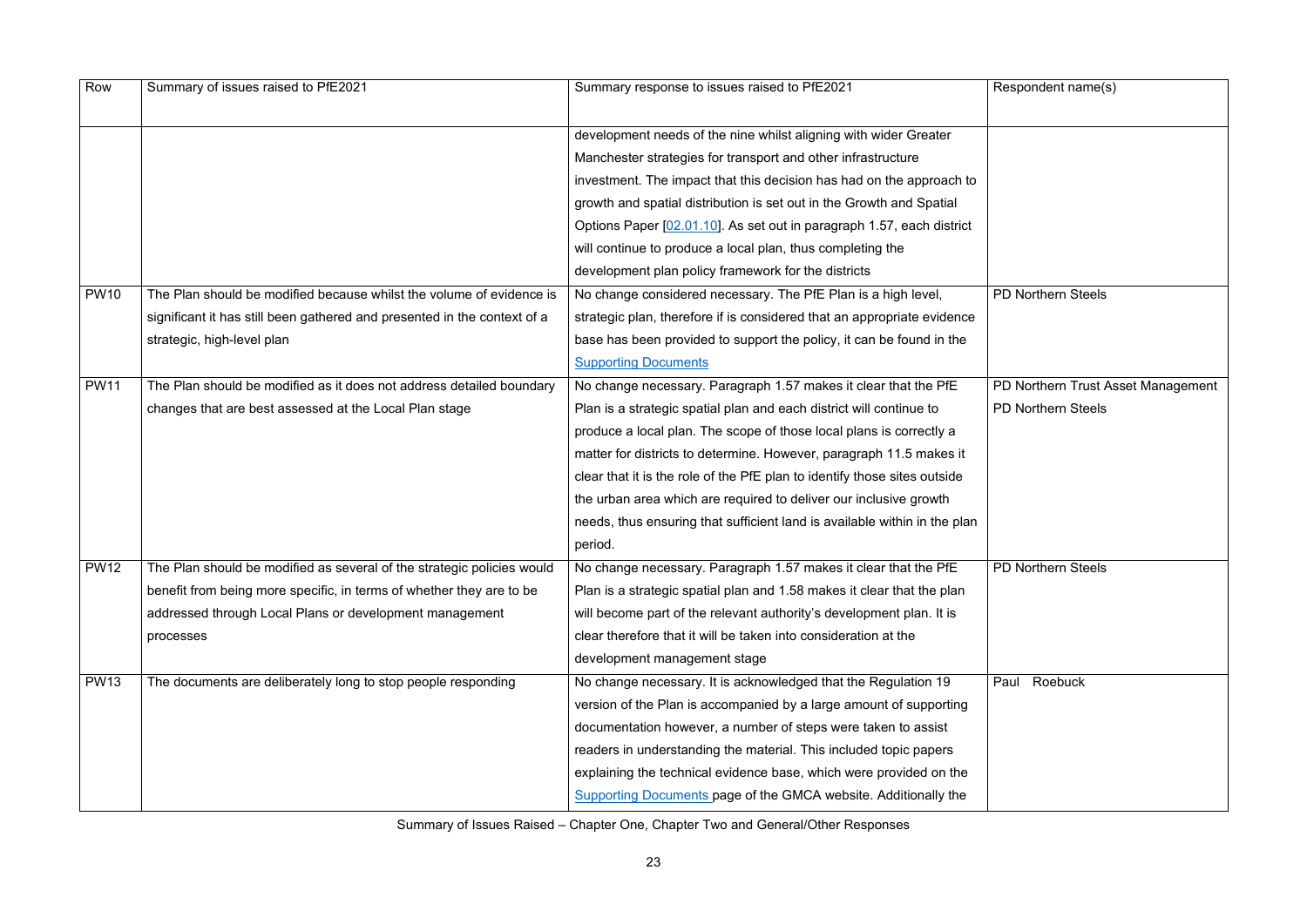| Row | Summary of issues raised to PfE2021 | Summary response to issues raised to PfE2021 | Respondent name(s) |
|---|---|---|---|
| | | development needs of the nine whilst aligning with wider Greater Manchester strategies for transport and other infrastructure investment. The impact that this decision has had on the approach to growth and spatial distribution is set out in the Growth and Spatial Options Paper [02.01.10]. As set out in paragraph 1.57, each district will continue to produce a local plan, thus completing the development plan policy framework for the districts | |
| PW10 | The Plan should be modified because whilst the volume of evidence is significant it has still been gathered and presented in the context of a strategic, high-level plan | No change considered necessary. The PfE Plan is a high level, strategic plan, therefore if is considered that an appropriate evidence base has been provided to support the policy, it can be found in the Supporting Documents | PD Northern Steels |
| PW11 | The Plan should be modified as it does not address detailed boundary changes that are best assessed at the Local Plan stage | No change necessary. Paragraph 1.57 makes it clear that the PfE Plan is a strategic spatial plan and each district will continue to produce a local plan. The scope of those local plans is correctly a matter for districts to determine. However, paragraph 11.5 makes it clear that it is the role of the PfE plan to identify those sites outside the urban area which are required to deliver our inclusive growth needs, thus ensuring that sufficient land is available within in the plan period. | PD Northern Trust Asset Management<br>PD Northern Steels |
| PW12 | The Plan should be modified as several of the strategic policies would benefit from being more specific, in terms of whether they are to be addressed through Local Plans or development management processes | No change necessary. Paragraph 1.57 makes it clear that the PfE Plan is a strategic spatial plan and 1.58 makes it clear that the plan will become part of the relevant authority's development plan. It is clear therefore that it will be taken into consideration at the development management stage | PD Northern Steels |
| PW13 | The documents are deliberately long to stop people responding | No change necessary. It is acknowledged that the Regulation 19 version of the Plan is accompanied by a large amount of supporting documentation however, a number of steps were taken to assist readers in understanding the material. This included topic papers explaining the technical evidence base, which were provided on the Supporting Documents page of the GMCA website. Additionally the | Paul Roebuck |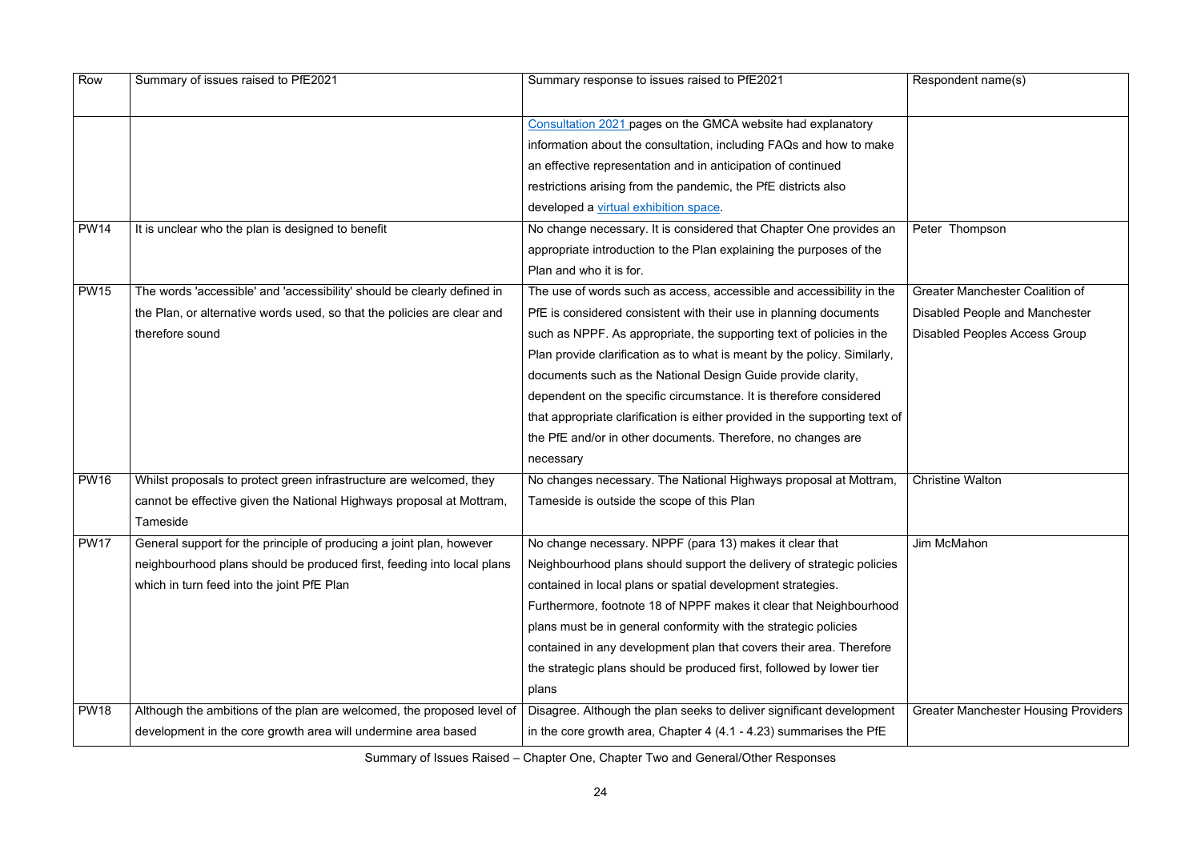| Row | Summary of issues raised to PfE2021 | Summary response to issues raised to PfE2021 | Respondent name(s) |
|---|---|---|---|
| | | Consultation 2021 pages on the GMCA website had explanatory information about the consultation, including FAQs and how to make an effective representation and in anticipation of continued restrictions arising from the pandemic, the PfE districts also developed a virtual exhibition space. | |
| PW14 | It is unclear who the plan is designed to benefit | No change necessary. It is considered that Chapter One provides an appropriate introduction to the Plan explaining the purposes of the Plan and who it is for. | Peter Thompson |
| PW15 | The words 'accessible' and 'accessibility' should be clearly defined in the Plan, or alternative words used, so that the policies are clear and therefore sound | The use of words such as access, accessible and accessibility in the PfE is considered consistent with their use in planning documents such as NPPF. As appropriate, the supporting text of policies in the Plan provide clarification as to what is meant by the policy. Similarly, documents such as the National Design Guide provide clarity, dependent on the specific circumstance. It is therefore considered that appropriate clarification is either provided in the supporting text of the PfE and/or in other documents. Therefore, no changes are necessary | Greater Manchester Coalition of Disabled People and Manchester Disabled Peoples Access Group |
| PW16 | Whilst proposals to protect green infrastructure are welcomed, they cannot be effective given the National Highways proposal at Mottram, Tameside | No changes necessary. The National Highways proposal at Mottram, Tameside is outside the scope of this Plan | Christine Walton |
| PW17 | General support for the principle of producing a joint plan, however neighbourhood plans should be produced first, feeding into local plans which in turn feed into the joint PfE Plan | No change necessary. NPPF (para 13) makes it clear that Neighbourhood plans should support the delivery of strategic policies contained in local plans or spatial development strategies. Furthermore, footnote 18 of NPPF makes it clear that Neighbourhood plans must be in general conformity with the strategic policies contained in any development plan that covers their area. Therefore the strategic plans should be produced first, followed by lower tier plans | Jim McMahon |
| PW18 | Although the ambitions of the plan are welcomed, the proposed level of development in the core growth area will undermine area based | Disagree. Although the plan seeks to deliver significant development in the core growth area, Chapter 4 (4.1 - 4.23) summarises the PfE | Greater Manchester Housing Providers |

Summary of Issues Raised – Chapter One, Chapter Two and General/Other Responses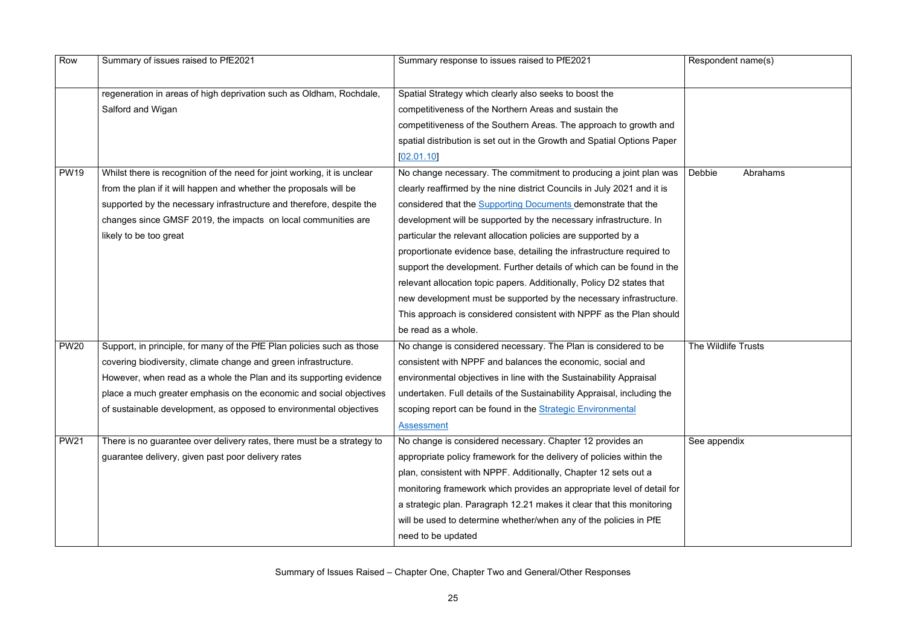| Row | Summary of issues raised to PfE2021 | Summary response to issues raised to PfE2021 | Respondent name(s) |
|---|---|---|---|
| | regeneration in areas of high deprivation such as Oldham, Rochdale, Salford and Wigan | Spatial Strategy which clearly also seeks to boost the competitiveness of the Northern Areas and sustain the competitiveness of the Southern Areas. The approach to growth and spatial distribution is set out in the Growth and Spatial Options Paper [02.01.10] | |
| PW19 | Whilst there is recognition of the need for joint working, it is unclear from the plan if it will happen and whether the proposals will be supported by the necessary infrastructure and therefore, despite the changes since GMSF 2019, the impacts on local communities are likely to be too great | No change necessary. The commitment to producing a joint plan was clearly reaffirmed by the nine district Councils in July 2021 and it is considered that the Supporting Documents demonstrate that the development will be supported by the necessary infrastructure. In particular the relevant allocation policies are supported by a proportionate evidence base, detailing the infrastructure required to support the development. Further details of which can be found in the relevant allocation topic papers. Additionally, Policy D2 states that new development must be supported by the necessary infrastructure. This approach is considered consistent with NPPF as the Plan should be read as a whole. | Debbie Abrahams |
| PW20 | Support, in principle, for many of the PfE Plan policies such as those covering biodiversity, climate change and green infrastructure. However, when read as a whole the Plan and its supporting evidence place a much greater emphasis on the economic and social objectives of sustainable development, as opposed to environmental objectives | No change is considered necessary. The Plan is considered to be consistent with NPPF and balances the economic, social and environmental objectives in line with the Sustainability Appraisal undertaken. Full details of the Sustainability Appraisal, including the scoping report can be found in the Strategic Environmental Assessment | The Wildlife Trusts |
| PW21 | There is no guarantee over delivery rates, there must be a strategy to guarantee delivery, given past poor delivery rates | No change is considered necessary. Chapter 12 provides an appropriate policy framework for the delivery of policies within the plan, consistent with NPPF. Additionally, Chapter 12 sets out a monitoring framework which provides an appropriate level of detail for a strategic plan. Paragraph 12.21 makes it clear that this monitoring will be used to determine whether/when any of the policies in PfE need to be updated | See appendix |

Summary of Issues Raised – Chapter One, Chapter Two and General/Other Responses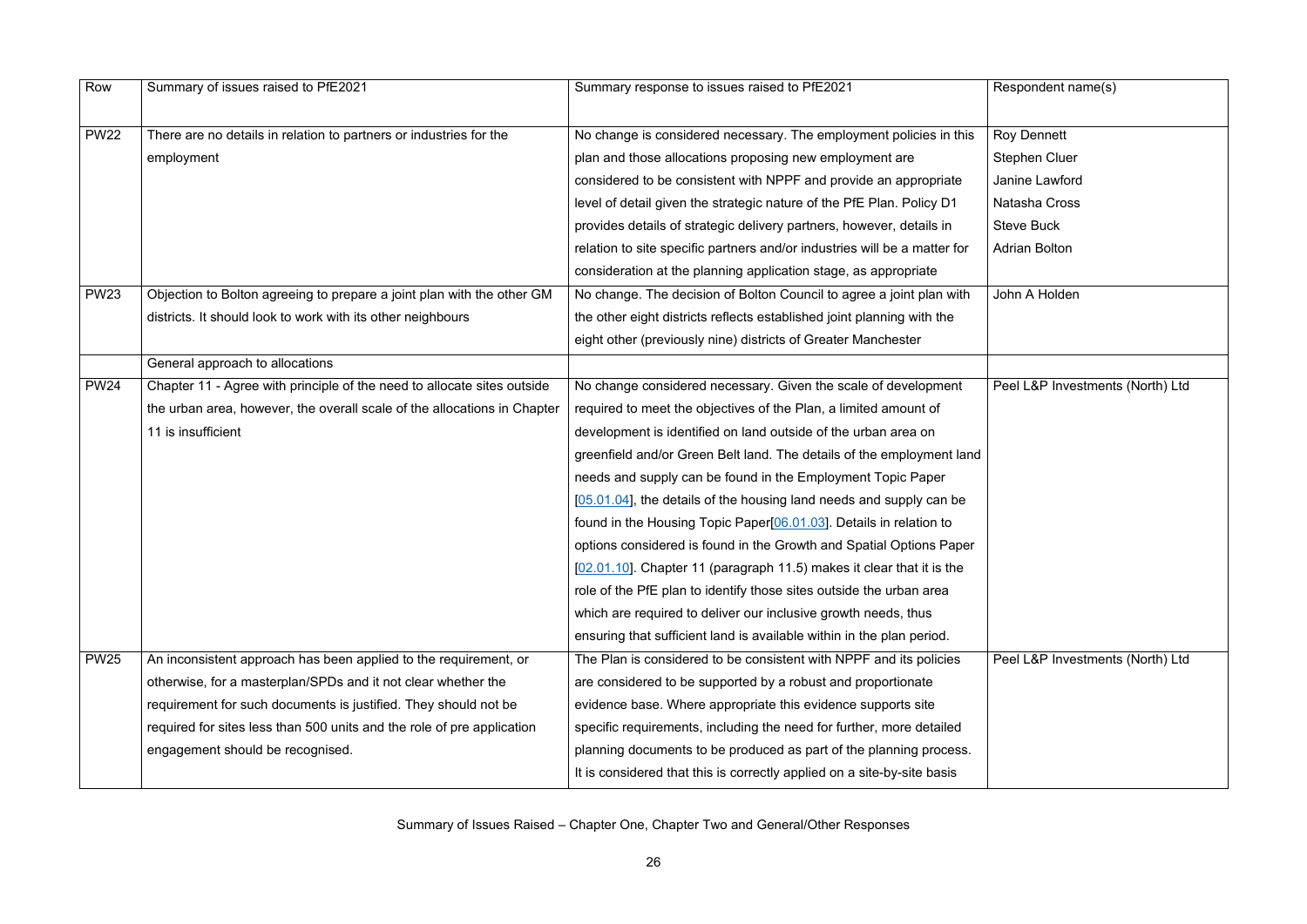| Row | Summary of issues raised to PfE2021 | Summary response to issues raised to PfE2021 | Respondent name(s) |
|---|---|---|---|
| PW22 | There are no details in relation to partners or industries for the employment | No change is considered necessary. The employment policies in this plan and those allocations proposing new employment are considered to be consistent with NPPF and provide an appropriate level of detail given the strategic nature of the PfE Plan. Policy D1 provides details of strategic delivery partners, however, details in relation to site specific partners and/or industries will be a matter for consideration at the planning application stage, as appropriate | Roy Dennett<br>Stephen Cluer<br>Janine Lawford<br>Natasha Cross<br>Steve Buck<br>Adrian Bolton |
| PW23 | Objection to Bolton agreeing to prepare a joint plan with the other GM districts. It should look to work with its other neighbours | No change. The decision of Bolton Council to agree a joint plan with the other eight districts reflects established joint planning with the eight other (previously nine) districts of Greater Manchester | John A Holden |
| | General approach to allocations | | |
| PW24 | Chapter 11 - Agree with principle of the need to allocate sites outside the urban area, however, the overall scale of the allocations in Chapter 11 is insufficient | No change considered necessary. Given the scale of development required to meet the objectives of the Plan, a limited amount of development is identified on land outside of the urban area on greenfield and/or Green Belt land. The details of the employment land needs and supply can be found in the Employment Topic Paper [05.01.04], the details of the housing land needs and supply can be found in the Housing Topic Paper[06.01.03]. Details in relation to options considered is found in the Growth and Spatial Options Paper [02.01.10]. Chapter 11 (paragraph 11.5) makes it clear that it is the role of the PfE plan to identify those sites outside the urban area which are required to deliver our inclusive growth needs, thus ensuring that sufficient land is available within in the plan period. | Peel L&P Investments (North) Ltd |
| PW25 | An inconsistent approach has been applied to the requirement, or otherwise, for a masterplan/SPDs and it not clear whether the requirement for such documents is justified. They should not be required for sites less than 500 units and the role of pre application engagement should be recognised. | The Plan is considered to be consistent with NPPF and its policies are considered to be supported by a robust and proportionate evidence base. Where appropriate this evidence supports site specific requirements, including the need for further, more detailed planning documents to be produced as part of the planning process. It is considered that this is correctly applied on a site-by-site basis | Peel L&P Investments (North) Ltd |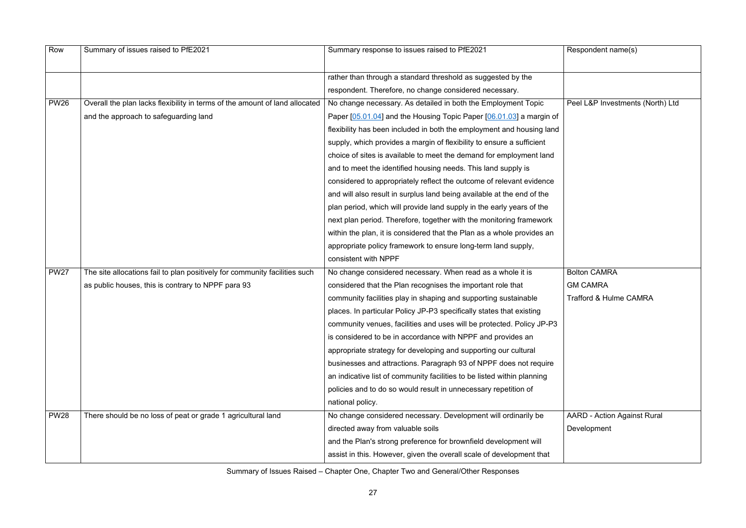| Row | Summary of issues raised to PfE2021 | Summary response to issues raised to PfE2021 | Respondent name(s) |
|---|---|---|---|
| | | rather than through a standard threshold as suggested by the respondent. Therefore, no change considered necessary. | |
| PW26 | Overall the plan lacks flexibility in terms of the amount of land allocated and the approach to safeguarding land | No change necessary. As detailed in both the Employment Topic Paper [05.01.04] and the Housing Topic Paper [06.01.03] a margin of flexibility has been included in both the employment and housing land supply, which provides a margin of flexibility to ensure a sufficient choice of sites is available to meet the demand for employment land and to meet the identified housing needs. This land supply is considered to appropriately reflect the outcome of relevant evidence and will also result in surplus land being available at the end of the plan period, which will provide land supply in the early years of the next plan period. Therefore, together with the monitoring framework within the plan, it is considered that the Plan as a whole provides an appropriate policy framework to ensure long-term land supply, consistent with NPPF | Peel L&P Investments (North) Ltd |
| PW27 | The site allocations fail to plan positively for community facilities such as public houses, this is contrary to NPPF para 93 | No change considered necessary. When read as a whole it is considered that the Plan recognises the important role that community facilities play in shaping and supporting sustainable places. In particular Policy JP-P3 specifically states that existing community venues, facilities and uses will be protected. Policy JP-P3 is considered to be in accordance with NPPF and provides an appropriate strategy for developing and supporting our cultural businesses and attractions. Paragraph 93 of NPPF does not require an indicative list of community facilities to be listed within planning policies and to do so would result in unnecessary repetition of national policy. | Bolton CAMRA<br>GM CAMRA<br>Trafford & Hulme CAMRA |
| PW28 | There should be no loss of peat or grade 1 agricultural land | No change considered necessary. Development will ordinarily be directed away from valuable soils and the Plan's strong preference for brownfield development will assist in this. However, given the overall scale of development that | AARD - Action Against Rural Development |

Summary of Issues Raised – Chapter One, Chapter Two and General/Other Responses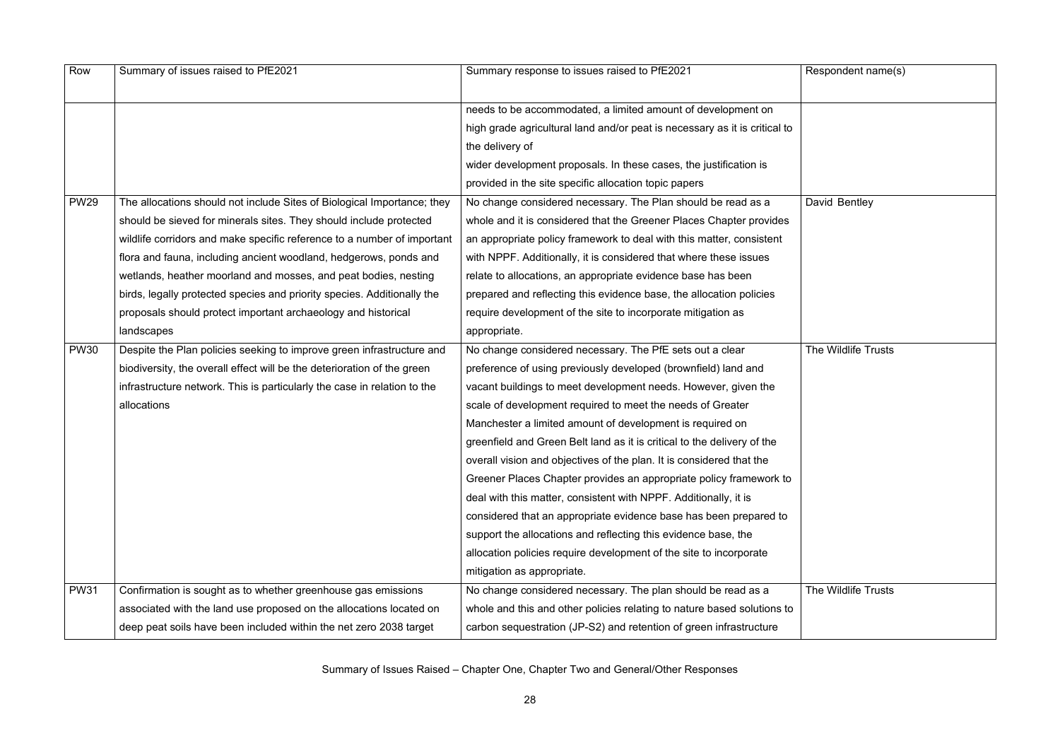| Row | Summary of issues raised to PfE2021 | Summary response to issues raised to PfE2021 | Respondent name(s) |
|---|---|---|---|
| | | needs to be accommodated, a limited amount of development on high grade agricultural land and/or peat is necessary as it is critical to the delivery of wider development proposals. In these cases, the justification is provided in the site specific allocation topic papers | |
| PW29 | The allocations should not include Sites of Biological Importance; they should be sieved for minerals sites. They should include protected wildlife corridors and make specific reference to a number of important flora and fauna, including ancient woodland, hedgerows, ponds and wetlands, heather moorland and mosses, and peat bodies, nesting birds, legally protected species and priority species. Additionally the proposals should protect important archaeology and historical landscapes | No change considered necessary. The Plan should be read as a whole and it is considered that the Greener Places Chapter provides an appropriate policy framework to deal with this matter, consistent with NPPF. Additionally, it is considered that where these issues relate to allocations, an appropriate evidence base has been prepared and reflecting this evidence base, the allocation policies require development of the site to incorporate mitigation as appropriate. | David Bentley |
| PW30 | Despite the Plan policies seeking to improve green infrastructure and biodiversity, the overall effect will be the deterioration of the green infrastructure network. This is particularly the case in relation to the allocations | No change considered necessary. The PfE sets out a clear preference of using previously developed (brownfield) land and vacant buildings to meet development needs. However, given the scale of development required to meet the needs of Greater Manchester a limited amount of development is required on greenfield and Green Belt land as it is critical to the delivery of the overall vision and objectives of the plan. It is considered that the Greener Places Chapter provides an appropriate policy framework to deal with this matter, consistent with NPPF. Additionally, it is considered that an appropriate evidence base has been prepared to support the allocations and reflecting this evidence base, the allocation policies require development of the site to incorporate mitigation as appropriate. | The Wildlife Trusts |
| PW31 | Confirmation is sought as to whether greenhouse gas emissions associated with the land use proposed on the allocations located on deep peat soils have been included within the net zero 2038 target | No change considered necessary. The plan should be read as a whole and this and other policies relating to nature based solutions to carbon sequestration (JP-S2) and retention of green infrastructure | The Wildlife Trusts |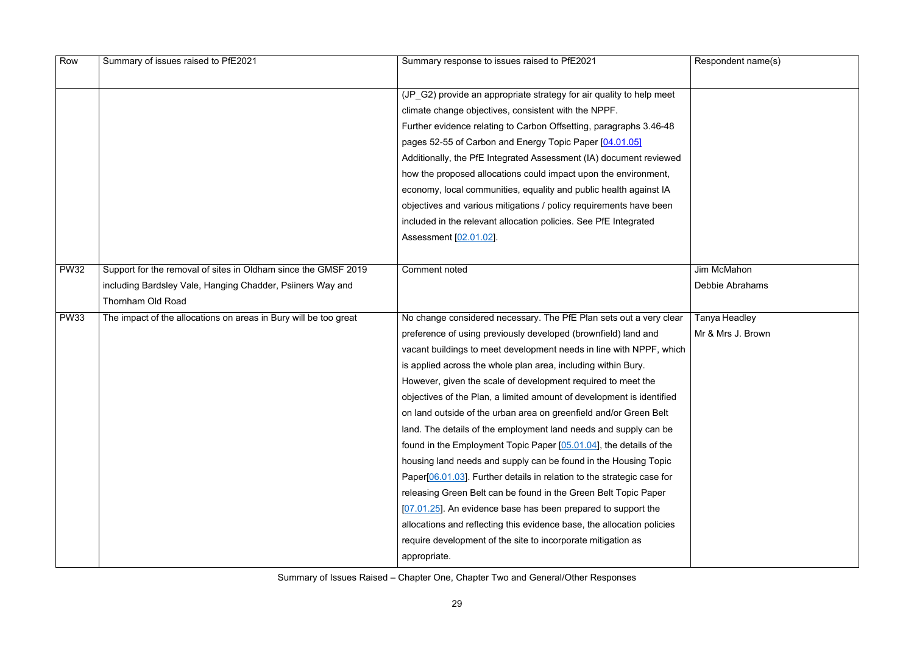| Row | Summary of issues raised to PfE2021 | Summary response to issues raised to PfE2021 | Respondent name(s) |
|---|---|---|---|
| | | (JP_G2) provide an appropriate strategy for air quality to help meet climate change objectives, consistent with the NPPF.<br>Further evidence relating to Carbon Offsetting, paragraphs 3.46-48 pages 52-55 of Carbon and Energy Topic Paper [04.01.05]<br>Additionally, the PfE Integrated Assessment (IA) document reviewed how the proposed allocations could impact upon the environment, economy, local communities, equality and public health against IA objectives and various mitigations / policy requirements have been included in the relevant allocation policies. See PfE Integrated Assessment [02.01.02]. | |
| PW32 | Support for the removal of sites in Oldham since the GMSF 2019 including Bardsley Vale, Hanging Chadder, Psiiners Way and Thornham Old Road | Comment noted | Jim McMahon<br>Debbie Abrahams |
| PW33 | The impact of the allocations on areas in Bury will be too great | No change considered necessary. The PfE Plan sets out a very clear preference of using previously developed (brownfield) land and vacant buildings to meet development needs in line with NPPF, which is applied across the whole plan area, including within Bury. However, given the scale of development required to meet the objectives of the Plan, a limited amount of development is identified on land outside of the urban area on greenfield and/or Green Belt land. The details of the employment land needs and supply can be found in the Employment Topic Paper [05.01.04], the details of the housing land needs and supply can be found in the Housing Topic Paper[06.01.03]. Further details in relation to the strategic case for releasing Green Belt can be found in the Green Belt Topic Paper [07.01.25]. An evidence base has been prepared to support the allocations and reflecting this evidence base, the allocation policies require development of the site to incorporate mitigation as appropriate. | Tanya Headley<br>Mr & Mrs J. Brown |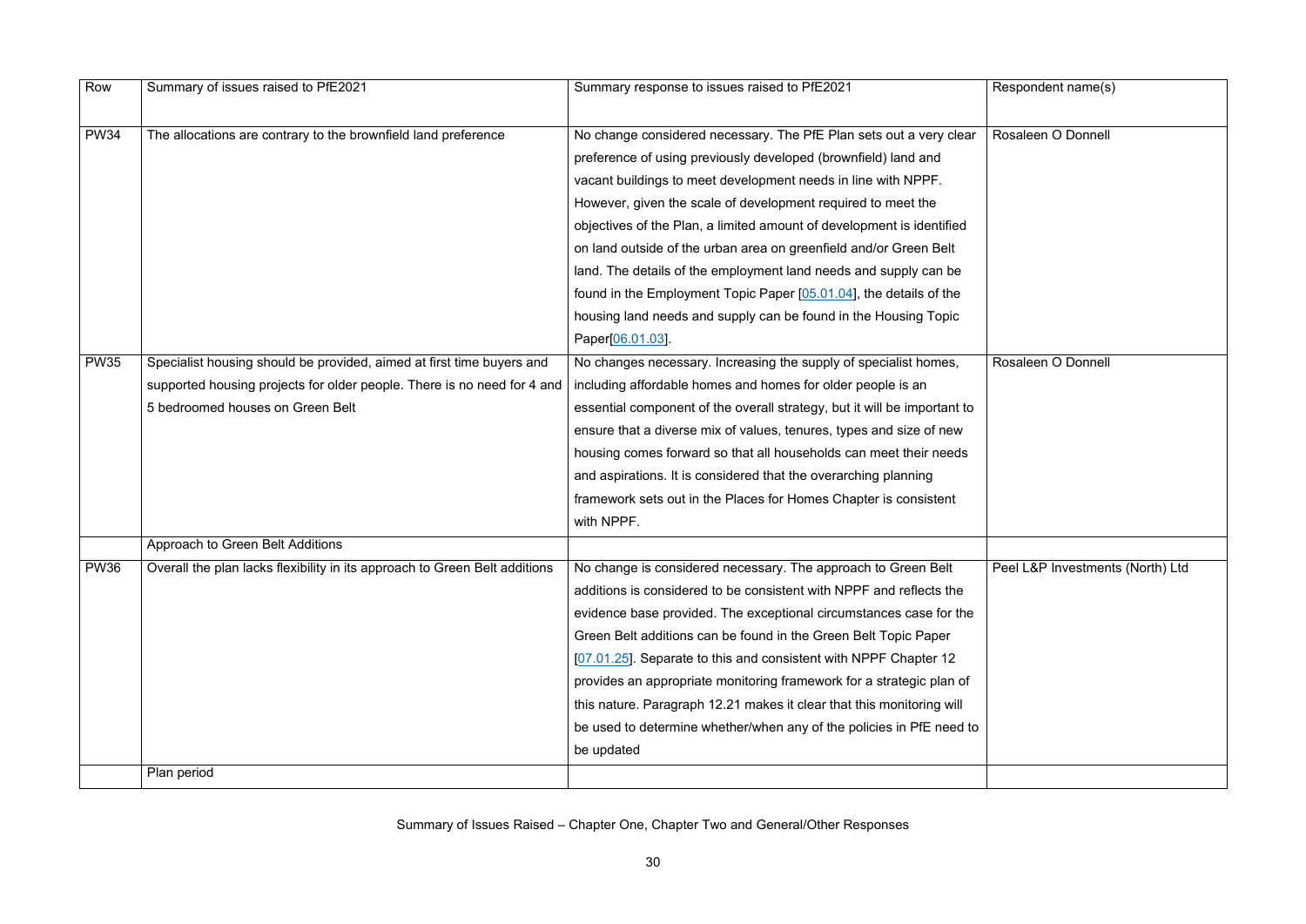| Row | Summary of issues raised to PfE2021 | Summary response to issues raised to PfE2021 | Respondent name(s) |
|---|---|---|---|
| PW34 | The allocations are contrary to the brownfield land preference | No change considered necessary. The PfE Plan sets out a very clear preference of using previously developed (brownfield) land and vacant buildings to meet development needs in line with NPPF. However, given the scale of development required to meet the objectives of the Plan, a limited amount of development is identified on land outside of the urban area on greenfield and/or Green Belt land. The details of the employment land needs and supply can be found in the Employment Topic Paper [05.01.04], the details of the housing land needs and supply can be found in the Housing Topic Paper[06.01.03]. | Rosaleen O Donnell |
| PW35 | Specialist housing should be provided, aimed at first time buyers and supported housing projects for older people. There is no need for 4 and 5 bedroomed houses on Green Belt | No changes necessary. Increasing the supply of specialist homes, including affordable homes and homes for older people is an essential component of the overall strategy, but it will be important to ensure that a diverse mix of values, tenures, types and size of new housing comes forward so that all households can meet their needs and aspirations. It is considered that the overarching planning framework sets out in the Places for Homes Chapter is consistent with NPPF. | Rosaleen O Donnell |
| | Approach to Green Belt Additions | | |
| PW36 | Overall the plan lacks flexibility in its approach to Green Belt additions | No change is considered necessary. The approach to Green Belt additions is considered to be consistent with NPPF and reflects the evidence base provided. The exceptional circumstances case for the Green Belt additions can be found in the Green Belt Topic Paper [07.01.25]. Separate to this and consistent with NPPF Chapter 12 provides an appropriate monitoring framework for a strategic plan of this nature. Paragraph 12.21 makes it clear that this monitoring will be used to determine whether/when any of the policies in PfE need to be updated | Peel L&P Investments (North) Ltd |
| | Plan period | | |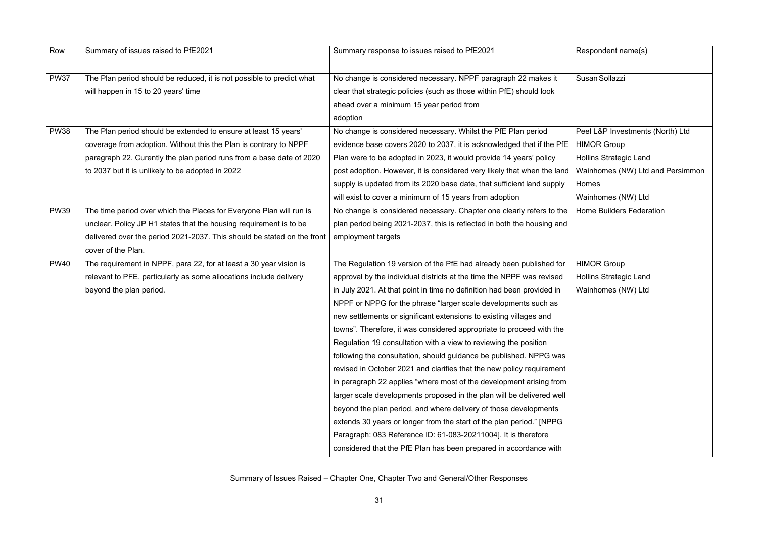| Row | Summary of issues raised to PfE2021 | Summary response to issues raised to PfE2021 | Respondent name(s) |
|---|---|---|---|
| PW37 | The Plan period should be reduced, it is not possible to predict what will happen in 15 to 20 years' time | No change is considered necessary. NPPF paragraph 22 makes it clear that strategic policies (such as those within PfE) should look ahead over a minimum 15 year period from adoption | Susan Sollazzi |
| PW38 | The Plan period should be extended to ensure at least 15 years' coverage from adoption. Without this the Plan is contrary to NPPF paragraph 22. Curently the plan period runs from a base date of 2020 to 2037 but it is unlikely to be adopted in 2022 | No change is considered necessary. Whilst the PfE Plan period evidence base covers 2020 to 2037, it is acknowledged that if the PfE Plan were to be adopted in 2023, it would provide 14 years' policy post adoption. However, it is considered very likely that when the land supply is updated from its 2020 base date, that sufficient land supply will exist to cover a minimum of 15 years from adoption | Peel L&P Investments (North) Ltd<br>HIMOR Group<br>Hollins Strategic Land<br>Wainhomes (NW) Ltd and Persimmon Homes<br>Wainhomes (NW) Ltd |
| PW39 | The time period over which the Places for Everyone Plan will run is unclear. Policy JP H1 states that the housing requirement is to be delivered over the period 2021-2037. This should be stated on the front cover of the Plan. | No change is considered necessary. Chapter one clearly refers to the plan period being 2021-2037, this is reflected in both the housing and employment targets | Home Builders Federation |
| PW40 | The requirement in NPPF, para 22, for at least a 30 year vision is relevant to PFE, particularly as some allocations include delivery beyond the plan period. | The Regulation 19 version of the PfE had already been published for approval by the individual districts at the time the NPPF was revised in July 2021. At that point in time no definition had been provided in NPPF or NPPG for the phrase "larger scale developments such as new settlements or significant extensions to existing villages and towns". Therefore, it was considered appropriate to proceed with the Regulation 19 consultation with a view to reviewing the position following the consultation, should guidance be published. NPPG was revised in October 2021 and clarifies that the new policy requirement in paragraph 22 applies "where most of the development arising from larger scale developments proposed in the plan will be delivered well beyond the plan period, and where delivery of those developments extends 30 years or longer from the start of the plan period." [NPPG Paragraph: 083 Reference ID: 61-083-20211004]. It is therefore considered that the PfE Plan has been prepared in accordance with | HIMOR Group<br>Hollins Strategic Land<br>Wainhomes (NW) Ltd |

Summary of Issues Raised – Chapter One, Chapter Two and General/Other Responses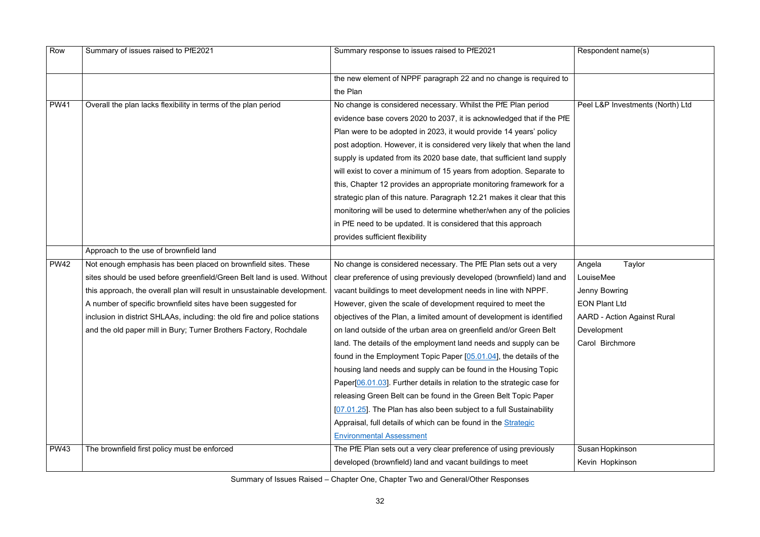| Row | Summary of issues raised to PfE2021 | Summary response to issues raised to PfE2021 | Respondent name(s) |
|---|---|---|---|
| | | the new element of NPPF paragraph 22 and no change is required to the Plan | |
| PW41 | Overall the plan lacks flexibility in terms of the plan period | No change is considered necessary. Whilst the PfE Plan period evidence base covers 2020 to 2037, it is acknowledged that if the PfE Plan were to be adopted in 2023, it would provide 14 years' policy post adoption. However, it is considered very likely that when the land supply is updated from its 2020 base date, that sufficient land supply will exist to cover a minimum of 15 years from adoption. Separate to this, Chapter 12 provides an appropriate monitoring framework for a strategic plan of this nature. Paragraph 12.21 makes it clear that this monitoring will be used to determine whether/when any of the policies in PfE need to be updated. It is considered that this approach provides sufficient flexibility | Peel L&P Investments (North) Ltd |
| | Approach to the use of brownfield land | | |
| PW42 | Not enough emphasis has been placed on brownfield sites. These sites should be used before greenfield/Green Belt land is used. Without this approach, the overall plan will result in unsustainable development. A number of specific brownfield sites have been suggested for inclusion in district SHLAAs, including: the old fire and police stations and the old paper mill in Bury; Turner Brothers Factory, Rochdale | No change is considered necessary. The PfE Plan sets out a very clear preference of using previously developed (brownfield) land and vacant buildings to meet development needs in line with NPPF. However, given the scale of development required to meet the objectives of the Plan, a limited amount of development is identified on land outside of the urban area on greenfield and/or Green Belt land. The details of the employment land needs and supply can be found in the Employment Topic Paper [05.01.04], the details of the housing land needs and supply can be found in the Housing Topic Paper[06.01.03]. Further details in relation to the strategic case for releasing Green Belt can be found in the Green Belt Topic Paper [07.01.25]. The Plan has also been subject to a full Sustainability Appraisal, full details of which can be found in the Strategic Environmental Assessment | Angela Taylor<br>LouiseMee<br>Jenny Bowring<br>EON Plant Ltd<br>AARD - Action Against Rural Development<br>Carol Birchmore |
| PW43 | The brownfield first policy must be enforced | The PfE Plan sets out a very clear preference of using previously developed (brownfield) land and vacant buildings to meet | Susan Hopkinson<br>Kevin Hopkinson |

Summary of Issues Raised – Chapter One, Chapter Two and General/Other Responses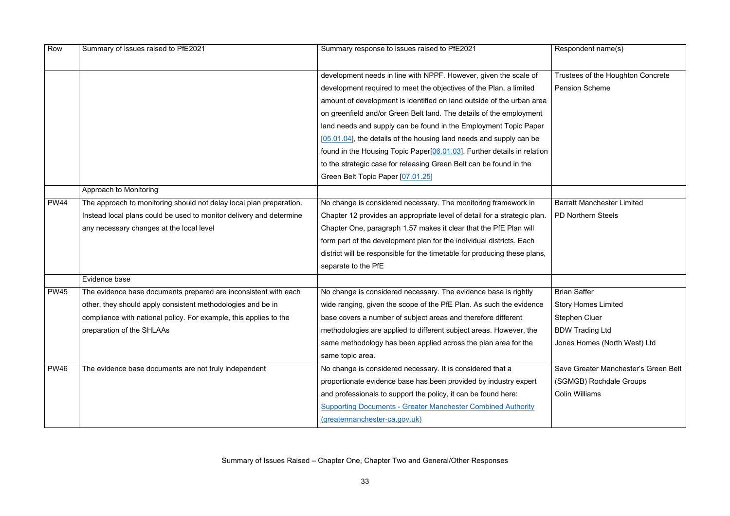| Row | Summary of issues raised to PfE2021 | Summary response to issues raised to PfE2021 | Respondent name(s) |
|---|---|---|---|
| | | development needs in line with NPPF. However, given the scale of development required to meet the objectives of the Plan, a limited amount of development is identified on land outside of the urban area on greenfield and/or Green Belt land. The details of the employment land needs and supply can be found in the Employment Topic Paper [05.01.04], the details of the housing land needs and supply can be found in the Housing Topic Paper[06.01.03]. Further details in relation to the strategic case for releasing Green Belt can be found in the Green Belt Topic Paper [07.01.25] | Trustees of the Houghton Concrete Pension Scheme |
| | Approach to Monitoring | | |
| PW44 | The approach to monitoring should not delay local plan preparation. Instead local plans could be used to monitor delivery and determine any necessary changes at the local level | No change is considered necessary. The monitoring framework in Chapter 12 provides an appropriate level of detail for a strategic plan. Chapter One, paragraph 1.57 makes it clear that the PfE Plan will form part of the development plan for the individual districts. Each district will be responsible for the timetable for producing these plans, separate to the PfE | Barratt Manchester Limited<br>PD Northern Steels |
| | Evidence base | | |
| PW45 | The evidence base documents prepared are inconsistent with each other, they should apply consistent methodologies and be in compliance with national policy. For example, this applies to the preparation of the SHLAAs | No change is considered necessary. The evidence base is rightly wide ranging, given the scope of the PfE Plan. As such the evidence base covers a number of subject areas and therefore different methodologies are applied to different subject areas. However, the same methodology has been applied across the plan area for the same topic area. | Brian Saffer<br>Story Homes Limited<br>Stephen Cluer<br>BDW Trading Ltd<br>Jones Homes (North West) Ltd |
| PW46 | The evidence base documents are not truly independent | No change is considered necessary. It is considered that a proportionate evidence base has been provided by industry expert and professionals to support the policy, it can be found here: Supporting Documents - Greater Manchester Combined Authority (greatermanchester-ca.gov.uk) | Save Greater Manchester's Green Belt (SGMGB) Rochdale Groups<br>Colin Williams |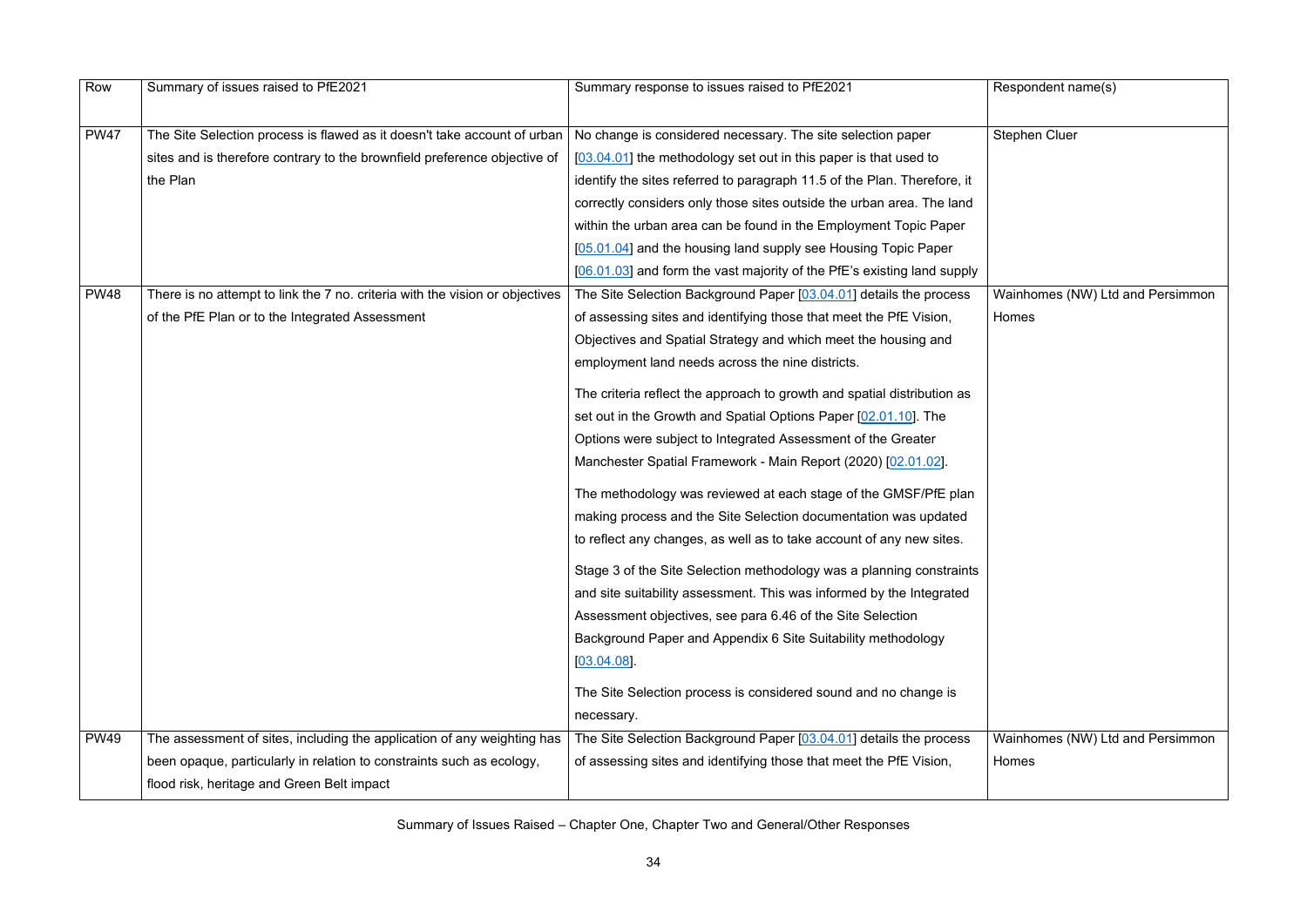| Row | Summary of issues raised to PfE2021 | Summary response to issues raised to PfE2021 | Respondent name(s) |
|---|---|---|---|
| PW47 | The Site Selection process is flawed as it doesn't take account of urban sites and is therefore contrary to the brownfield preference objective of the Plan | No change is considered necessary. The site selection paper [03.04.01] the methodology set out in this paper is that used to identify the sites referred to paragraph 11.5 of the Plan. Therefore, it correctly considers only those sites outside the urban area. The land within the urban area can be found in the Employment Topic Paper [05.01.04] and the housing land supply see Housing Topic Paper [06.01.03] and form the vast majority of the PfE's existing land supply | Stephen Cluer |
| PW48 | There is no attempt to link the 7 no. criteria with the vision or objectives of the PfE Plan or to the Integrated Assessment | The Site Selection Background Paper [03.04.01] details the process of assessing sites and identifying those that meet the PfE Vision, Objectives and Spatial Strategy and which meet the housing and employment land needs across the nine districts.<br><br>The criteria reflect the approach to growth and spatial distribution as set out in the Growth and Spatial Options Paper [02.01.10]. The Options were subject to Integrated Assessment of the Greater Manchester Spatial Framework - Main Report (2020) [02.01.02].<br><br>The methodology was reviewed at each stage of the GMSF/PfE plan making process and the Site Selection documentation was updated to reflect any changes, as well as to take account of any new sites.<br><br>Stage 3 of the Site Selection methodology was a planning constraints and site suitability assessment. This was informed by the Integrated Assessment objectives, see para 6.46 of the Site Selection Background Paper and Appendix 6 Site Suitability methodology [03.04.08].<br><br>The Site Selection process is considered sound and no change is necessary. | Wainhomes (NW) Ltd and Persimmon Homes |
| PW49 | The assessment of sites, including the application of any weighting has been opaque, particularly in relation to constraints such as ecology, flood risk, heritage and Green Belt impact | The Site Selection Background Paper [03.04.01] details the process of assessing sites and identifying those that meet the PfE Vision, | Wainhomes (NW) Ltd and Persimmon Homes |

Summary of Issues Raised – Chapter One, Chapter Two and General/Other Responses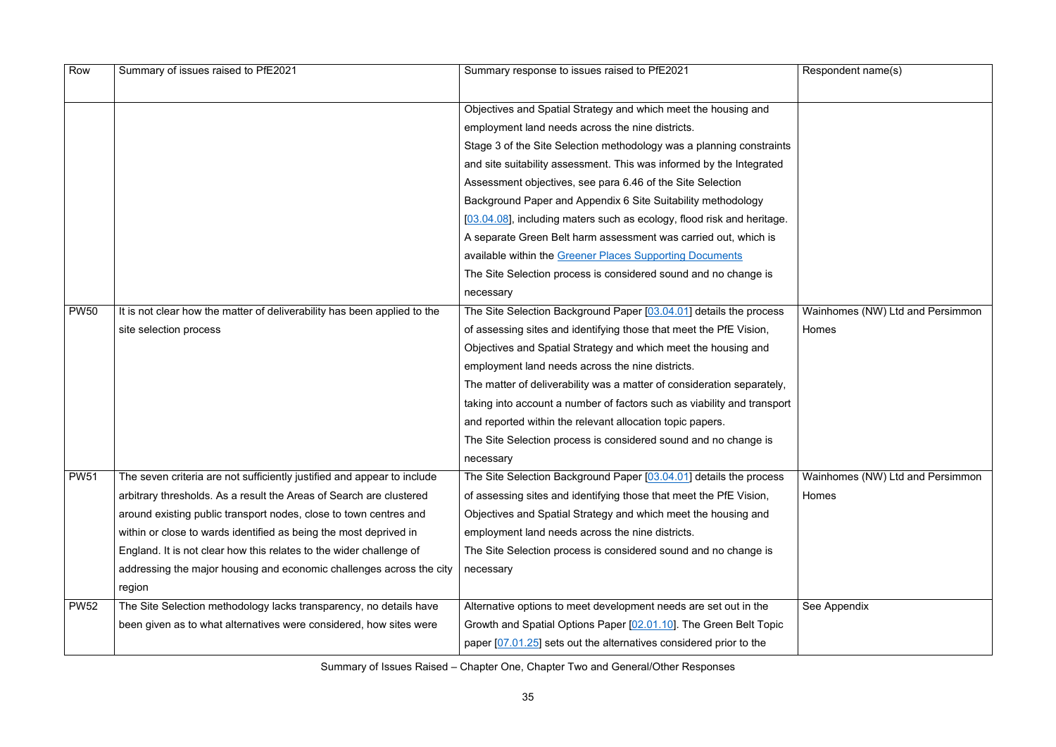| Row | Summary of issues raised to PfE2021 | Summary response to issues raised to PfE2021 | Respondent name(s) |
|---|---|---|---|
| | | Objectives and Spatial Strategy and which meet the housing and employment land needs across the nine districts.<br>Stage 3 of the Site Selection methodology was a planning constraints and site suitability assessment. This was informed by the Integrated Assessment objectives, see para 6.46 of the Site Selection Background Paper and Appendix 6 Site Suitability methodology [03.04.08], including maters such as ecology, flood risk and heritage.<br>A separate Green Belt harm assessment was carried out, which is available within the Greener Places Supporting Documents<br>The Site Selection process is considered sound and no change is necessary | |
| PW50 | It is not clear how the matter of deliverability has been applied to the site selection process | The Site Selection Background Paper [03.04.01] details the process of assessing sites and identifying those that meet the PfE Vision, Objectives and Spatial Strategy and which meet the housing and employment land needs across the nine districts.<br>The matter of deliverability was a matter of consideration separately, taking into account a number of factors such as viability and transport and reported within the relevant allocation topic papers.<br>The Site Selection process is considered sound and no change is necessary | Wainhomes (NW) Ltd and Persimmon Homes |
| PW51 | The seven criteria are not sufficiently justified and appear to include arbitrary thresholds. As a result the Areas of Search are clustered around existing public transport nodes, close to town centres and within or close to wards identified as being the most deprived in England. It is not clear how this relates to the wider challenge of addressing the major housing and economic challenges across the city region | The Site Selection Background Paper [03.04.01] details the process of assessing sites and identifying those that meet the PfE Vision, Objectives and Spatial Strategy and which meet the housing and employment land needs across the nine districts.<br>The Site Selection process is considered sound and no change is necessary | Wainhomes (NW) Ltd and Persimmon Homes |
| PW52 | The Site Selection methodology lacks transparency, no details have been given as to what alternatives were considered, how sites were | Alternative options to meet development needs are set out in the Growth and Spatial Options Paper [02.01.10]. The Green Belt Topic paper [07.01.25] sets out the alternatives considered prior to the | See Appendix |

Summary of Issues Raised – Chapter One, Chapter Two and General/Other Responses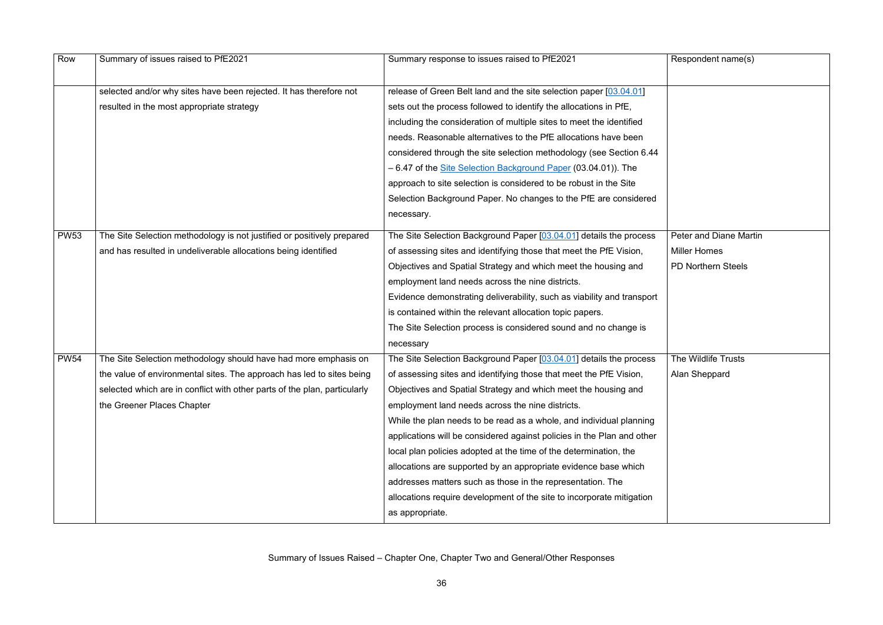| Row | Summary of issues raised to PfE2021 | Summary response to issues raised to PfE2021 | Respondent name(s) |
|---|---|---|---|
| | selected and/or why sites have been rejected. It has therefore not resulted in the most appropriate strategy | release of Green Belt land and the site selection paper [03.04.01] sets out the process followed to identify the allocations in PfE, including the consideration of multiple sites to meet the identified needs. Reasonable alternatives to the PfE allocations have been considered through the site selection methodology (see Section 6.44 – 6.47 of the Site Selection Background Paper (03.04.01)). The approach to site selection is considered to be robust in the Site Selection Background Paper. No changes to the PfE are considered necessary. | |
| PW53 | The Site Selection methodology is not justified or positively prepared and has resulted in undeliverable allocations being identified | The Site Selection Background Paper [03.04.01] details the process of assessing sites and identifying those that meet the PfE Vision, Objectives and Spatial Strategy and which meet the housing and employment land needs across the nine districts.<br>Evidence demonstrating deliverability, such as viability and transport is contained within the relevant allocation topic papers.<br>The Site Selection process is considered sound and no change is necessary | Peter and Diane Martin<br>Miller Homes<br>PD Northern Steels |
| PW54 | The Site Selection methodology should have had more emphasis on the value of environmental sites. The approach has led to sites being selected which are in conflict with other parts of the plan, particularly the Greener Places Chapter | The Site Selection Background Paper [03.04.01] details the process of assessing sites and identifying those that meet the PfE Vision, Objectives and Spatial Strategy and which meet the housing and employment land needs across the nine districts.<br>While the plan needs to be read as a whole, and individual planning applications will be considered against policies in the Plan and other local plan policies adopted at the time of the determination, the allocations are supported by an appropriate evidence base which addresses matters such as those in the representation. The allocations require development of the site to incorporate mitigation as appropriate. | The Wildlife Trusts<br>Alan Sheppard |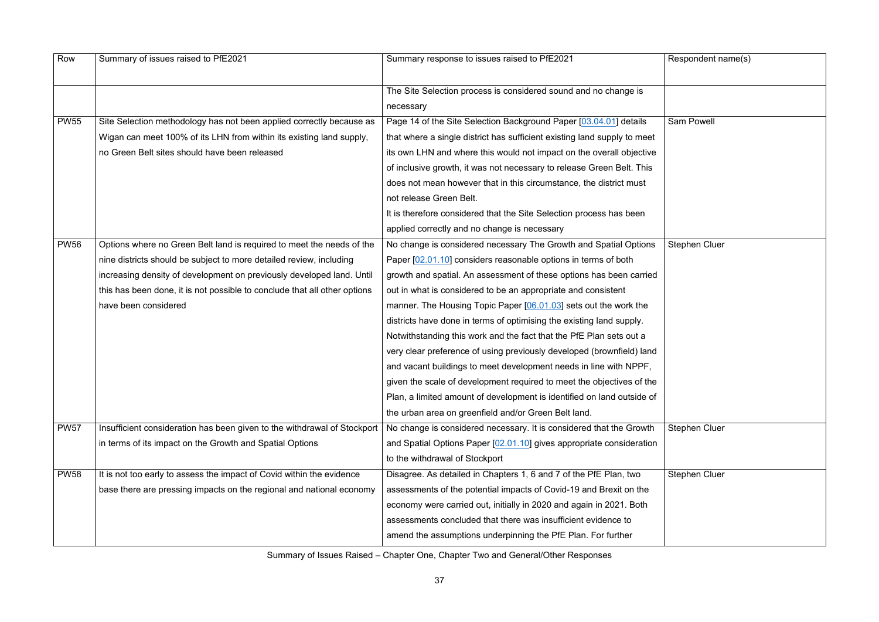| Row | Summary of issues raised to PfE2021 | Summary response to issues raised to PfE2021 | Respondent name(s) |
|---|---|---|---|
| | | The Site Selection process is considered sound and no change is necessary | |
| PW55 | Site Selection methodology has not been applied correctly because as Wigan can meet 100% of its LHN from within its existing land supply, no Green Belt sites should have been released | Page 14 of the Site Selection Background Paper [03.04.01] details that where a single district has sufficient existing land supply to meet its own LHN and where this would not impact on the overall objective of inclusive growth, it was not necessary to release Green Belt. This does not mean however that in this circumstance, the district must not release Green Belt.<br>It is therefore considered that the Site Selection process has been applied correctly and no change is necessary | Sam Powell |
| PW56 | Options where no Green Belt land is required to meet the needs of the nine districts should be subject to more detailed review, including increasing density of development on previously developed land. Until this has been done, it is not possible to conclude that all other options have been considered | No change is considered necessary The Growth and Spatial Options Paper [02.01.10] considers reasonable options in terms of both growth and spatial. An assessment of these options has been carried out in what is considered to be an appropriate and consistent manner. The Housing Topic Paper [06.01.03] sets out the work the districts have done in terms of optimising the existing land supply. Notwithstanding this work and the fact that the PfE Plan sets out a very clear preference of using previously developed (brownfield) land and vacant buildings to meet development needs in line with NPPF, given the scale of development required to meet the objectives of the Plan, a limited amount of development is identified on land outside of the urban area on greenfield and/or Green Belt land. | Stephen Cluer |
| PW57 | Insufficient consideration has been given to the withdrawal of Stockport in terms of its impact on the Growth and Spatial Options | No change is considered necessary. It is considered that the Growth and Spatial Options Paper [02.01.10] gives appropriate consideration to the withdrawal of Stockport | Stephen Cluer |
| PW58 | It is not too early to assess the impact of Covid within the evidence base there are pressing impacts on the regional and national economy | Disagree. As detailed in Chapters 1, 6 and 7 of the PfE Plan, two assessments of the potential impacts of Covid-19 and Brexit on the economy were carried out, initially in 2020 and again in 2021. Both assessments concluded that there was insufficient evidence to amend the assumptions underpinning the PfE Plan. For further | Stephen Cluer |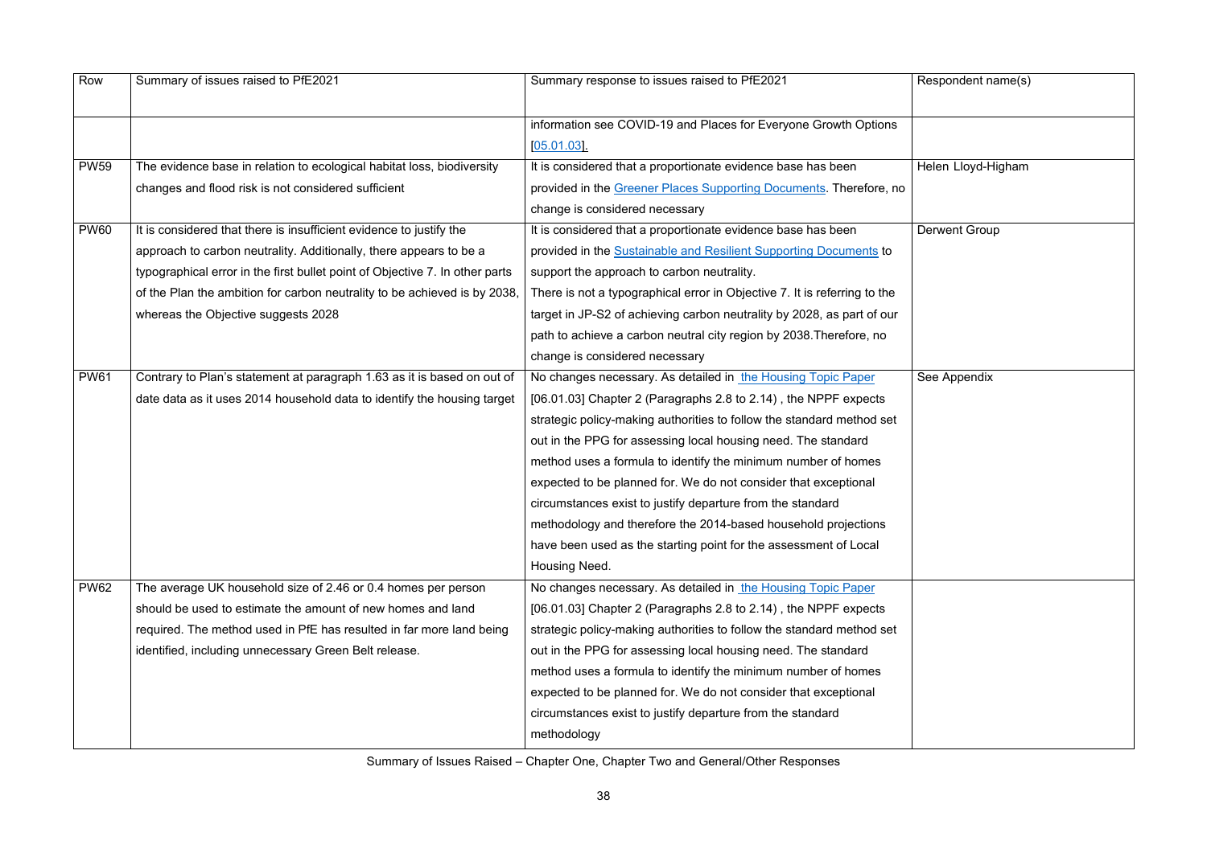| Row | Summary of issues raised to PfE2021 | Summary response to issues raised to PfE2021 | Respondent name(s) |
|---|---|---|---|
| | | information see COVID-19 and Places for Everyone Growth Options [05.01.03]. | |
| PW59 | The evidence base in relation to ecological habitat loss, biodiversity changes and flood risk is not considered sufficient | It is considered that a proportionate evidence base has been provided in the Greener Places Supporting Documents. Therefore, no change is considered necessary | Helen Lloyd-Higham |
| PW60 | It is considered that there is insufficient evidence to justify the approach to carbon neutrality. Additionally, there appears to be a typographical error in the first bullet point of Objective 7. In other parts of the Plan the ambition for carbon neutrality to be achieved is by 2038, whereas the Objective suggests 2028 | It is considered that a proportionate evidence base has been provided in the Sustainable and Resilient Supporting Documents to support the approach to carbon neutrality.<br>There is not a typographical error in Objective 7. It is referring to the target in JP-S2 of achieving carbon neutrality by 2028, as part of our path to achieve a carbon neutral city region by 2038.Therefore, no change is considered necessary | Derwent Group |
| PW61 | Contrary to Plan's statement at paragraph 1.63 as it is based on out of date data as it uses 2014 household data to identify the housing target | No changes necessary. As detailed in the Housing Topic Paper [06.01.03] Chapter 2 (Paragraphs 2.8 to 2.14) , the NPPF expects strategic policy-making authorities to follow the standard method set out in the PPG for assessing local housing need. The standard method uses a formula to identify the minimum number of homes expected to be planned for. We do not consider that exceptional circumstances exist to justify departure from the standard methodology and therefore the 2014-based household projections have been used as the starting point for the assessment of Local Housing Need. | See Appendix |
| PW62 | The average UK household size of 2.46 or 0.4 homes per person should be used to estimate the amount of new homes and land required. The method used in PfE has resulted in far more land being identified, including unnecessary Green Belt release. | No changes necessary. As detailed in the Housing Topic Paper [06.01.03] Chapter 2 (Paragraphs 2.8 to 2.14) , the NPPF expects strategic policy-making authorities to follow the standard method set out in the PPG for assessing local housing need. The standard method uses a formula to identify the minimum number of homes expected to be planned for. We do not consider that exceptional circumstances exist to justify departure from the standard methodology | |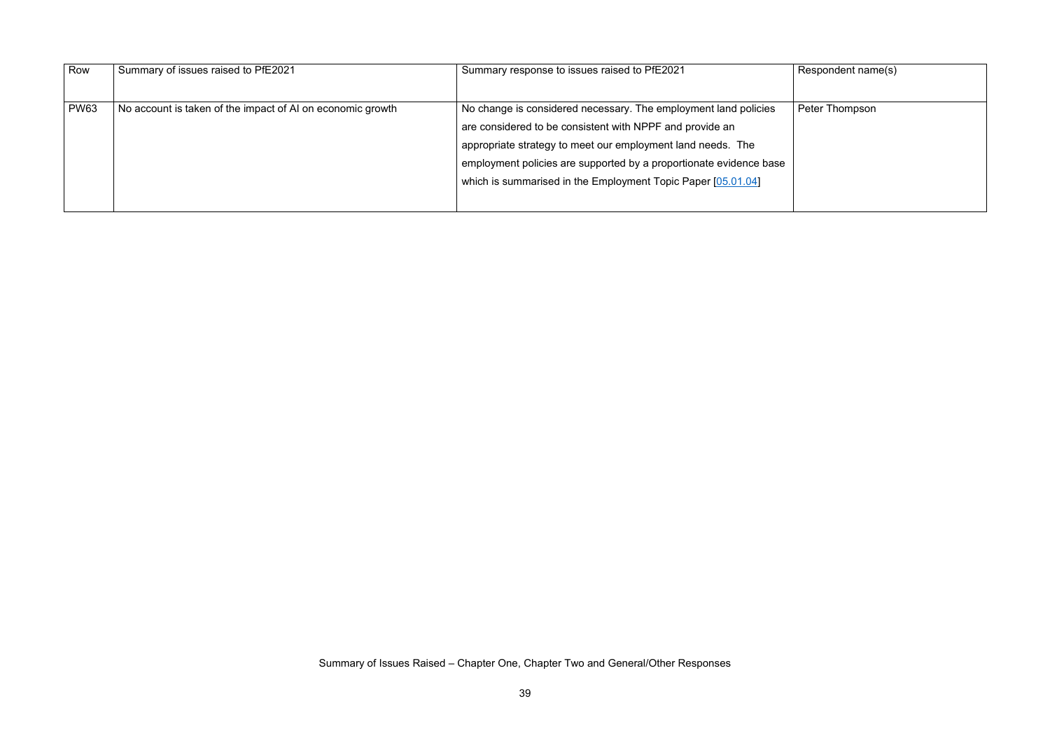| Row | Summary of issues raised to PfE2021 | Summary response to issues raised to PfE2021 | Respondent name(s) |
|---|---|---|---|
| PW63 | No account is taken of the impact of AI on economic growth | No change is considered necessary. The employment land policies are considered to be consistent with NPPF and provide an appropriate strategy to meet our employment land needs. The employment policies are supported by a proportionate evidence base which is summarised in the Employment Topic Paper [05.01.04] | Peter Thompson |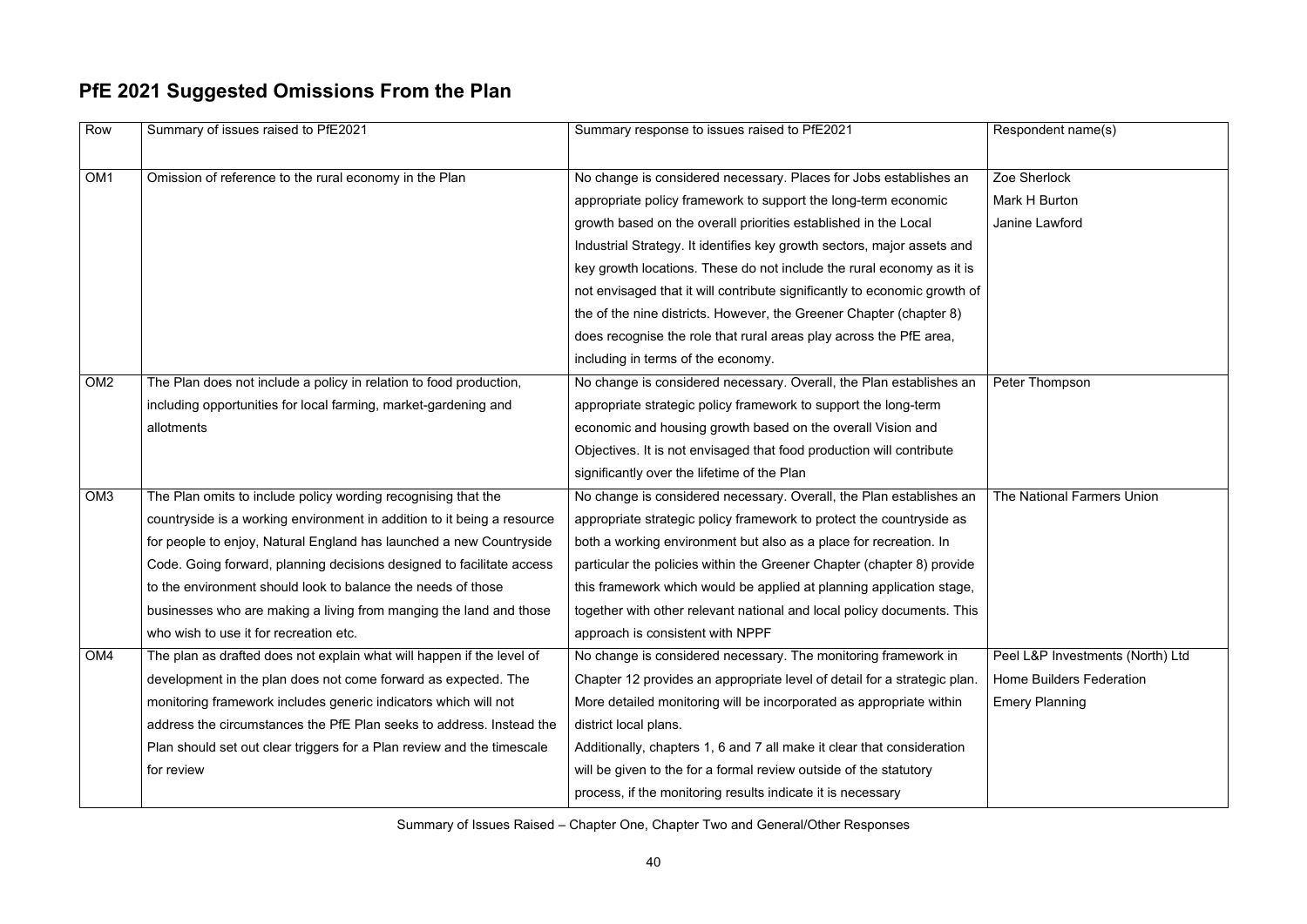## PfE 2021 Suggested Omissions From the Plan

| Row | Summary of issues raised to PfE2021 | Summary response to issues raised to PfE2021 | Respondent name(s) |
|---|---|---|---|
| OM1 | Omission of reference to the rural economy in the Plan | No change is considered necessary. Places for Jobs establishes an appropriate policy framework to support the long-term economic growth based on the overall priorities established in the Local Industrial Strategy. It identifies key growth sectors, major assets and key growth locations. These do not include the rural economy as it is not envisaged that it will contribute significantly to economic growth of the of the nine districts. However, the Greener Chapter (chapter 8) does recognise the role that rural areas play across the PfE area, including in terms of the economy. | Zoe Sherlock<br>Mark H Burton<br>Janine Lawford |
| OM2 | The Plan does not include a policy in relation to food production, including opportunities for local farming, market-gardening and allotments | No change is considered necessary. Overall, the Plan establishes an appropriate strategic policy framework to support the long-term economic and housing growth based on the overall Vision and Objectives. It is not envisaged that food production will contribute significantly over the lifetime of the Plan | Peter Thompson |
| OM3 | The Plan omits to include policy wording recognising that the countryside is a working environment in addition to it being a resource for people to enjoy, Natural England has launched a new Countryside Code. Going forward, planning decisions designed to facilitate access to the environment should look to balance the needs of those businesses who are making a living from manging the land and those who wish to use it for recreation etc. | No change is considered necessary. Overall, the Plan establishes an appropriate strategic policy framework to protect the countryside as both a working environment but also as a place for recreation. In particular the policies within the Greener Chapter (chapter 8) provide this framework which would be applied at planning application stage, together with other relevant national and local policy documents. This approach is consistent with NPPF | The National Farmers Union |
| OM4 | The plan as drafted does not explain what will happen if the level of development in the plan does not come forward as expected. The monitoring framework includes generic indicators which will not address the circumstances the PfE Plan seeks to address. Instead the Plan should set out clear triggers for a Plan review and the timescale for review | No change is considered necessary. The monitoring framework in Chapter 12 provides an appropriate level of detail for a strategic plan. More detailed monitoring will be incorporated as appropriate within district local plans.<br>Additionally, chapters 1, 6 and 7 all make it clear that consideration will be given to the for a formal review outside of the statutory process, if the monitoring results indicate it is necessary | Peel L&P Investments (North) Ltd<br>Home Builders Federation<br>Emery Planning |

Summary of Issues Raised – Chapter One, Chapter Two and General/Other Responses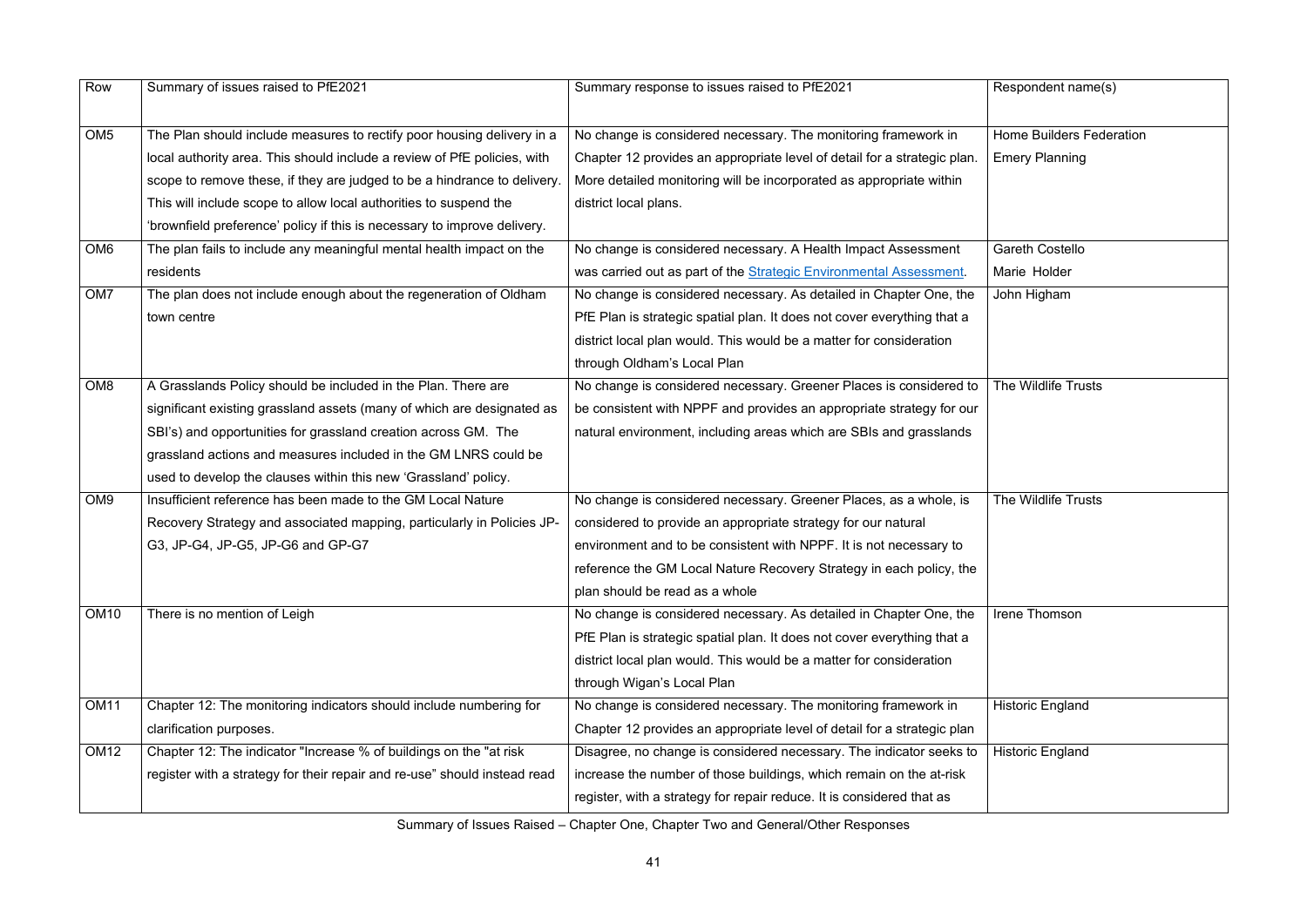| Row | Summary of issues raised to PfE2021 | Summary response to issues raised to PfE2021 | Respondent name(s) |
|---|---|---|---|
| OM5 | The Plan should include measures to rectify poor housing delivery in a local authority area. This should include a review of PfE policies, with scope to remove these, if they are judged to be a hindrance to delivery. This will include scope to allow local authorities to suspend the 'brownfield preference' policy if this is necessary to improve delivery. | No change is considered necessary. The monitoring framework in Chapter 12 provides an appropriate level of detail for a strategic plan. More detailed monitoring will be incorporated as appropriate within district local plans. | Home Builders Federation<br>Emery Planning |
| OM6 | The plan fails to include any meaningful mental health impact on the residents | No change is considered necessary. A Health Impact Assessment was carried out as part of the Strategic Environmental Assessment. | Gareth Costello<br>Marie Holder |
| OM7 | The plan does not include enough about the regeneration of Oldham town centre | No change is considered necessary. As detailed in Chapter One, the PfE Plan is strategic spatial plan. It does not cover everything that a district local plan would. This would be a matter for consideration through Oldham's Local Plan | John Higham |
| OM8 | A Grasslands Policy should be included in the Plan. There are significant existing grassland assets (many of which are designated as SBI's) and opportunities for grassland creation across GM. The grassland actions and measures included in the GM LNRS could be used to develop the clauses within this new 'Grassland' policy. | No change is considered necessary. Greener Places is considered to be consistent with NPPF and provides an appropriate strategy for our natural environment, including areas which are SBIs and grasslands | The Wildlife Trusts |
| OM9 | Insufficient reference has been made to the GM Local Nature Recovery Strategy and associated mapping, particularly in Policies JP-G3, JP-G4, JP-G5, JP-G6 and GP-G7 | No change is considered necessary. Greener Places, as a whole, is considered to provide an appropriate strategy for our natural environment and to be consistent with NPPF. It is not necessary to reference the GM Local Nature Recovery Strategy in each policy, the plan should be read as a whole | The Wildlife Trusts |
| OM10 | There is no mention of Leigh | No change is considered necessary. As detailed in Chapter One, the PfE Plan is strategic spatial plan. It does not cover everything that a district local plan would. This would be a matter for consideration through Wigan's Local Plan | Irene Thomson |
| OM11 | Chapter 12: The monitoring indicators should include numbering for clarification purposes. | No change is considered necessary. The monitoring framework in Chapter 12 provides an appropriate level of detail for a strategic plan | Historic England |
| OM12 | Chapter 12: The indicator "Increase % of buildings on the "at risk register with a strategy for their repair and re-use" should instead read | Disagree, no change is considered necessary. The indicator seeks to increase the number of those buildings, which remain on the at-risk register, with a strategy for repair reduce. It is considered that as | Historic England |

Summary of Issues Raised – Chapter One, Chapter Two and General/Other Responses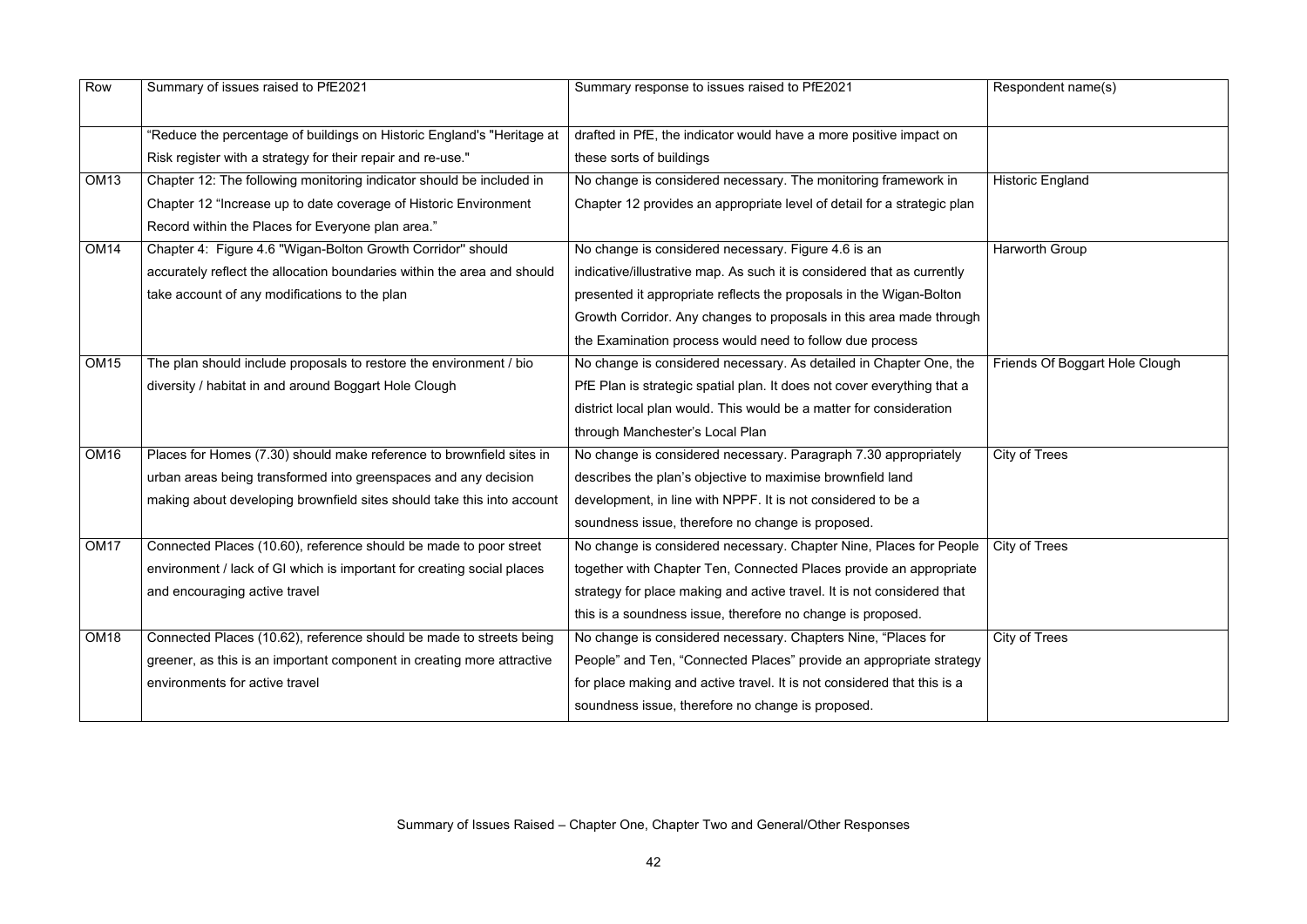| Row | Summary of issues raised to PfE2021 | Summary response to issues raised to PfE2021 | Respondent name(s) |
|---|---|---|---|
| | "Reduce the percentage of buildings on Historic England's "Heritage at Risk register with a strategy for their repair and re-use." | drafted in PfE, the indicator would have a more positive impact on these sorts of buildings | |
| OM13 | Chapter 12: The following monitoring indicator should be included in Chapter 12 "Increase up to date coverage of Historic Environment Record within the Places for Everyone plan area." | No change is considered necessary. The monitoring framework in Chapter 12 provides an appropriate level of detail for a strategic plan | Historic England |
| OM14 | Chapter 4: Figure 4.6 "Wigan-Bolton Growth Corridor" should accurately reflect the allocation boundaries within the area and should take account of any modifications to the plan | No change is considered necessary. Figure 4.6 is an indicative/illustrative map. As such it is considered that as currently presented it appropriate reflects the proposals in the Wigan-Bolton Growth Corridor. Any changes to proposals in this area made through the Examination process would need to follow due process | Harworth Group |
| OM15 | The plan should include proposals to restore the environment / bio diversity / habitat in and around Boggart Hole Clough | No change is considered necessary. As detailed in Chapter One, the PfE Plan is strategic spatial plan. It does not cover everything that a district local plan would. This would be a matter for consideration through Manchester's Local Plan | Friends Of Boggart Hole Clough |
| OM16 | Places for Homes (7.30) should make reference to brownfield sites in urban areas being transformed into greenspaces and any decision making about developing brownfield sites should take this into account | No change is considered necessary. Paragraph 7.30 appropriately describes the plan's objective to maximise brownfield land development, in line with NPPF. It is not considered to be a soundness issue, therefore no change is proposed. | City of Trees |
| OM17 | Connected Places (10.60), reference should be made to poor street environment / lack of GI which is important for creating social places and encouraging active travel | No change is considered necessary. Chapter Nine, Places for People together with Chapter Ten, Connected Places provide an appropriate strategy for place making and active travel. It is not considered that this is a soundness issue, therefore no change is proposed. | City of Trees |
| OM18 | Connected Places (10.62), reference should be made to streets being greener, as this is an important component in creating more attractive environments for active travel | No change is considered necessary. Chapters Nine, "Places for People" and Ten, "Connected Places" provide an appropriate strategy for place making and active travel. It is not considered that this is a soundness issue, therefore no change is proposed. | City of Trees |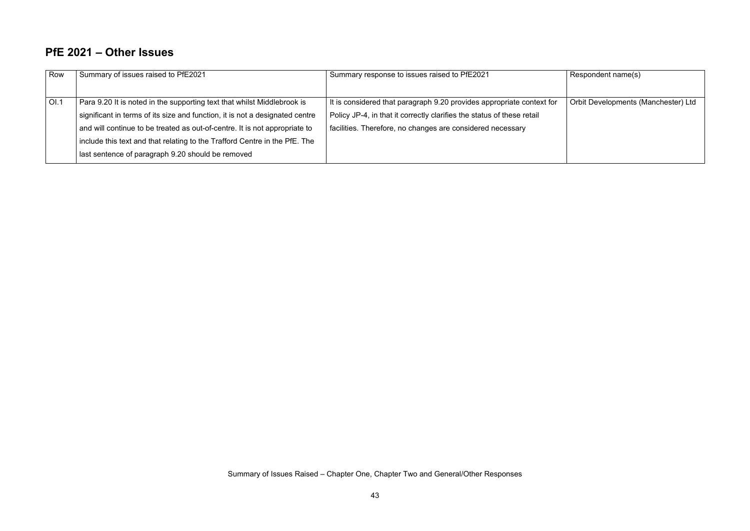## PfE 2021 – Other Issues

| Row | Summary of issues raised to PfE2021 | Summary response to issues raised to PfE2021 | Respondent name(s) |
|---|---|---|---|
| OI.1 | Para 9.20 It is noted in the supporting text that whilst Middlebrook is significant in terms of its size and function, it is not a designated centre and will continue to be treated as out-of-centre. It is not appropriate to include this text and that relating to the Trafford Centre in the PfE. The last sentence of paragraph 9.20 should be removed | It is considered that paragraph 9.20 provides appropriate context for Policy JP-4, in that it correctly clarifies the status of these retail facilities. Therefore, no changes are considered necessary | Orbit Developments (Manchester) Ltd |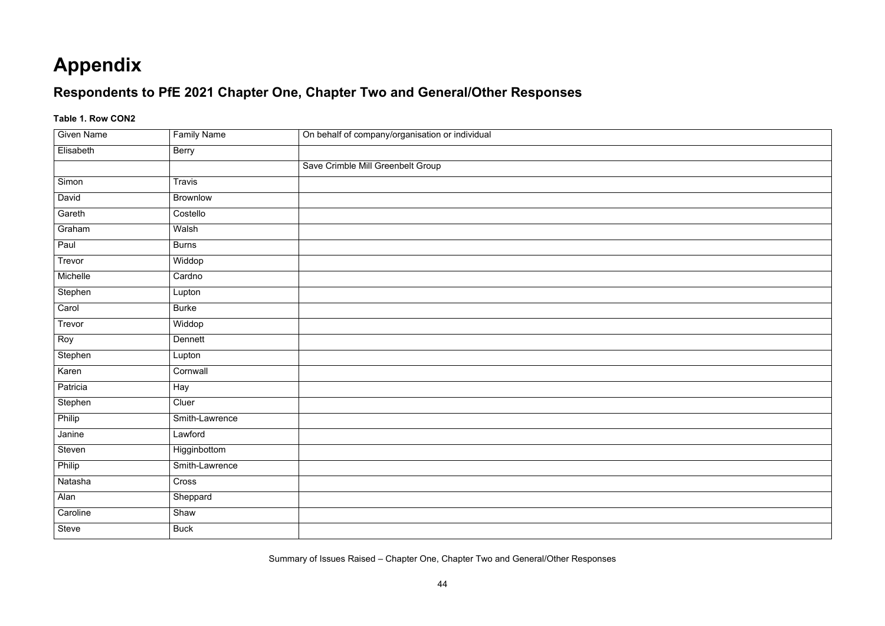# Appendix

## Respondents to PfE 2021 Chapter One, Chapter Two and General/Other Responses

**Table 1. Row CON2**

| Given Name | Family Name | On behalf of company/organisation or individual |
|---|---|---|
| Elisabeth | Berry | |
| | | Save Crimble Mill Greenbelt Group |
| Simon | Travis | |
| David | Brownlow | |
| Gareth | Costello | |
| Graham | Walsh | |
| Paul | Burns | |
| Trevor | Widdop | |
| Michelle | Cardno | |
| Stephen | Lupton | |
| Carol | Burke | |
| Trevor | Widdop | |
| Roy | Dennett | |
| Stephen | Lupton | |
| Karen | Cornwall | |
| Patricia | Hay | |
| Stephen | Cluer | |
| Philip | Smith-Lawrence | |
| Janine | Lawford | |
| Steven | Higginbottom | |
| Philip | Smith-Lawrence | |
| Natasha | Cross | |
| Alan | Sheppard | |
| Caroline | Shaw | |
| Steve | Buck | |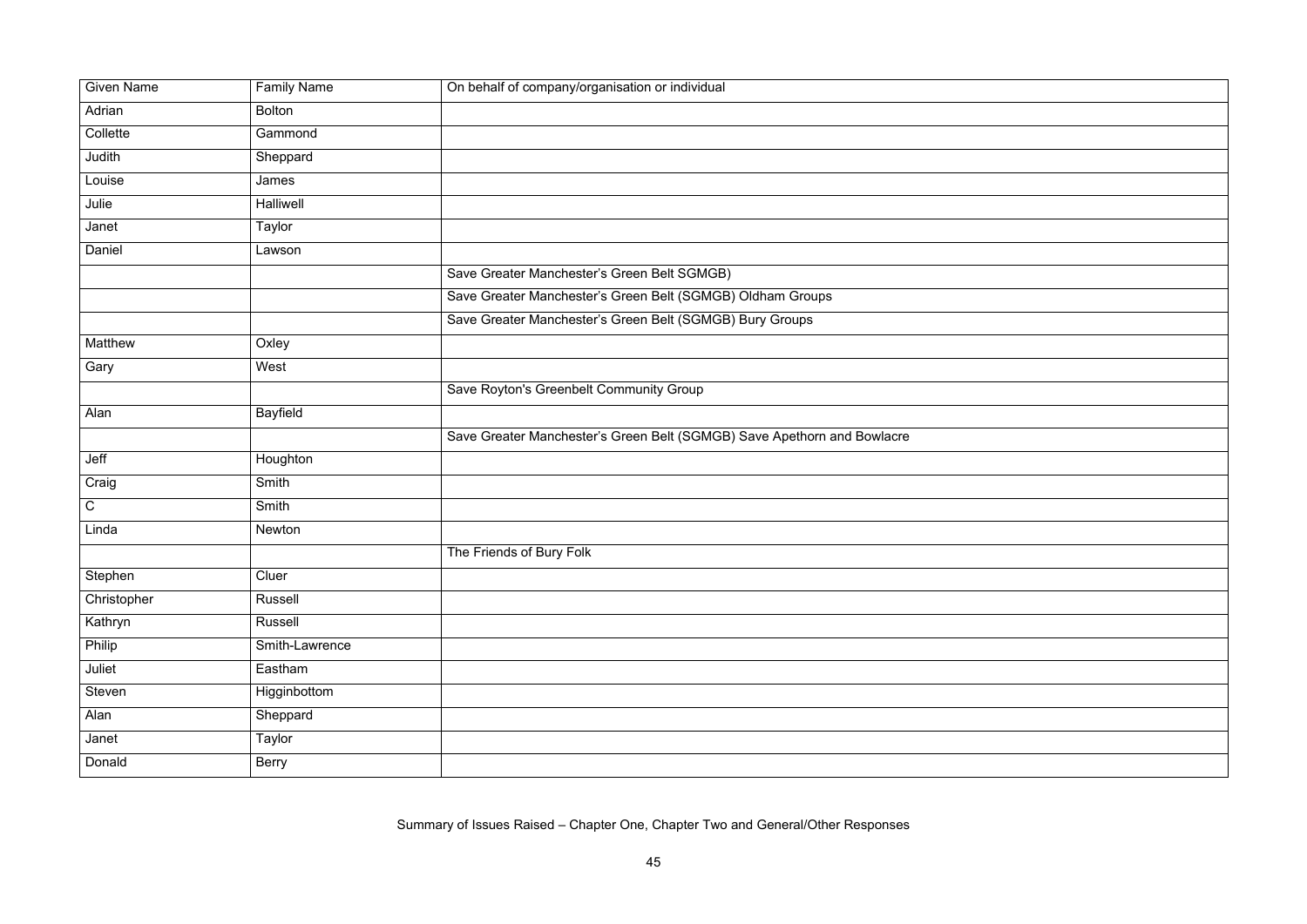| Given Name | Family Name | On behalf of company/organisation or individual |
| --- | --- | --- |
| Adrian | Bolton | |
| Collette | Gammond | |
| Judith | Sheppard | |
| Louise | James | |
| Julie | Halliwell | |
| Janet | Taylor | |
| Daniel | Lawson | |
| | | Save Greater Manchester's Green Belt SGMGB) |
| | | Save Greater Manchester's Green Belt (SGMGB) Oldham Groups |
| | | Save Greater Manchester's Green Belt (SGMGB) Bury Groups |
| Matthew | Oxley | |
| Gary | West | |
| | | Save Royton's Greenbelt Community Group |
| Alan | Bayfield | |
| | | Save Greater Manchester's Green Belt (SGMGB) Save Apethorn and Bowlacre |
| Jeff | Houghton | |
| Craig | Smith | |
| C | Smith | |
| Linda | Newton | |
| | | The Friends of Bury Folk |
| Stephen | Cluer | |
| Christopher | Russell | |
| Kathryn | Russell | |
| Philip | Smith-Lawrence | |
| Juliet | Eastham | |
| Steven | Higginbottom | |
| Alan | Sheppard | |
| Janet | Taylor | |
| Donald | Berry | |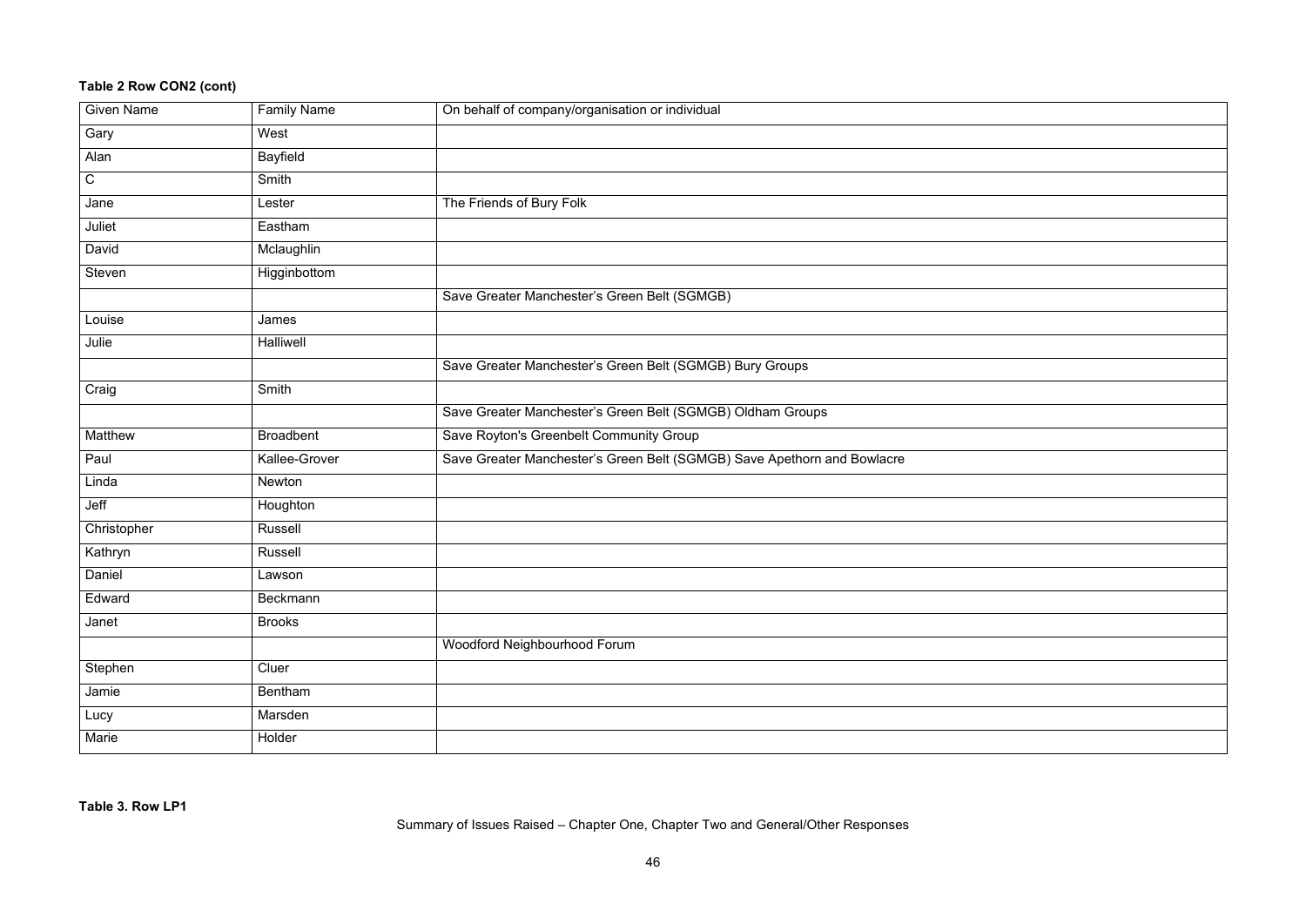**Table 2 Row CON2 (cont)**

| Given Name | Family Name | On behalf of company/organisation or individual |
|---|---|---|
| Gary | West | |
| Alan | Bayfield | |
| C | Smith | |
| Jane | Lester | The Friends of Bury Folk |
| Juliet | Eastham | |
| David | Mclaughlin | |
| Steven | Higginbottom | |
| | | Save Greater Manchester's Green Belt (SGMGB) |
| Louise | James | |
| Julie | Halliwell | |
| | | Save Greater Manchester's Green Belt (SGMGB) Bury Groups |
| Craig | Smith | |
| | | Save Greater Manchester's Green Belt (SGMGB) Oldham Groups |
| Matthew | Broadbent | Save Royton's Greenbelt Community Group |
| Paul | Kallee-Grover | Save Greater Manchester's Green Belt (SGMGB) Save Apethorn and Bowlacre |
| Linda | Newton | |
| Jeff | Houghton | |
| Christopher | Russell | |
| Kathryn | Russell | |
| Daniel | Lawson | |
| Edward | Beckmann | |
| Janet | Brooks | |
| | | Woodford Neighbourhood Forum |
| Stephen | Cluer | |
| Jamie | Bentham | |
| Lucy | Marsden | |
| Marie | Holder | |

**Table 3. Row LP1**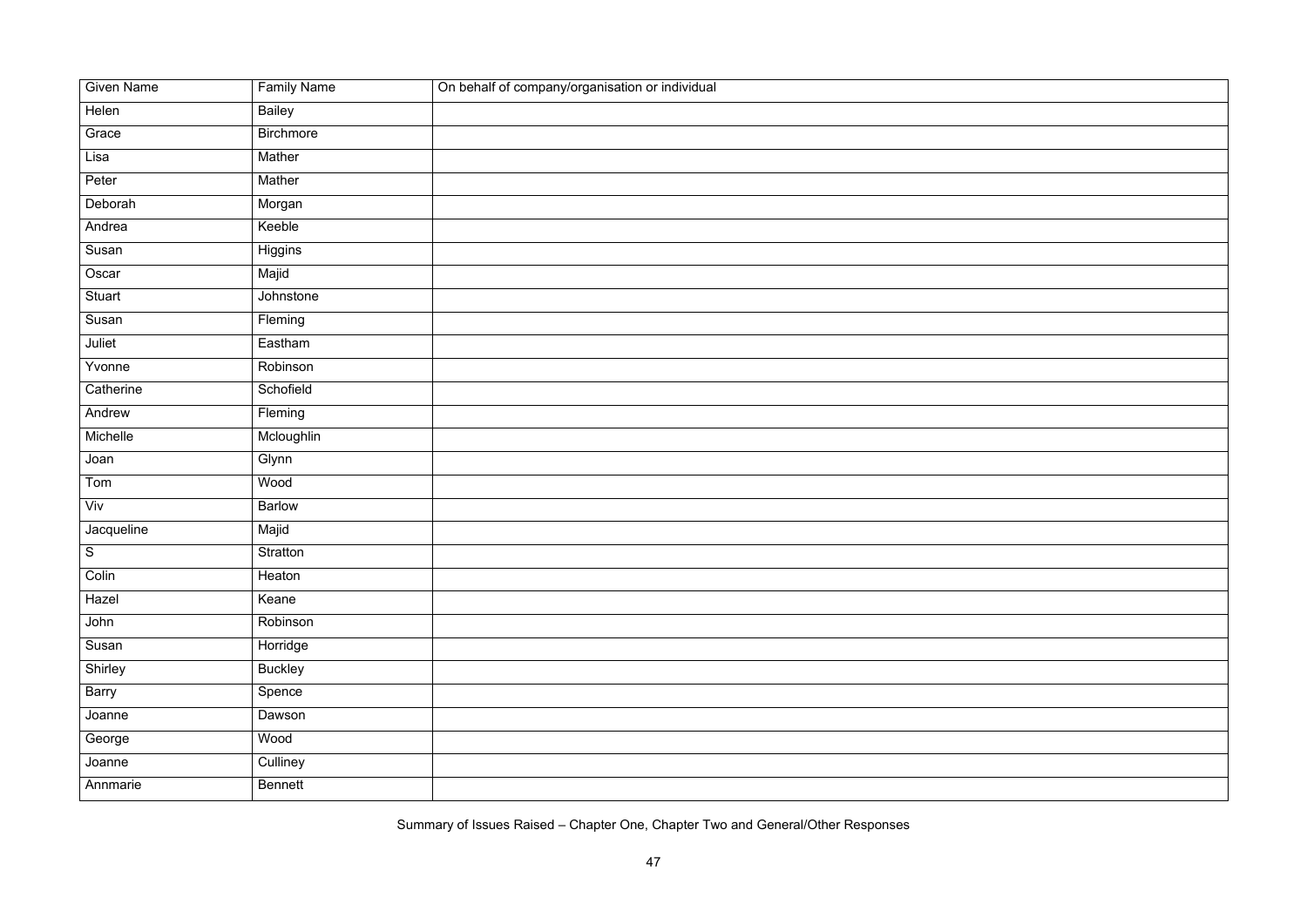| Given Name | Family Name | On behalf of company/organisation or individual |
|---|---|---|
| Helen | Bailey | |
| Grace | Birchmore | |
| Lisa | Mather | |
| Peter | Mather | |
| Deborah | Morgan | |
| Andrea | Keeble | |
| Susan | Higgins | |
| Oscar | Majid | |
| Stuart | Johnstone | |
| Susan | Fleming | |
| Juliet | Eastham | |
| Yvonne | Robinson | |
| Catherine | Schofield | |
| Andrew | Fleming | |
| Michelle | Mcloughlin | |
| Joan | Glynn | |
| Tom | Wood | |
| Viv | Barlow | |
| Jacqueline | Majid | |
| S | Stratton | |
| Colin | Heaton | |
| Hazel | Keane | |
| John | Robinson | |
| Susan | Horridge | |
| Shirley | Buckley | |
| Barry | Spence | |
| Joanne | Dawson | |
| George | Wood | |
| Joanne | Culliney | |
| Annmarie | Bennett | |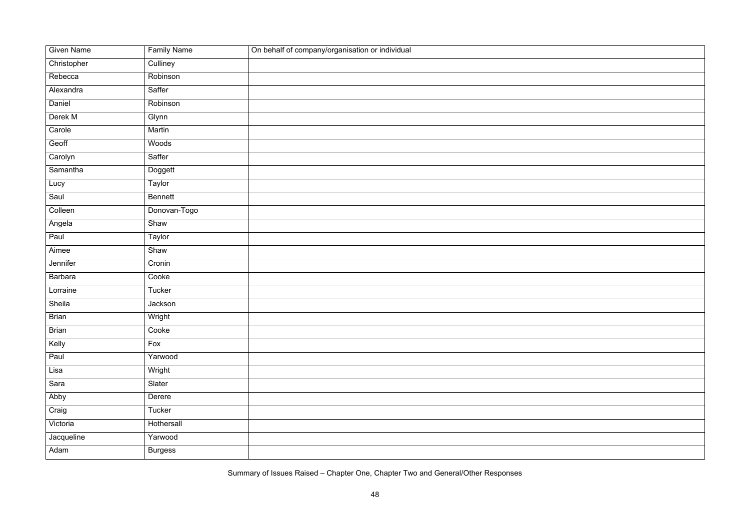| Given Name | Family Name | On behalf of company/organisation or individual |
| --- | --- | --- |
| Christopher | Culliney | |
| Rebecca | Robinson | |
| Alexandra | Saffer | |
| Daniel | Robinson | |
| Derek M | Glynn | |
| Carole | Martin | |
| Geoff | Woods | |
| Carolyn | Saffer | |
| Samantha | Doggett | |
| Lucy | Taylor | |
| Saul | Bennett | |
| Colleen | Donovan-Togo | |
| Angela | Shaw | |
| Paul | Taylor | |
| Aimee | Shaw | |
| Jennifer | Cronin | |
| Barbara | Cooke | |
| Lorraine | Tucker | |
| Sheila | Jackson | |
| Brian | Wright | |
| Brian | Cooke | |
| Kelly | Fox | |
| Paul | Yarwood | |
| Lisa | Wright | |
| Sara | Slater | |
| Abby | Derere | |
| Craig | Tucker | |
| Victoria | Hothersall | |
| Jacqueline | Yarwood | |
| Adam | Burgess | |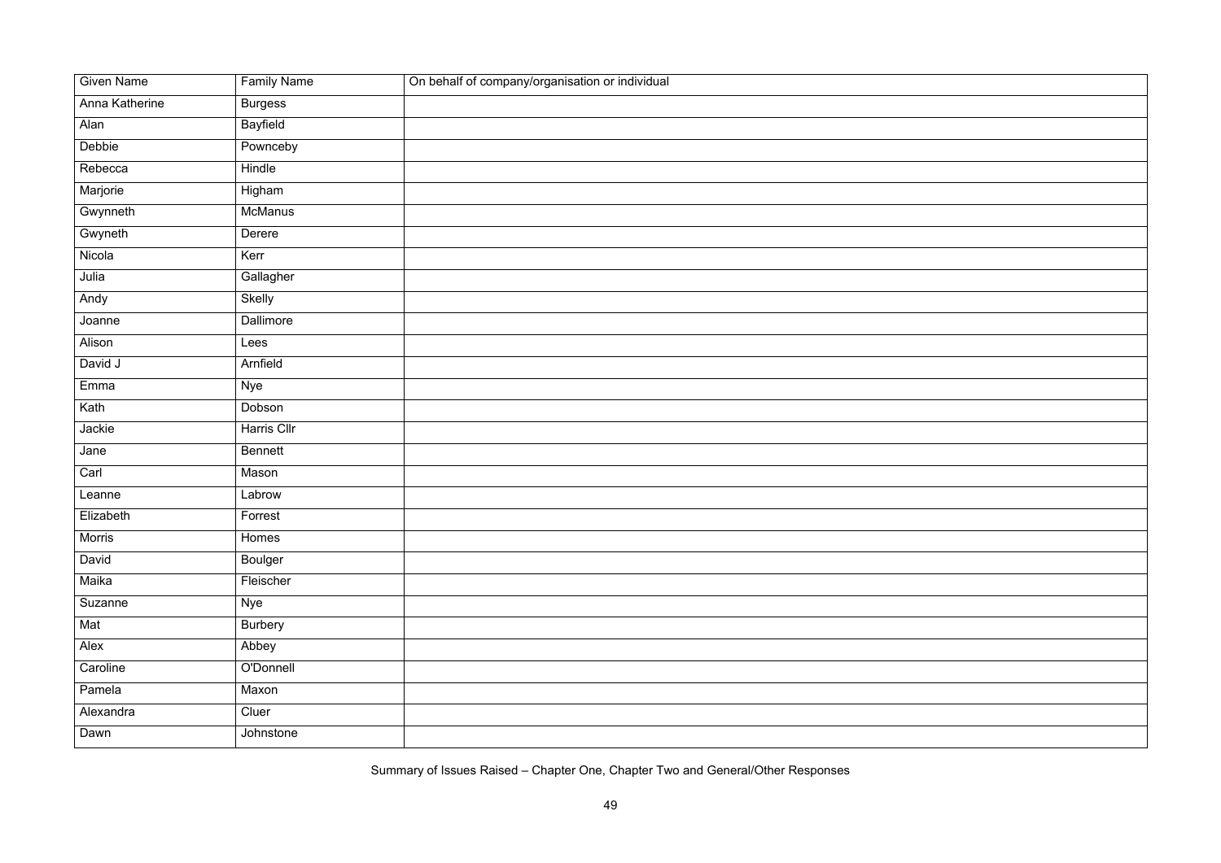| Given Name | Family Name | On behalf of company/organisation or individual |
| --- | --- | --- |
| Anna Katherine | Burgess | |
| Alan | Bayfield | |
| Debbie | Pownceby | |
| Rebecca | Hindle | |
| Marjorie | Higham | |
| Gwynneth | McManus | |
| Gwyneth | Derere | |
| Nicola | Kerr | |
| Julia | Gallagher | |
| Andy | Skelly | |
| Joanne | Dallimore | |
| Alison | Lees | |
| David J | Arnfield | |
| Emma | Nye | |
| Kath | Dobson | |
| Jackie | Harris Cllr | |
| Jane | Bennett | |
| Carl | Mason | |
| Leanne | Labrow | |
| Elizabeth | Forrest | |
| Morris | Homes | |
| David | Boulger | |
| Maika | Fleischer | |
| Suzanne | Nye | |
| Mat | Burbery | |
| Alex | Abbey | |
| Caroline | O'Donnell | |
| Pamela | Maxon | |
| Alexandra | Cluer | |
| Dawn | Johnstone | |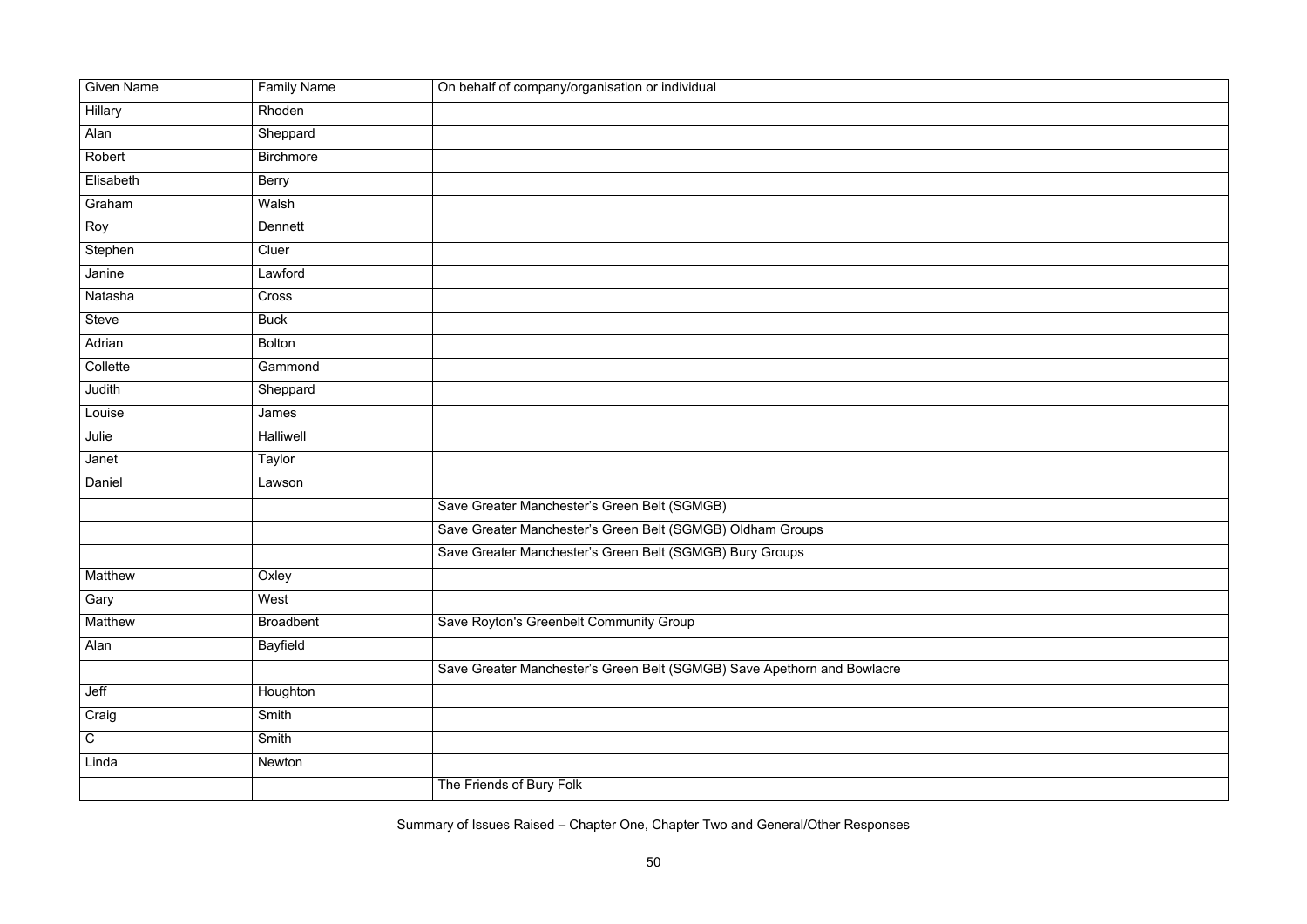| Given Name | Family Name | On behalf of company/organisation or individual |
|---|---|---|
| Hillary | Rhoden | |
| Alan | Sheppard | |
| Robert | Birchmore | |
| Elisabeth | Berry | |
| Graham | Walsh | |
| Roy | Dennett | |
| Stephen | Cluer | |
| Janine | Lawford | |
| Natasha | Cross | |
| Steve | Buck | |
| Adrian | Bolton | |
| Collette | Gammond | |
| Judith | Sheppard | |
| Louise | James | |
| Julie | Halliwell | |
| Janet | Taylor | |
| Daniel | Lawson | |
| | | Save Greater Manchester's Green Belt (SGMGB) |
| | | Save Greater Manchester's Green Belt (SGMGB) Oldham Groups |
| | | Save Greater Manchester's Green Belt (SGMGB) Bury Groups |
| Matthew | Oxley | |
| Gary | West | |
| Matthew | Broadbent | Save Royton's Greenbelt Community Group |
| Alan | Bayfield | |
| | | Save Greater Manchester's Green Belt (SGMGB) Save Apethorn and Bowlacre |
| Jeff | Houghton | |
| Craig | Smith | |
| C | Smith | |
| Linda | Newton | |
| | | The Friends of Bury Folk |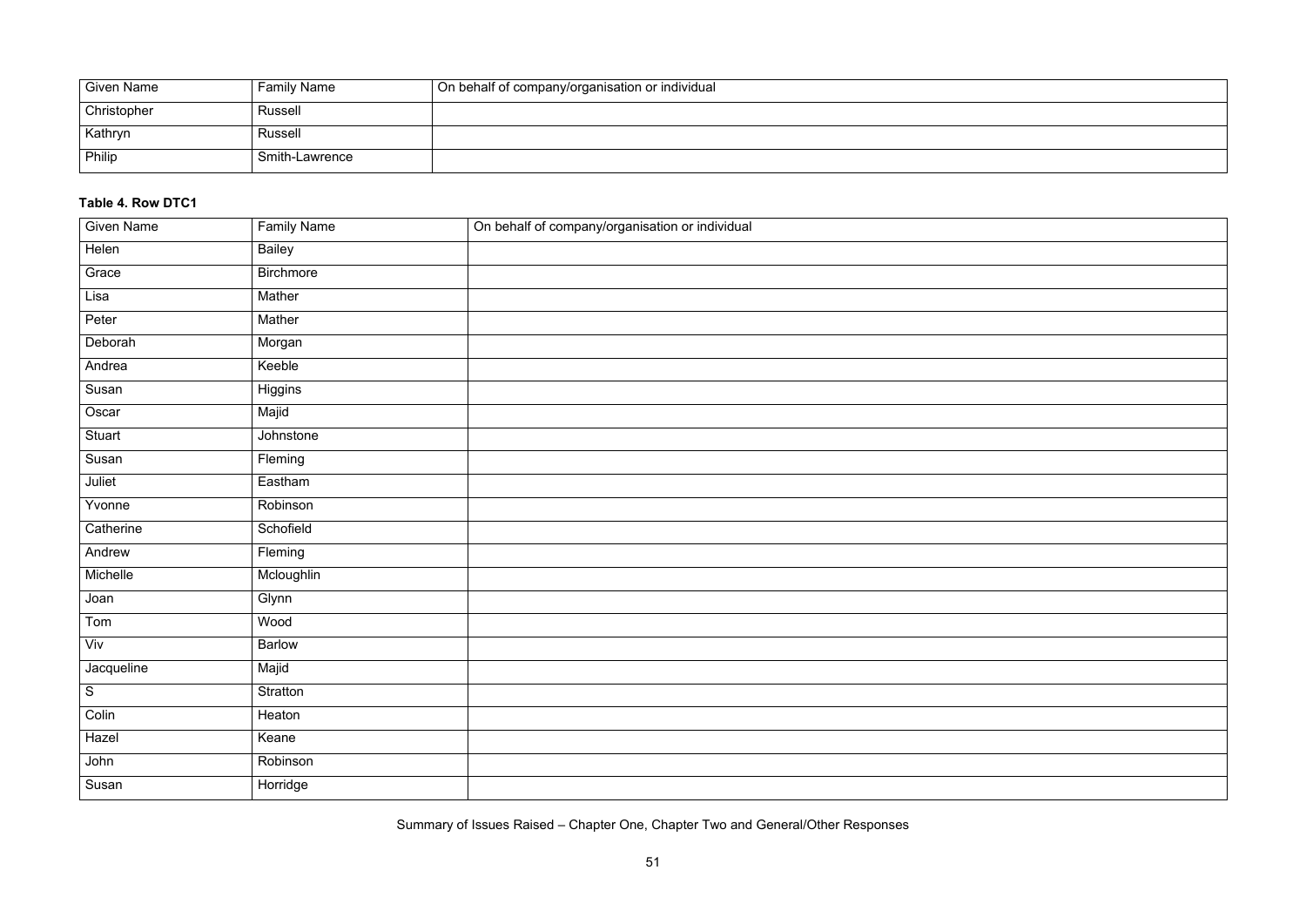| Given Name | Family Name | On behalf of company/organisation or individual |
| --- | --- | --- |
| Christopher | Russell | |
| Kathryn | Russell | |
| Philip | Smith-Lawrence | |

**Table 4. Row DTC1**

| Given Name | Family Name | On behalf of company/organisation or individual |
| --- | --- | --- |
| Helen | Bailey | |
| Grace | Birchmore | |
| Lisa | Mather | |
| Peter | Mather | |
| Deborah | Morgan | |
| Andrea | Keeble | |
| Susan | Higgins | |
| Oscar | Majid | |
| Stuart | Johnstone | |
| Susan | Fleming | |
| Juliet | Eastham | |
| Yvonne | Robinson | |
| Catherine | Schofield | |
| Andrew | Fleming | |
| Michelle | Mcloughlin | |
| Joan | Glynn | |
| Tom | Wood | |
| Viv | Barlow | |
| Jacqueline | Majid | |
| S | Stratton | |
| Colin | Heaton | |
| Hazel | Keane | |
| John | Robinson | |
| Susan | Horridge | |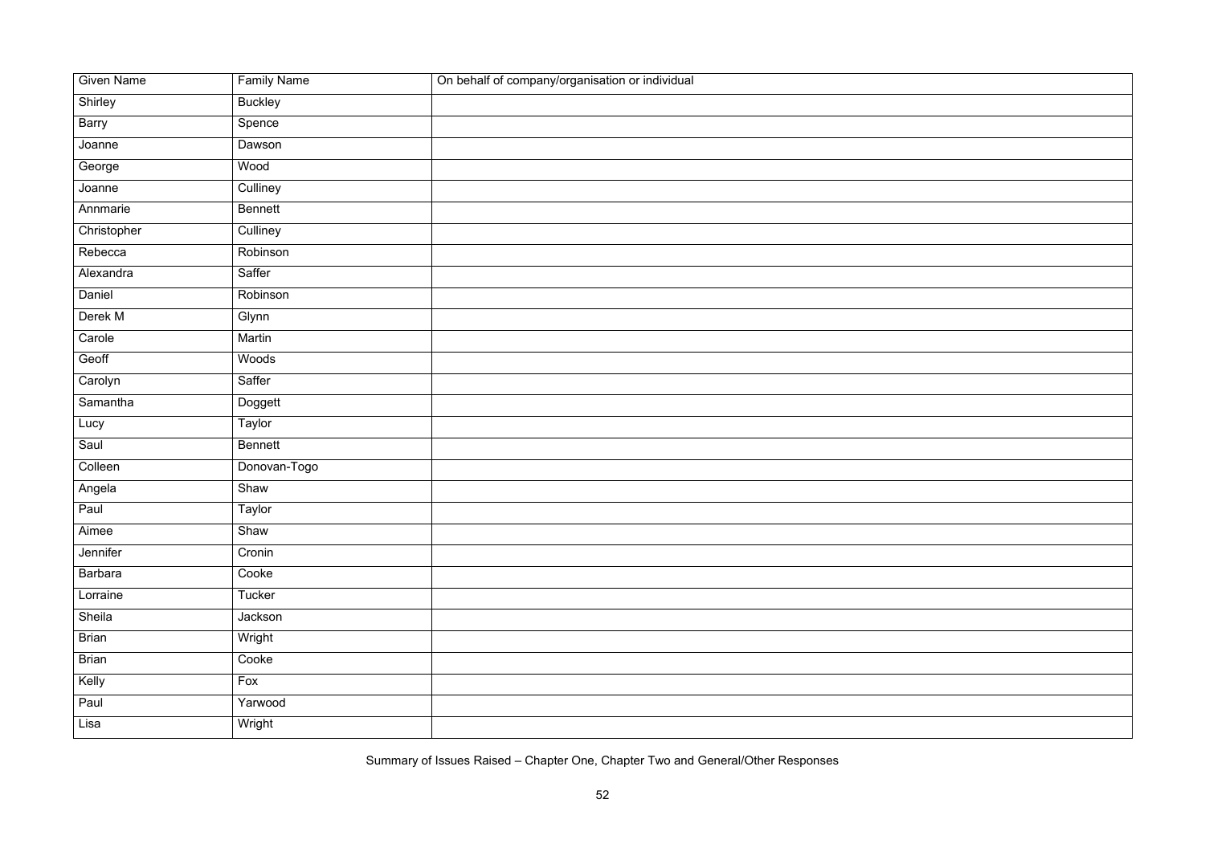| Given Name | Family Name | On behalf of company/organisation or individual |
| --- | --- | --- |
| Shirley | Buckley | |
| Barry | Spence | |
| Joanne | Dawson | |
| George | Wood | |
| Joanne | Culliney | |
| Annmarie | Bennett | |
| Christopher | Culliney | |
| Rebecca | Robinson | |
| Alexandra | Saffer | |
| Daniel | Robinson | |
| Derek M | Glynn | |
| Carole | Martin | |
| Geoff | Woods | |
| Carolyn | Saffer | |
| Samantha | Doggett | |
| Lucy | Taylor | |
| Saul | Bennett | |
| Colleen | Donovan-Togo | |
| Angela | Shaw | |
| Paul | Taylor | |
| Aimee | Shaw | |
| Jennifer | Cronin | |
| Barbara | Cooke | |
| Lorraine | Tucker | |
| Sheila | Jackson | |
| Brian | Wright | |
| Brian | Cooke | |
| Kelly | Fox | |
| Paul | Yarwood | |
| Lisa | Wright | |

Summary of Issues Raised – Chapter One, Chapter Two and General/Other Responses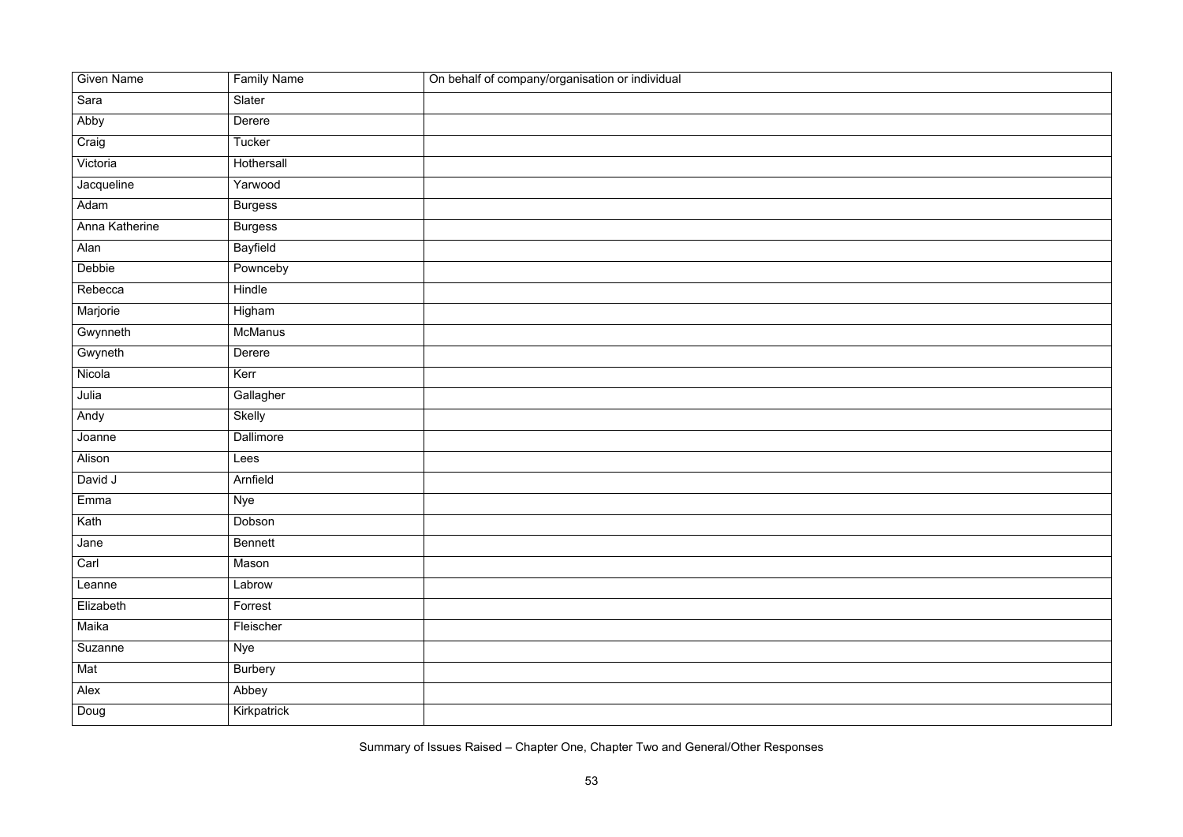| Given Name | Family Name | On behalf of company/organisation or individual |
| --- | --- | --- |
| Sara | Slater | |
| Abby | Derere | |
| Craig | Tucker | |
| Victoria | Hothersall | |
| Jacqueline | Yarwood | |
| Adam | Burgess | |
| Anna Katherine | Burgess | |
| Alan | Bayfield | |
| Debbie | Pownceby | |
| Rebecca | Hindle | |
| Marjorie | Higham | |
| Gwynneth | McManus | |
| Gwyneth | Derere | |
| Nicola | Kerr | |
| Julia | Gallagher | |
| Andy | Skelly | |
| Joanne | Dallimore | |
| Alison | Lees | |
| David J | Arnfield | |
| Emma | Nye | |
| Kath | Dobson | |
| Jane | Bennett | |
| Carl | Mason | |
| Leanne | Labrow | |
| Elizabeth | Forrest | |
| Maika | Fleischer | |
| Suzanne | Nye | |
| Mat | Burbery | |
| Alex | Abbey | |
| Doug | Kirkpatrick | |

Summary of Issues Raised – Chapter One, Chapter Two and General/Other Responses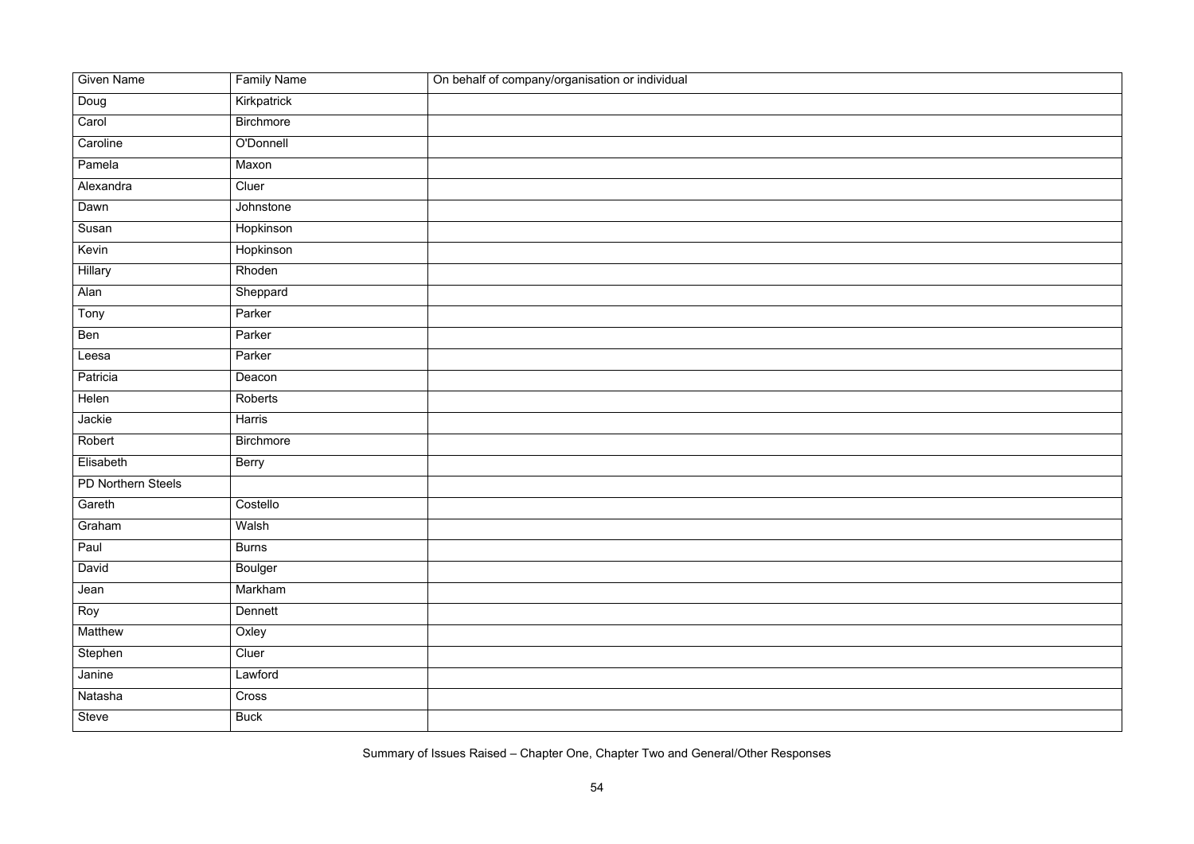| Given Name | Family Name | On behalf of company/organisation or individual |
| --- | --- | --- |
| Doug | Kirkpatrick | |
| Carol | Birchmore | |
| Caroline | O'Donnell | |
| Pamela | Maxon | |
| Alexandra | Cluer | |
| Dawn | Johnstone | |
| Susan | Hopkinson | |
| Kevin | Hopkinson | |
| Hillary | Rhoden | |
| Alan | Sheppard | |
| Tony | Parker | |
| Ben | Parker | |
| Leesa | Parker | |
| Patricia | Deacon | |
| Helen | Roberts | |
| Jackie | Harris | |
| Robert | Birchmore | |
| Elisabeth | Berry | |
| PD Northern Steels | | |
| Gareth | Costello | |
| Graham | Walsh | |
| Paul | Burns | |
| David | Boulger | |
| Jean | Markham | |
| Roy | Dennett | |
| Matthew | Oxley | |
| Stephen | Cluer | |
| Janine | Lawford | |
| Natasha | Cross | |
| Steve | Buck | |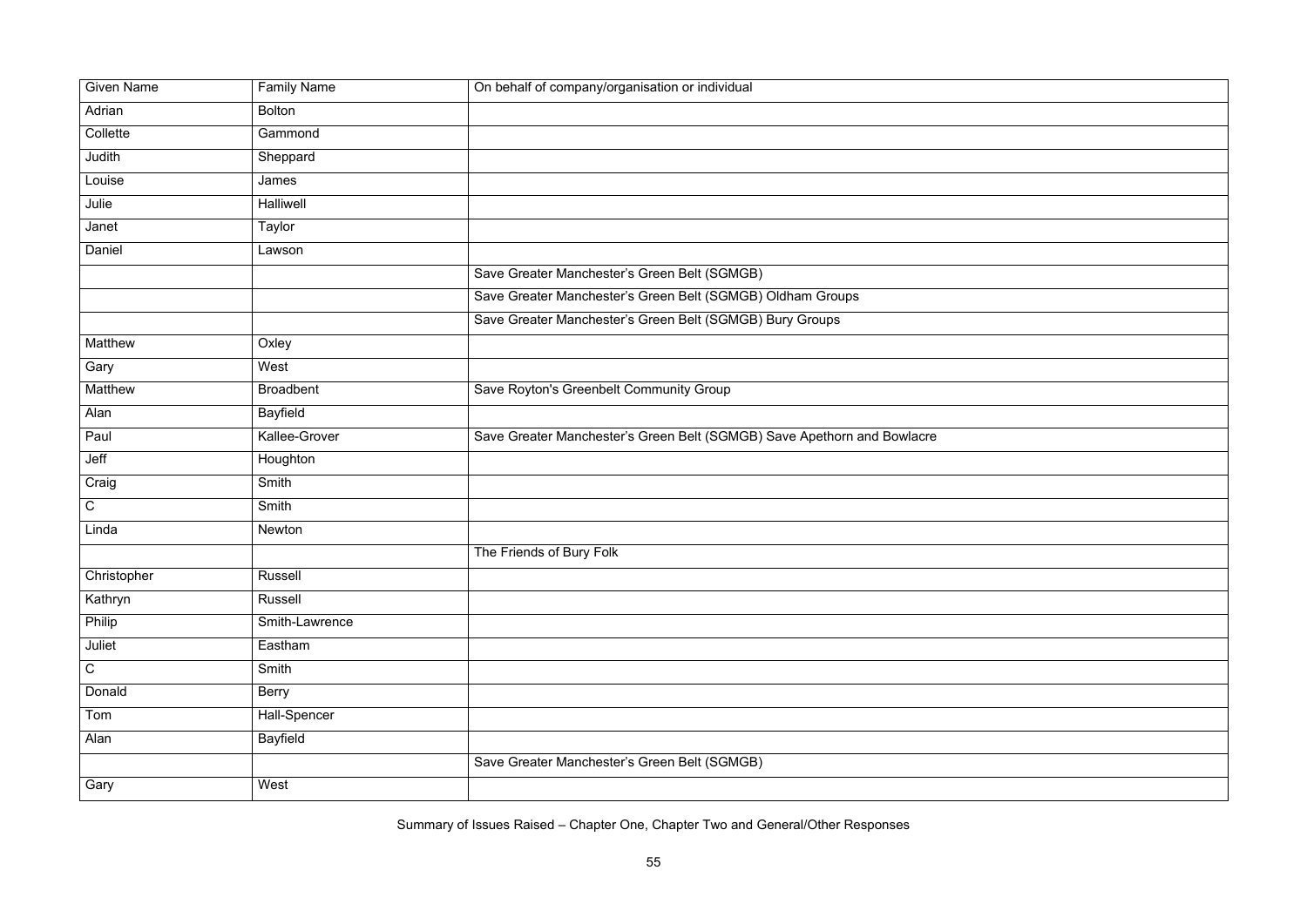| Given Name | Family Name | On behalf of company/organisation or individual |
|---|---|---|
| Adrian | Bolton | |
| Collette | Gammond | |
| Judith | Sheppard | |
| Louise | James | |
| Julie | Halliwell | |
| Janet | Taylor | |
| Daniel | Lawson | |
| | | Save Greater Manchester's Green Belt (SGMGB) |
| | | Save Greater Manchester's Green Belt (SGMGB) Oldham Groups |
| | | Save Greater Manchester's Green Belt (SGMGB) Bury Groups |
| Matthew | Oxley | |
| Gary | West | |
| Matthew | Broadbent | Save Royton's Greenbelt Community Group |
| Alan | Bayfield | |
| Paul | Kallee-Grover | Save Greater Manchester's Green Belt (SGMGB) Save Apethorn and Bowlacre |
| Jeff | Houghton | |
| Craig | Smith | |
| C | Smith | |
| Linda | Newton | |
| | | The Friends of Bury Folk |
| Christopher | Russell | |
| Kathryn | Russell | |
| Philip | Smith-Lawrence | |
| Juliet | Eastham | |
| C | Smith | |
| Donald | Berry | |
| Tom | Hall-Spencer | |
| Alan | Bayfield | |
| | | Save Greater Manchester's Green Belt (SGMGB) |
| Gary | West | |

Summary of Issues Raised – Chapter One, Chapter Two and General/Other Responses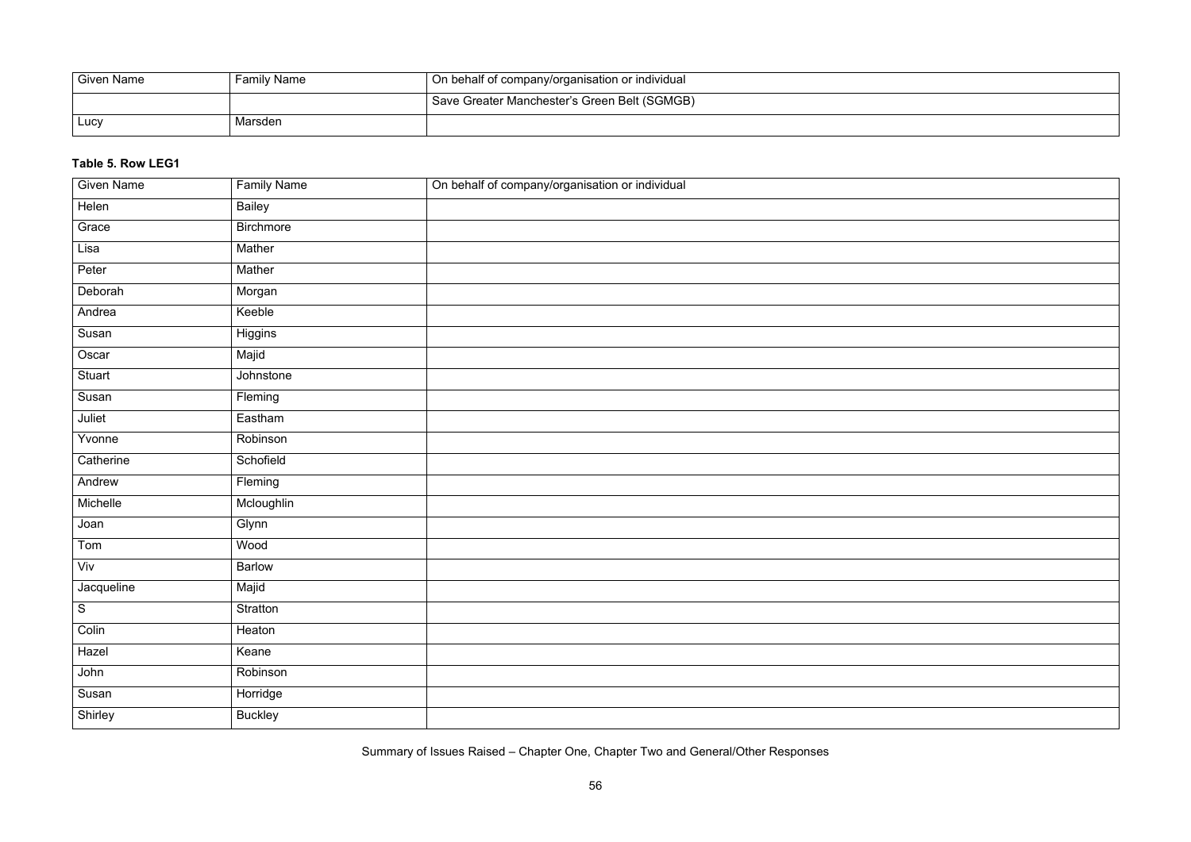| Given Name | Family Name | On behalf of company/organisation or individual |
|---|---|---|
| | | Save Greater Manchester's Green Belt (SGMGB) |
| Lucy | Marsden | |

**Table 5. Row LEG1**

| Given Name | Family Name | On behalf of company/organisation or individual |
|---|---|---|
| Helen | Bailey | |
| Grace | Birchmore | |
| Lisa | Mather | |
| Peter | Mather | |
| Deborah | Morgan | |
| Andrea | Keeble | |
| Susan | Higgins | |
| Oscar | Majid | |
| Stuart | Johnstone | |
| Susan | Fleming | |
| Juliet | Eastham | |
| Yvonne | Robinson | |
| Catherine | Schofield | |
| Andrew | Fleming | |
| Michelle | Mcloughlin | |
| Joan | Glynn | |
| Tom | Wood | |
| Viv | Barlow | |
| Jacqueline | Majid | |
| S | Stratton | |
| Colin | Heaton | |
| Hazel | Keane | |
| John | Robinson | |
| Susan | Horridge | |
| Shirley | Buckley | |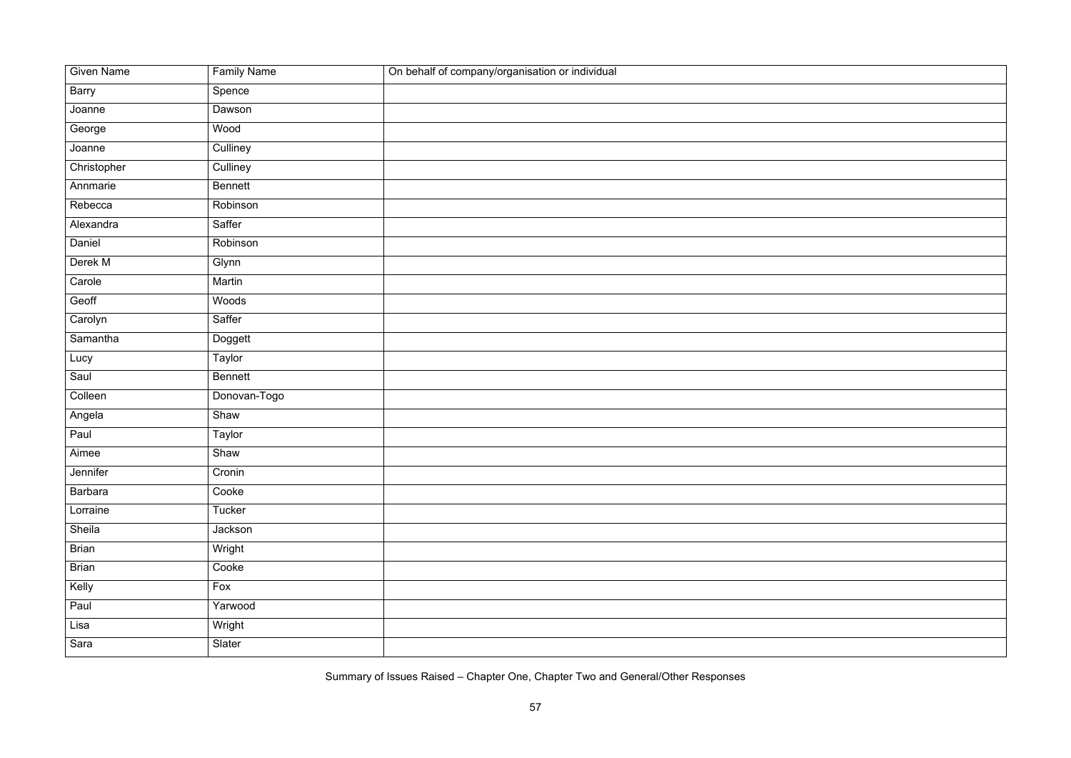| Given Name | Family Name | On behalf of company/organisation or individual |
| --- | --- | --- |
| Barry | Spence | |
| Joanne | Dawson | |
| George | Wood | |
| Joanne | Culliney | |
| Christopher | Culliney | |
| Annmarie | Bennett | |
| Rebecca | Robinson | |
| Alexandra | Saffer | |
| Daniel | Robinson | |
| Derek M | Glynn | |
| Carole | Martin | |
| Geoff | Woods | |
| Carolyn | Saffer | |
| Samantha | Doggett | |
| Lucy | Taylor | |
| Saul | Bennett | |
| Colleen | Donovan-Togo | |
| Angela | Shaw | |
| Paul | Taylor | |
| Aimee | Shaw | |
| Jennifer | Cronin | |
| Barbara | Cooke | |
| Lorraine | Tucker | |
| Sheila | Jackson | |
| Brian | Wright | |
| Brian | Cooke | |
| Kelly | Fox | |
| Paul | Yarwood | |
| Lisa | Wright | |
| Sara | Slater | |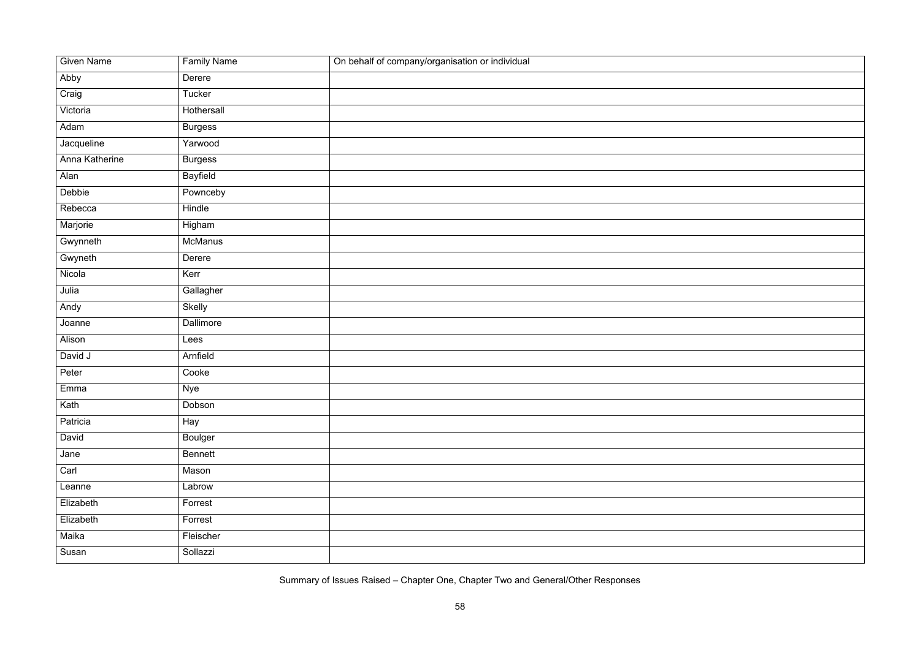| Given Name | Family Name | On behalf of company/organisation or individual |
|---|---|---|
| Abby | Derere | |
| Craig | Tucker | |
| Victoria | Hothersall | |
| Adam | Burgess | |
| Jacqueline | Yarwood | |
| Anna Katherine | Burgess | |
| Alan | Bayfield | |
| Debbie | Pownceby | |
| Rebecca | Hindle | |
| Marjorie | Higham | |
| Gwynneth | McManus | |
| Gwyneth | Derere | |
| Nicola | Kerr | |
| Julia | Gallagher | |
| Andy | Skelly | |
| Joanne | Dallimore | |
| Alison | Lees | |
| David J | Arnfield | |
| Peter | Cooke | |
| Emma | Nye | |
| Kath | Dobson | |
| Patricia | Hay | |
| David | Boulger | |
| Jane | Bennett | |
| Carl | Mason | |
| Leanne | Labrow | |
| Elizabeth | Forrest | |
| Elizabeth | Forrest | |
| Maika | Fleischer | |
| Susan | Sollazzi | |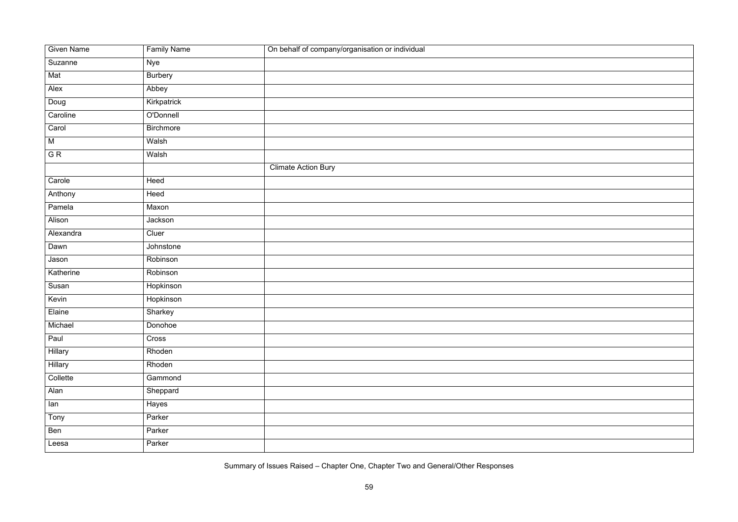| Given Name | Family Name | On behalf of company/organisation or individual |
|---|---|---|
| Suzanne | Nye | |
| Mat | Burbery | |
| Alex | Abbey | |
| Doug | Kirkpatrick | |
| Caroline | O'Donnell | |
| Carol | Birchmore | |
| M | Walsh | |
| G R | Walsh | |
| | | Climate Action Bury |
| Carole | Heed | |
| Anthony | Heed | |
| Pamela | Maxon | |
| Alison | Jackson | |
| Alexandra | Cluer | |
| Dawn | Johnstone | |
| Jason | Robinson | |
| Katherine | Robinson | |
| Susan | Hopkinson | |
| Kevin | Hopkinson | |
| Elaine | Sharkey | |
| Michael | Donohoe | |
| Paul | Cross | |
| Hillary | Rhoden | |
| Hillary | Rhoden | |
| Collette | Gammond | |
| Alan | Sheppard | |
| Ian | Hayes | |
| Tony | Parker | |
| Ben | Parker | |
| Leesa | Parker | |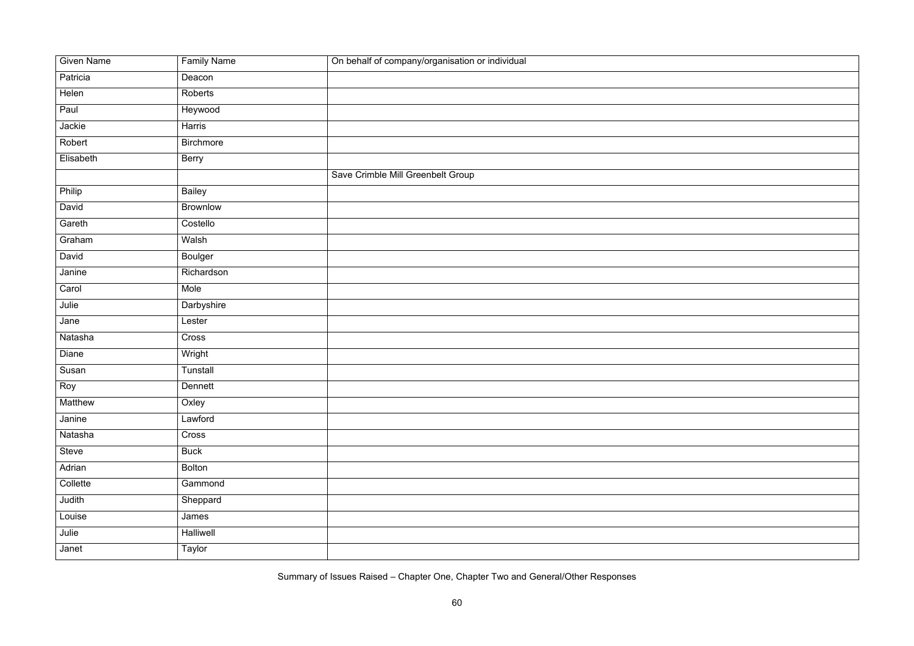| Given Name | Family Name | On behalf of company/organisation or individual |
| --- | --- | --- |
| Patricia | Deacon | |
| Helen | Roberts | |
| Paul | Heywood | |
| Jackie | Harris | |
| Robert | Birchmore | |
| Elisabeth | Berry | |
| | | Save Crimble Mill Greenbelt Group |
| Philip | Bailey | |
| David | Brownlow | |
| Gareth | Costello | |
| Graham | Walsh | |
| David | Boulger | |
| Janine | Richardson | |
| Carol | Mole | |
| Julie | Darbyshire | |
| Jane | Lester | |
| Natasha | Cross | |
| Diane | Wright | |
| Susan | Tunstall | |
| Roy | Dennett | |
| Matthew | Oxley | |
| Janine | Lawford | |
| Natasha | Cross | |
| Steve | Buck | |
| Adrian | Bolton | |
| Collette | Gammond | |
| Judith | Sheppard | |
| Louise | James | |
| Julie | Halliwell | |
| Janet | Taylor | |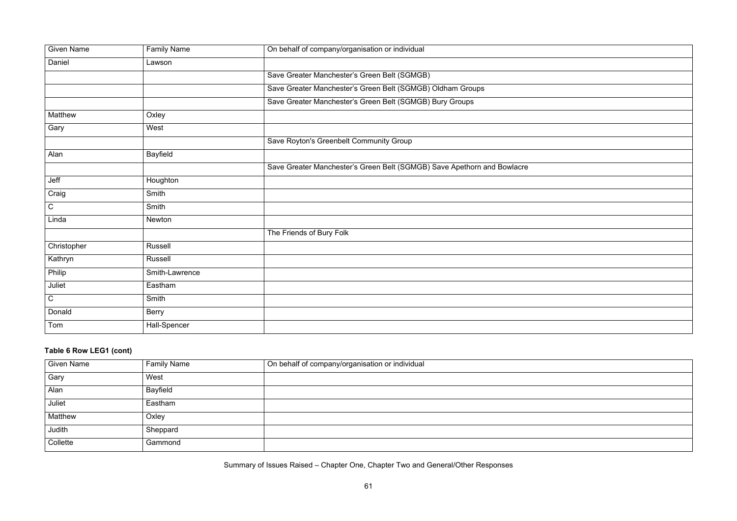| Given Name | Family Name | On behalf of company/organisation or individual |
|---|---|---|
| Daniel | Lawson | |
| | | Save Greater Manchester's Green Belt (SGMGB) |
| | | Save Greater Manchester's Green Belt (SGMGB) Oldham Groups |
| | | Save Greater Manchester's Green Belt (SGMGB) Bury Groups |
| Matthew | Oxley | |
| Gary | West | |
| | | Save Royton's Greenbelt Community Group |
| Alan | Bayfield | |
| | | Save Greater Manchester's Green Belt (SGMGB) Save Apethorn and Bowlacre |
| Jeff | Houghton | |
| Craig | Smith | |
| C | Smith | |
| Linda | Newton | |
| | | The Friends of Bury Folk |
| Christopher | Russell | |
| Kathryn | Russell | |
| Philip | Smith-Lawrence | |
| Juliet | Eastham | |
| C | Smith | |
| Donald | Berry | |
| Tom | Hall-Spencer | |

**Table 6 Row LEG1 (cont)**

| Given Name | Family Name | On behalf of company/organisation or individual |
|---|---|---|
| Gary | West | |
| Alan | Bayfield | |
| Juliet | Eastham | |
| Matthew | Oxley | |
| Judith | Sheppard | |
| Collette | Gammond | |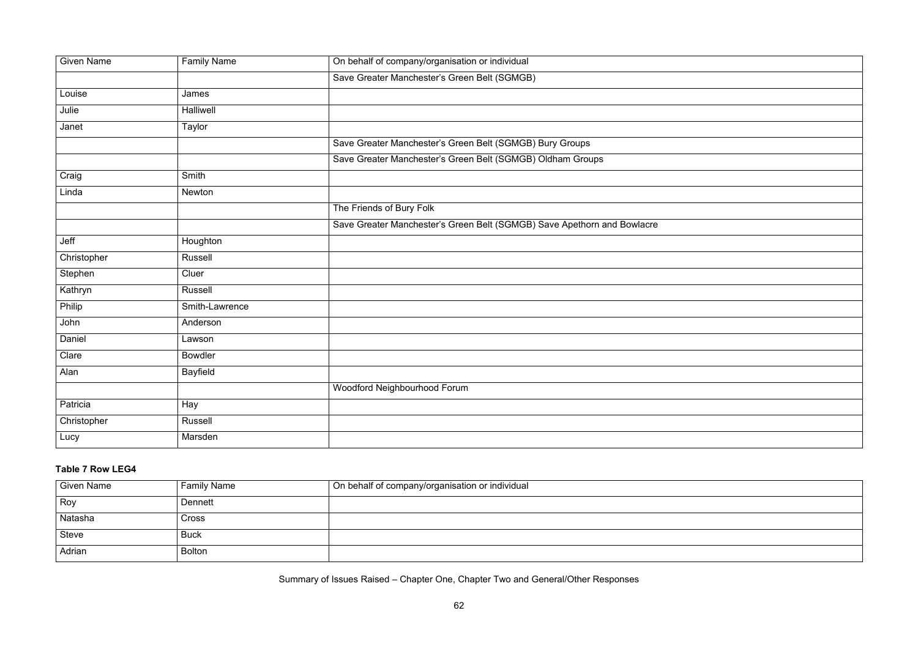| Given Name | Family Name | On behalf of company/organisation or individual |
|---|---|---|
| | | Save Greater Manchester's Green Belt (SGMGB) |
| Louise | James | |
| Julie | Halliwell | |
| Janet | Taylor | |
| | | Save Greater Manchester's Green Belt (SGMGB) Bury Groups |
| | | Save Greater Manchester's Green Belt (SGMGB) Oldham Groups |
| Craig | Smith | |
| Linda | Newton | |
| | | The Friends of Bury Folk |
| | | Save Greater Manchester's Green Belt (SGMGB) Save Apethorn and Bowlacre |
| Jeff | Houghton | |
| Christopher | Russell | |
| Stephen | Cluer | |
| Kathryn | Russell | |
| Philip | Smith-Lawrence | |
| John | Anderson | |
| Daniel | Lawson | |
| Clare | Bowdler | |
| Alan | Bayfield | |
| | | Woodford Neighbourhood Forum |
| Patricia | Hay | |
| Christopher | Russell | |
| Lucy | Marsden | |

**Table 7 Row LEG4**

| Given Name | Family Name | On behalf of company/organisation or individual |
|---|---|---|
| Roy | Dennett | |
| Natasha | Cross | |
| Steve | Buck | |
| Adrian | Bolton | |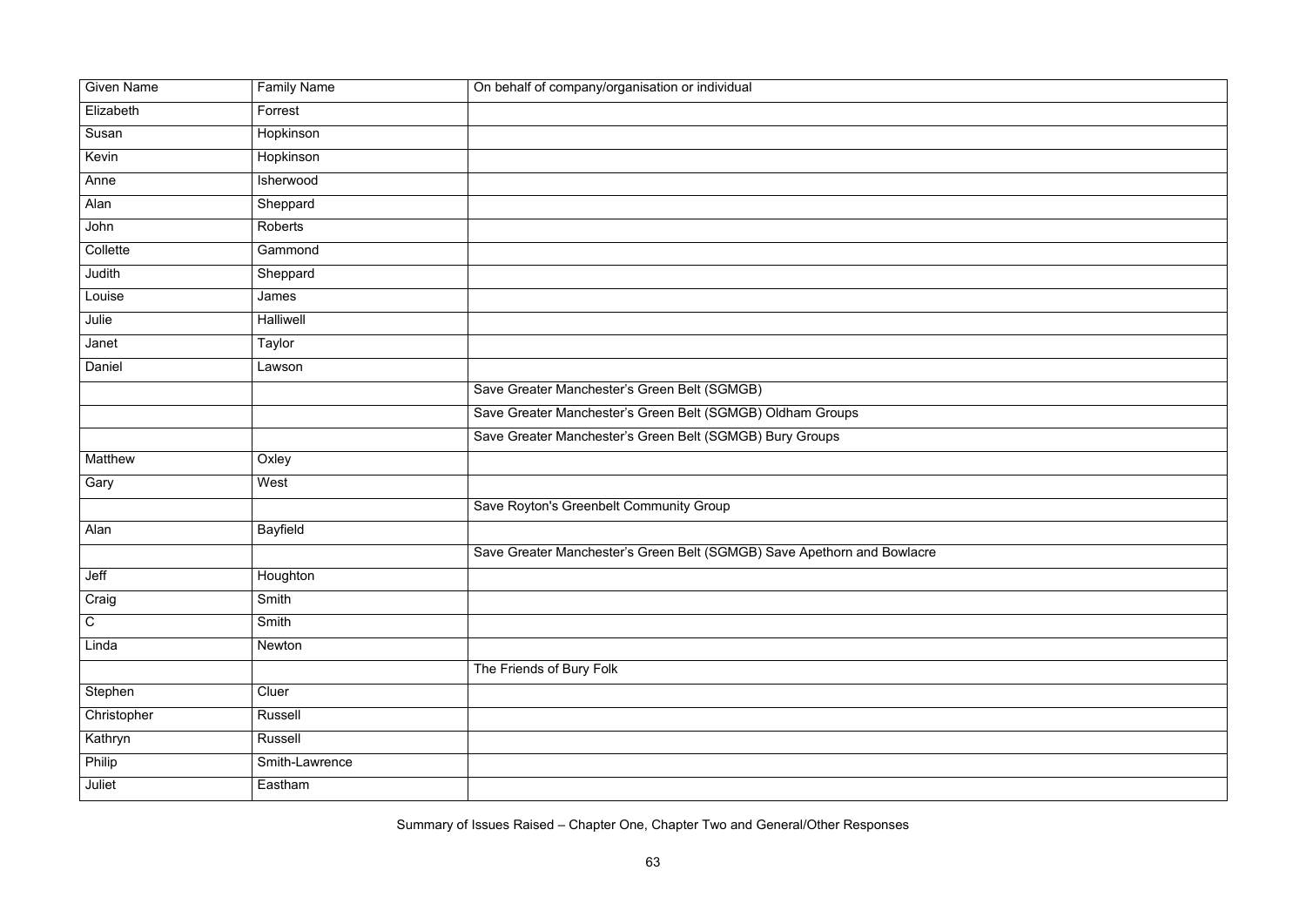| Given Name | Family Name | On behalf of company/organisation or individual |
| --- | --- | --- |
| Elizabeth | Forrest | |
| Susan | Hopkinson | |
| Kevin | Hopkinson | |
| Anne | Isherwood | |
| Alan | Sheppard | |
| John | Roberts | |
| Collette | Gammond | |
| Judith | Sheppard | |
| Louise | James | |
| Julie | Halliwell | |
| Janet | Taylor | |
| Daniel | Lawson | |
| | | Save Greater Manchester's Green Belt (SGMGB) |
| | | Save Greater Manchester's Green Belt (SGMGB) Oldham Groups |
| | | Save Greater Manchester's Green Belt (SGMGB) Bury Groups |
| Matthew | Oxley | |
| Gary | West | |
| | | Save Royton's Greenbelt Community Group |
| Alan | Bayfield | |
| | | Save Greater Manchester's Green Belt (SGMGB) Save Apethorn and Bowlacre |
| Jeff | Houghton | |
| Craig | Smith | |
| C | Smith | |
| Linda | Newton | |
| | | The Friends of Bury Folk |
| Stephen | Cluer | |
| Christopher | Russell | |
| Kathryn | Russell | |
| Philip | Smith-Lawrence | |
| Juliet | Eastham | |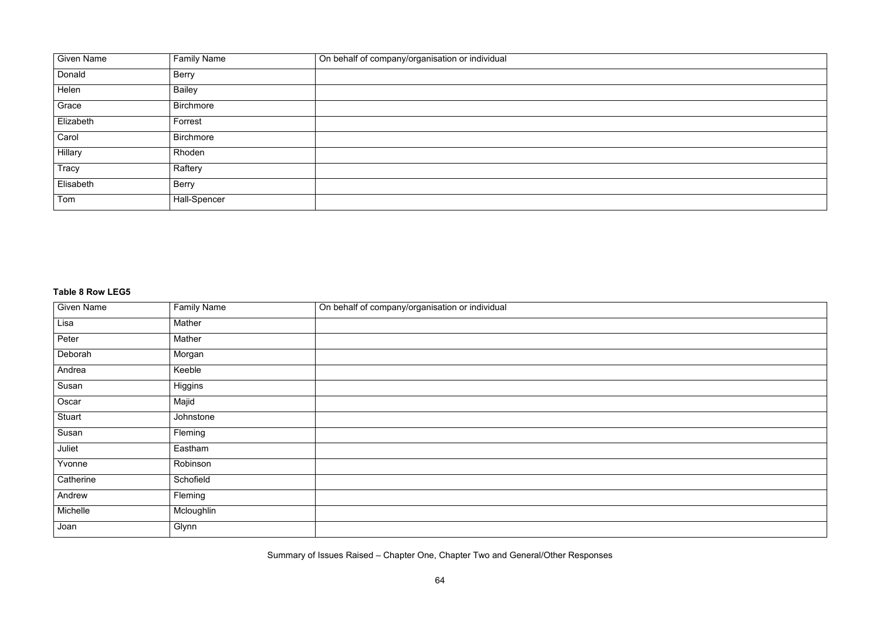| Given Name | Family Name | On behalf of company/organisation or individual |
| --- | --- | --- |
| Donald | Berry | |
| Helen | Bailey | |
| Grace | Birchmore | |
| Elizabeth | Forrest | |
| Carol | Birchmore | |
| Hillary | Rhoden | |
| Tracy | Raftery | |
| Elisabeth | Berry | |
| Tom | Hall-Spencer | |

**Table 8 Row LEG5**

| Given Name | Family Name | On behalf of company/organisation or individual |
| --- | --- | --- |
| Lisa | Mather | |
| Peter | Mather | |
| Deborah | Morgan | |
| Andrea | Keeble | |
| Susan | Higgins | |
| Oscar | Majid | |
| Stuart | Johnstone | |
| Susan | Fleming | |
| Juliet | Eastham | |
| Yvonne | Robinson | |
| Catherine | Schofield | |
| Andrew | Fleming | |
| Michelle | Mcloughlin | |
| Joan | Glynn | |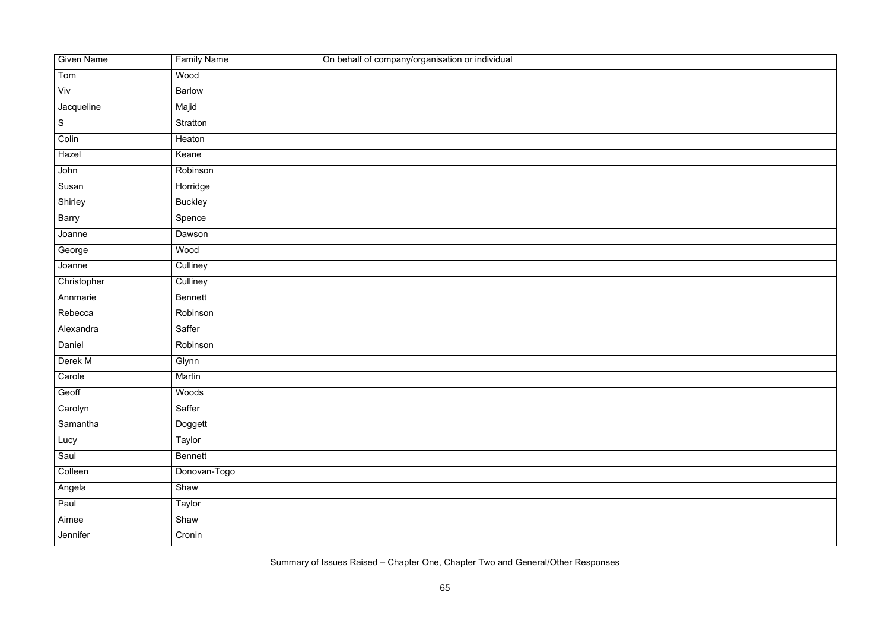| Given Name | Family Name | On behalf of company/organisation or individual |
|---|---|---|
| Tom | Wood | |
| Viv | Barlow | |
| Jacqueline | Majid | |
| S | Stratton | |
| Colin | Heaton | |
| Hazel | Keane | |
| John | Robinson | |
| Susan | Horridge | |
| Shirley | Buckley | |
| Barry | Spence | |
| Joanne | Dawson | |
| George | Wood | |
| Joanne | Culliney | |
| Christopher | Culliney | |
| Annmarie | Bennett | |
| Rebecca | Robinson | |
| Alexandra | Saffer | |
| Daniel | Robinson | |
| Derek M | Glynn | |
| Carole | Martin | |
| Geoff | Woods | |
| Carolyn | Saffer | |
| Samantha | Doggett | |
| Lucy | Taylor | |
| Saul | Bennett | |
| Colleen | Donovan-Togo | |
| Angela | Shaw | |
| Paul | Taylor | |
| Aimee | Shaw | |
| Jennifer | Cronin | |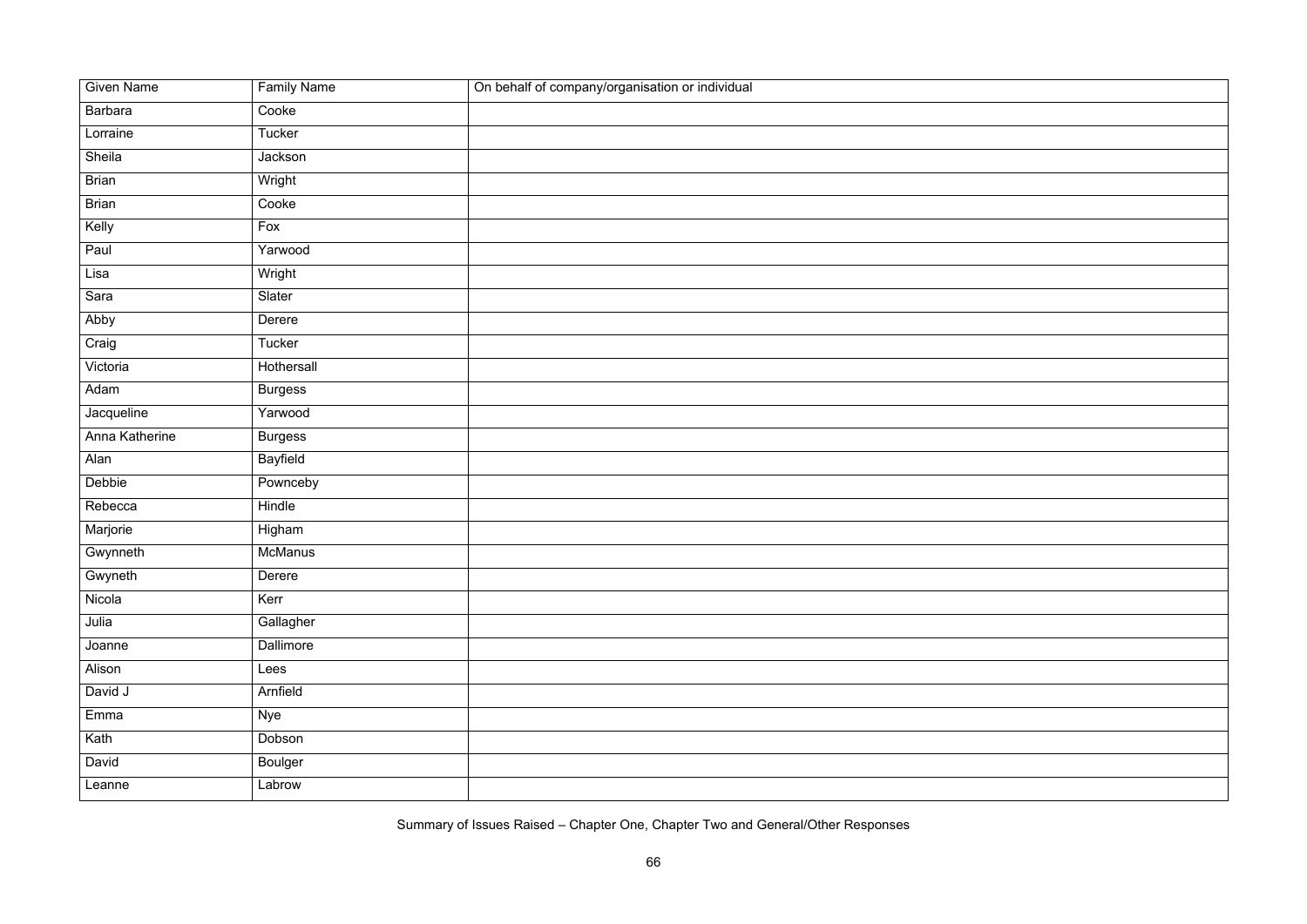| Given Name | Family Name | On behalf of company/organisation or individual |
|---|---|---|
| Barbara | Cooke | |
| Lorraine | Tucker | |
| Sheila | Jackson | |
| Brian | Wright | |
| Brian | Cooke | |
| Kelly | Fox | |
| Paul | Yarwood | |
| Lisa | Wright | |
| Sara | Slater | |
| Abby | Derere | |
| Craig | Tucker | |
| Victoria | Hothersall | |
| Adam | Burgess | |
| Jacqueline | Yarwood | |
| Anna Katherine | Burgess | |
| Alan | Bayfield | |
| Debbie | Pownceby | |
| Rebecca | Hindle | |
| Marjorie | Higham | |
| Gwynneth | McManus | |
| Gwyneth | Derere | |
| Nicola | Kerr | |
| Julia | Gallagher | |
| Joanne | Dallimore | |
| Alison | Lees | |
| David J | Arnfield | |
| Emma | Nye | |
| Kath | Dobson | |
| David | Boulger | |
| Leanne | Labrow | |

Summary of Issues Raised – Chapter One, Chapter Two and General/Other Responses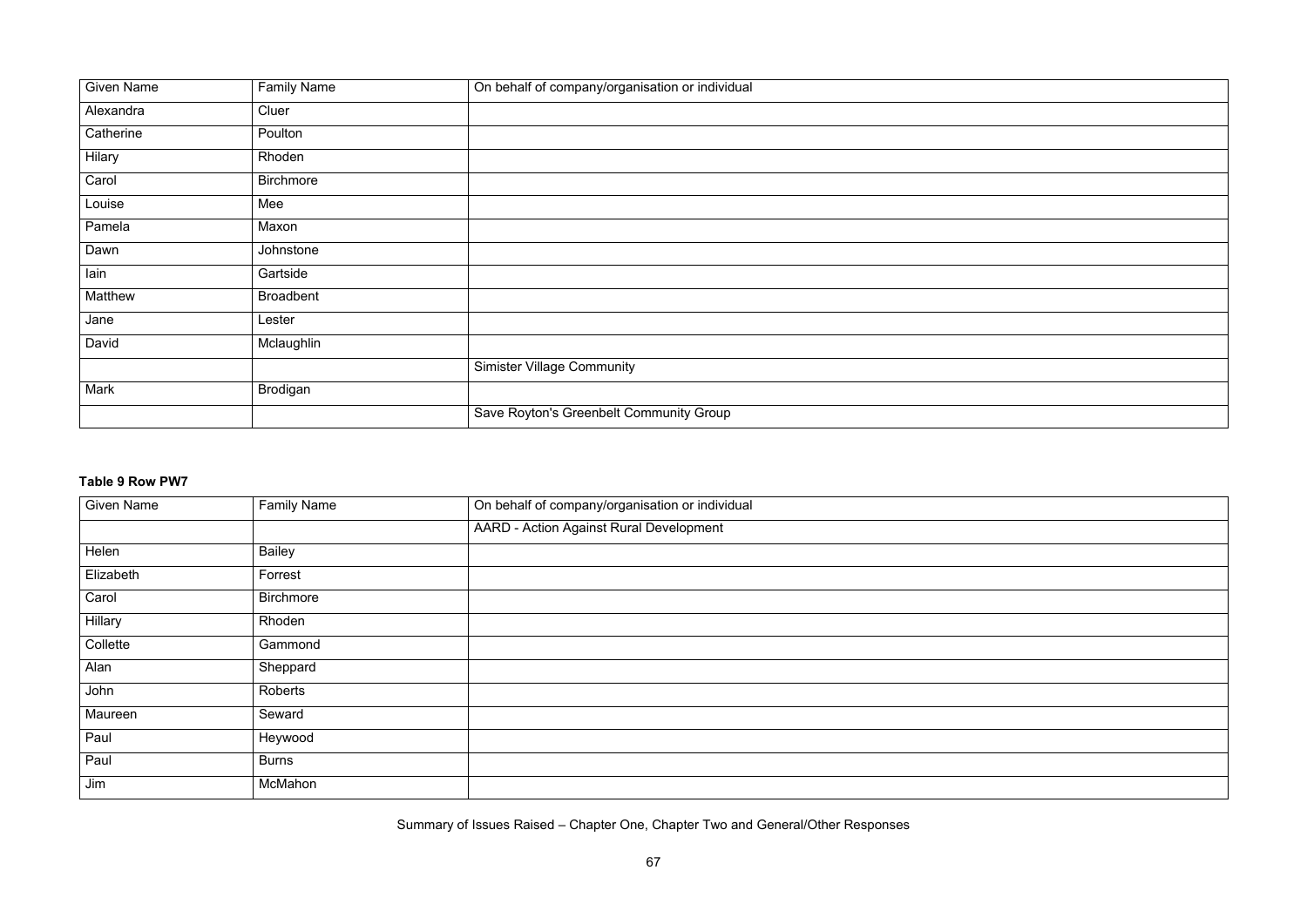| Given Name | Family Name | On behalf of company/organisation or individual |
| --- | --- | --- |
| Alexandra | Cluer | |
| Catherine | Poulton | |
| Hilary | Rhoden | |
| Carol | Birchmore | |
| Louise | Mee | |
| Pamela | Maxon | |
| Dawn | Johnstone | |
| Iain | Gartside | |
| Matthew | Broadbent | |
| Jane | Lester | |
| David | Mclaughlin | |
| | | Simister Village Community |
| Mark | Brodigan | |
| | | Save Royton's Greenbelt Community Group |

**Table 9 Row PW7**

| Given Name | Family Name | On behalf of company/organisation or individual |
| --- | --- | --- |
| | | AARD - Action Against Rural Development |
| Helen | Bailey | |
| Elizabeth | Forrest | |
| Carol | Birchmore | |
| Hillary | Rhoden | |
| Collette | Gammond | |
| Alan | Sheppard | |
| John | Roberts | |
| Maureen | Seward | |
| Paul | Heywood | |
| Paul | Burns | |
| Jim | McMahon | |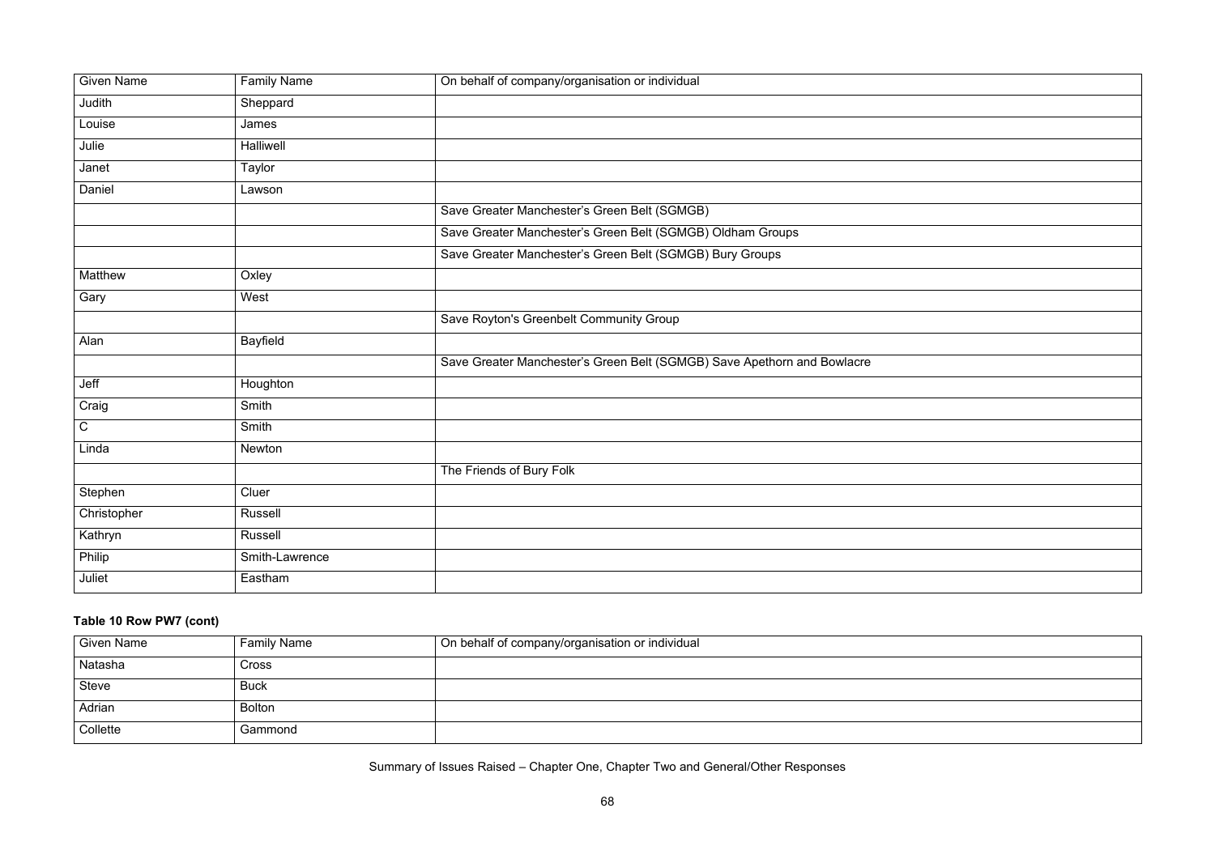| Given Name | Family Name | On behalf of company/organisation or individual |
|---|---|---|
| Judith | Sheppard | |
| Louise | James | |
| Julie | Halliwell | |
| Janet | Taylor | |
| Daniel | Lawson | |
| | | Save Greater Manchester's Green Belt (SGMGB) |
| | | Save Greater Manchester's Green Belt (SGMGB) Oldham Groups |
| | | Save Greater Manchester's Green Belt (SGMGB) Bury Groups |
| Matthew | Oxley | |
| Gary | West | |
| | | Save Royton's Greenbelt Community Group |
| Alan | Bayfield | |
| | | Save Greater Manchester's Green Belt (SGMGB) Save Apethorn and Bowlacre |
| Jeff | Houghton | |
| Craig | Smith | |
| C | Smith | |
| Linda | Newton | |
| | | The Friends of Bury Folk |
| Stephen | Cluer | |
| Christopher | Russell | |
| Kathryn | Russell | |
| Philip | Smith-Lawrence | |
| Juliet | Eastham | |

**Table 10 Row PW7 (cont)**

| Given Name | Family Name | On behalf of company/organisation or individual |
|---|---|---|
| Natasha | Cross | |
| Steve | Buck | |
| Adrian | Bolton | |
| Collette | Gammond | |

Summary of Issues Raised – Chapter One, Chapter Two and General/Other Responses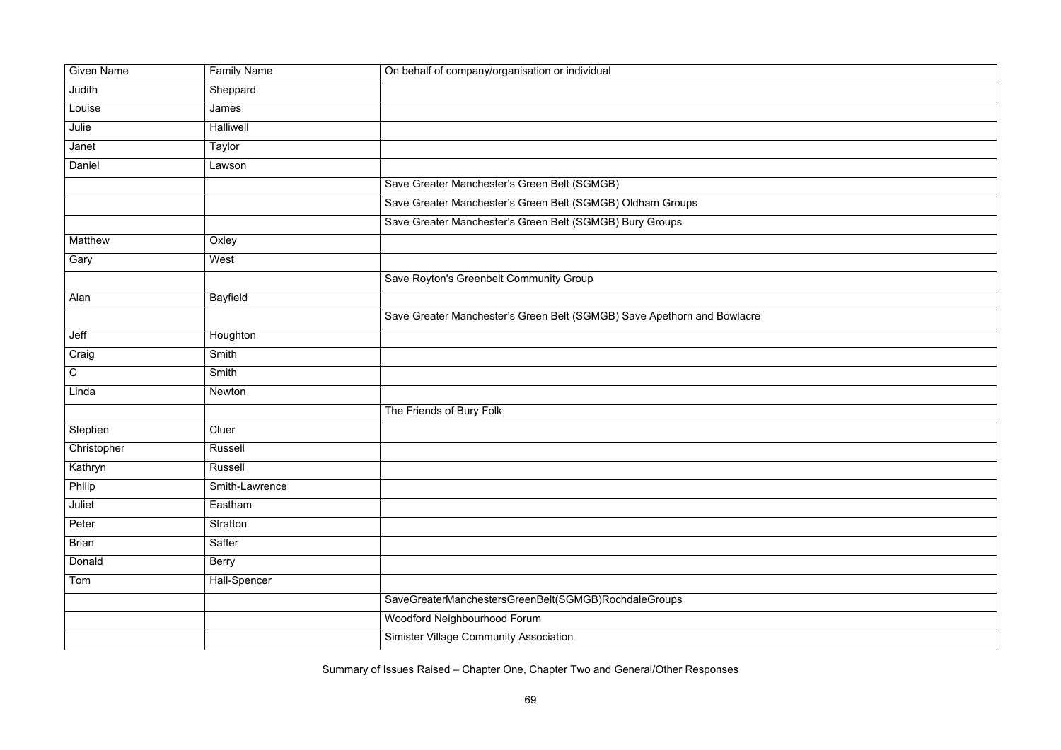| Given Name | Family Name | On behalf of company/organisation or individual |
| --- | --- | --- |
| Judith | Sheppard | |
| Louise | James | |
| Julie | Halliwell | |
| Janet | Taylor | |
| Daniel | Lawson | |
| | | Save Greater Manchester's Green Belt (SGMGB) |
| | | Save Greater Manchester's Green Belt (SGMGB) Oldham Groups |
| | | Save Greater Manchester's Green Belt (SGMGB) Bury Groups |
| Matthew | Oxley | |
| Gary | West | |
| | | Save Royton's Greenbelt Community Group |
| Alan | Bayfield | |
| | | Save Greater Manchester's Green Belt (SGMGB) Save Apethorn and Bowlacre |
| Jeff | Houghton | |
| Craig | Smith | |
| C | Smith | |
| Linda | Newton | |
| | | The Friends of Bury Folk |
| Stephen | Cluer | |
| Christopher | Russell | |
| Kathryn | Russell | |
| Philip | Smith-Lawrence | |
| Juliet | Eastham | |
| Peter | Stratton | |
| Brian | Saffer | |
| Donald | Berry | |
| Tom | Hall-Spencer | |
| | | SaveGreaterManchestersGreenBelt(SGMGB)RochdaleGroups |
| | | Woodford Neighbourhood Forum |
| | | Simister Village Community Association |

Summary of Issues Raised – Chapter One, Chapter Two and General/Other Responses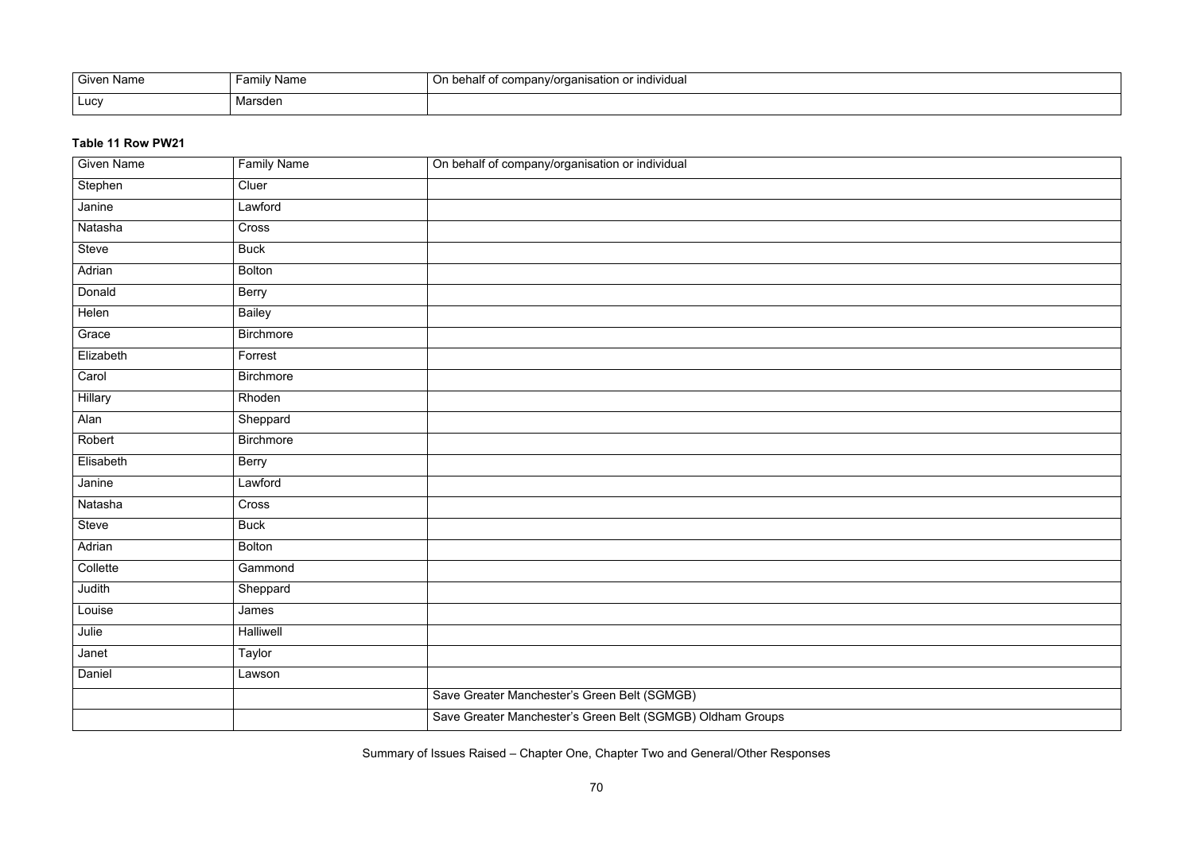| Given Name | Family Name | On behalf of company/organisation or individual |
|---|---|---|
| Lucy | Marsden | |

**Table 11 Row PW21**

| Given Name | Family Name | On behalf of company/organisation or individual |
|---|---|---|
| Stephen | Cluer | |
| Janine | Lawford | |
| Natasha | Cross | |
| Steve | Buck | |
| Adrian | Bolton | |
| Donald | Berry | |
| Helen | Bailey | |
| Grace | Birchmore | |
| Elizabeth | Forrest | |
| Carol | Birchmore | |
| Hillary | Rhoden | |
| Alan | Sheppard | |
| Robert | Birchmore | |
| Elisabeth | Berry | |
| Janine | Lawford | |
| Natasha | Cross | |
| Steve | Buck | |
| Adrian | Bolton | |
| Collette | Gammond | |
| Judith | Sheppard | |
| Louise | James | |
| Julie | Halliwell | |
| Janet | Taylor | |
| Daniel | Lawson | |
| | | Save Greater Manchester's Green Belt (SGMGB) |
| | | Save Greater Manchester's Green Belt (SGMGB) Oldham Groups |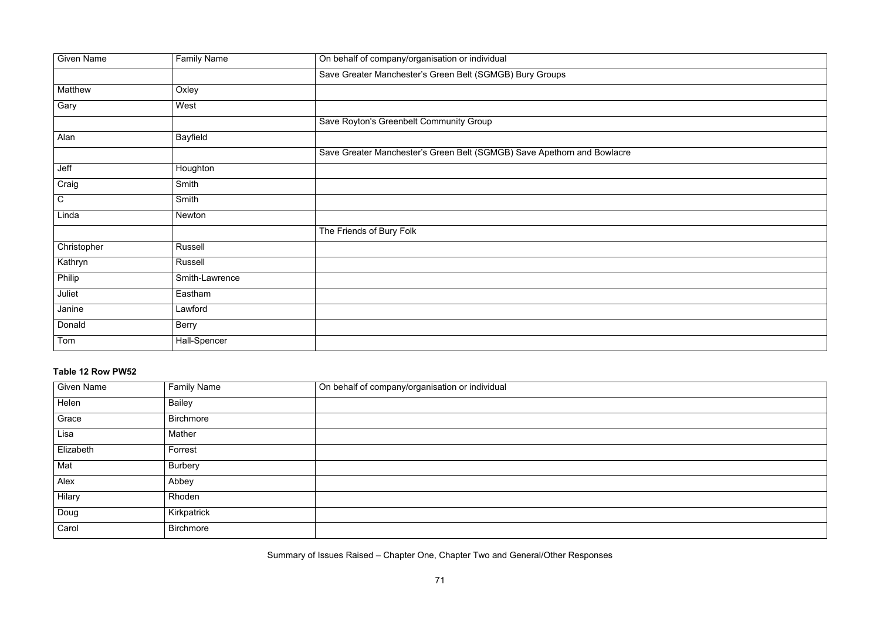| Given Name | Family Name | On behalf of company/organisation or individual |
| --- | --- | --- |
| | | Save Greater Manchester's Green Belt (SGMGB) Bury Groups |
| Matthew | Oxley | |
| Gary | West | |
| | | Save Royton's Greenbelt Community Group |
| Alan | Bayfield | |
| | | Save Greater Manchester's Green Belt (SGMGB) Save Apethorn and Bowlacre |
| Jeff | Houghton | |
| Craig | Smith | |
| C | Smith | |
| Linda | Newton | |
| | | The Friends of Bury Folk |
| Christopher | Russell | |
| Kathryn | Russell | |
| Philip | Smith-Lawrence | |
| Juliet | Eastham | |
| Janine | Lawford | |
| Donald | Berry | |
| Tom | Hall-Spencer | |

**Table 12 Row PW52**

| Given Name | Family Name | On behalf of company/organisation or individual |
| --- | --- | --- |
| Helen | Bailey | |
| Grace | Birchmore | |
| Lisa | Mather | |
| Elizabeth | Forrest | |
| Mat | Burbery | |
| Alex | Abbey | |
| Hilary | Rhoden | |
| Doug | Kirkpatrick | |
| Carol | Birchmore | |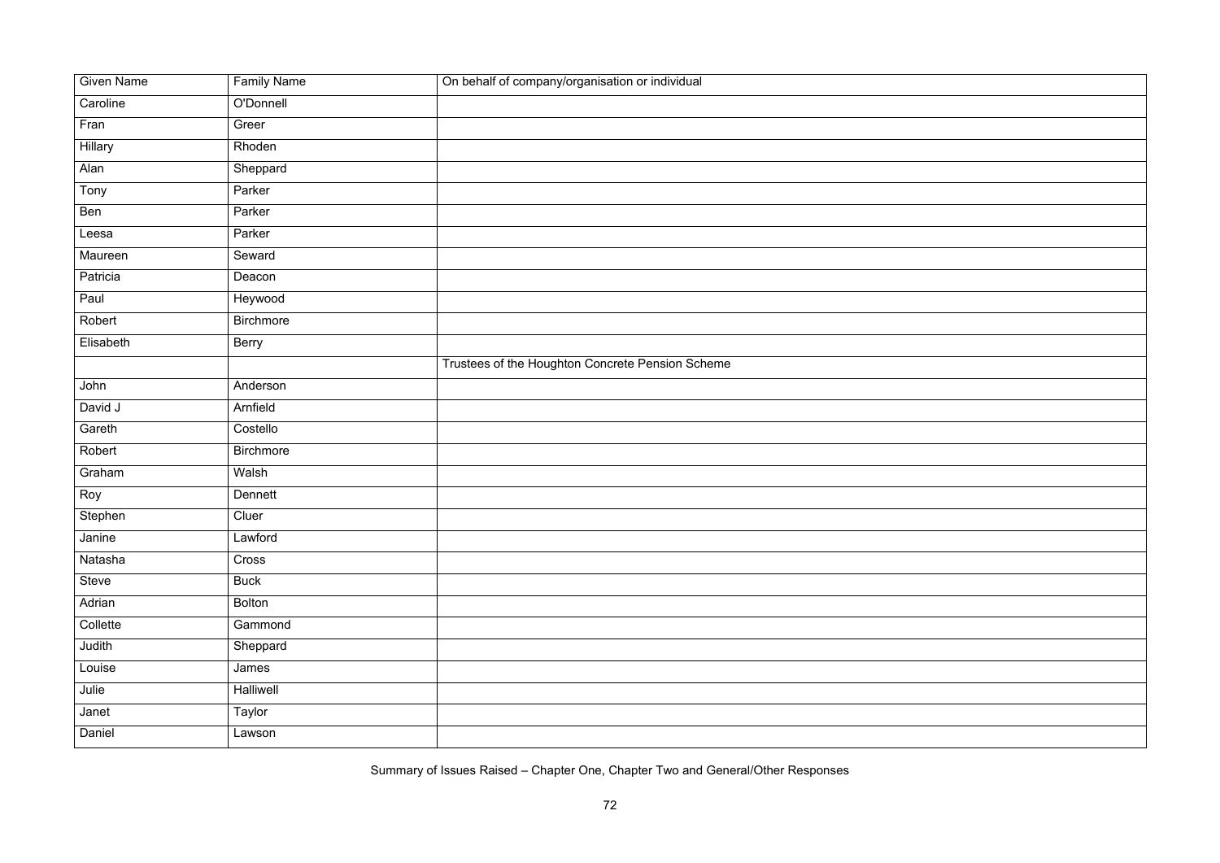| Given Name | Family Name | On behalf of company/organisation or individual |
| --- | --- | --- |
| Caroline | O'Donnell | |
| Fran | Greer | |
| Hillary | Rhoden | |
| Alan | Sheppard | |
| Tony | Parker | |
| Ben | Parker | |
| Leesa | Parker | |
| Maureen | Seward | |
| Patricia | Deacon | |
| Paul | Heywood | |
| Robert | Birchmore | |
| Elisabeth | Berry | |
| | | Trustees of the Houghton Concrete Pension Scheme |
| John | Anderson | |
| David J | Arnfield | |
| Gareth | Costello | |
| Robert | Birchmore | |
| Graham | Walsh | |
| Roy | Dennett | |
| Stephen | Cluer | |
| Janine | Lawford | |
| Natasha | Cross | |
| Steve | Buck | |
| Adrian | Bolton | |
| Collette | Gammond | |
| Judith | Sheppard | |
| Louise | James | |
| Julie | Halliwell | |
| Janet | Taylor | |
| Daniel | Lawson | |

Summary of Issues Raised – Chapter One, Chapter Two and General/Other Responses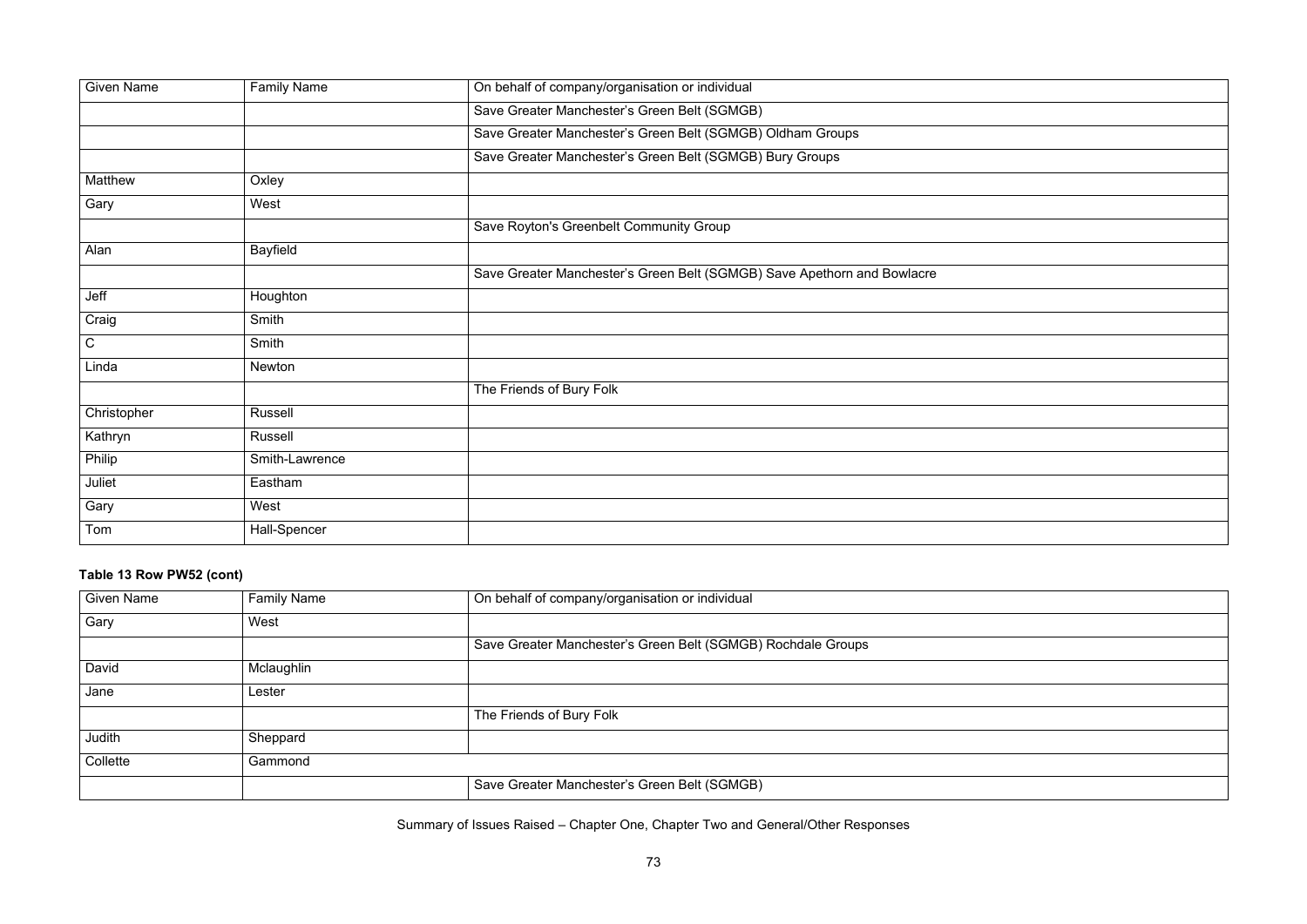| Given Name | Family Name | On behalf of company/organisation or individual |
|---|---|---|
| | | Save Greater Manchester's Green Belt (SGMGB) |
| | | Save Greater Manchester's Green Belt (SGMGB) Oldham Groups |
| | | Save Greater Manchester's Green Belt (SGMGB) Bury Groups |
| Matthew | Oxley | |
| Gary | West | |
| | | Save Royton's Greenbelt Community Group |
| Alan | Bayfield | |
| | | Save Greater Manchester's Green Belt (SGMGB) Save Apethorn and Bowlacre |
| Jeff | Houghton | |
| Craig | Smith | |
| C | Smith | |
| Linda | Newton | |
| | | The Friends of Bury Folk |
| Christopher | Russell | |
| Kathryn | Russell | |
| Philip | Smith-Lawrence | |
| Juliet | Eastham | |
| Gary | West | |
| Tom | Hall-Spencer | |

**Table 13 Row PW52 (cont)**

| Given Name | Family Name | On behalf of company/organisation or individual |
|---|---|---|
| Gary | West | |
| | | Save Greater Manchester's Green Belt (SGMGB) Rochdale Groups |
| David | Mclaughlin | |
| Jane | Lester | |
| | | The Friends of Bury Folk |
| Judith | Sheppard | |
| Collette | Gammond | |
| | | Save Greater Manchester's Green Belt (SGMGB) |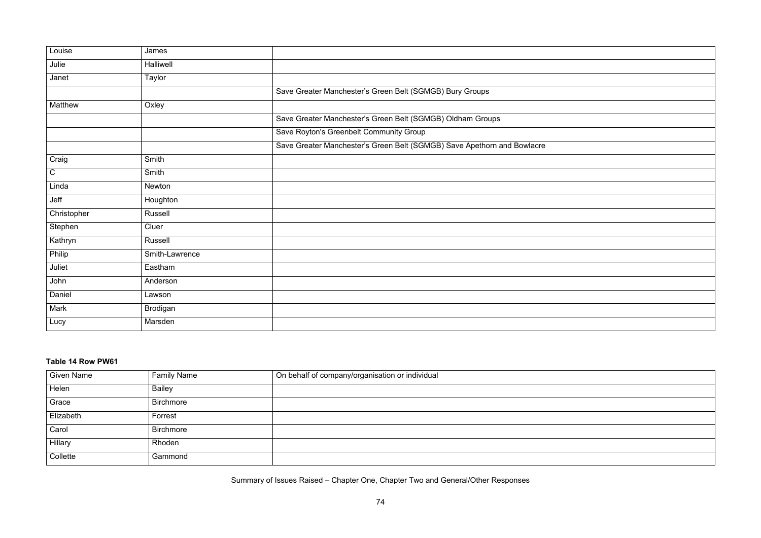| | | |
|---|---|---|
| Louise | James | |
| Julie | Halliwell | |
| Janet | Taylor | |
| | | Save Greater Manchester's Green Belt (SGMGB) Bury Groups |
| Matthew | Oxley | |
| | | Save Greater Manchester's Green Belt (SGMGB) Oldham Groups |
| | | Save Royton's Greenbelt Community Group |
| | | Save Greater Manchester's Green Belt (SGMGB) Save Apethorn and Bowlacre |
| Craig | Smith | |
| C | Smith | |
| Linda | Newton | |
| Jeff | Houghton | |
| Christopher | Russell | |
| Stephen | Cluer | |
| Kathryn | Russell | |
| Philip | Smith-Lawrence | |
| Juliet | Eastham | |
| John | Anderson | |
| Daniel | Lawson | |
| Mark | Brodigan | |
| Lucy | Marsden | |

**Table 14 Row PW61**

| Given Name | Family Name | On behalf of company/organisation or individual |
|---|---|---|
| Helen | Bailey | |
| Grace | Birchmore | |
| Elizabeth | Forrest | |
| Carol | Birchmore | |
| Hillary | Rhoden | |
| Collette | Gammond | |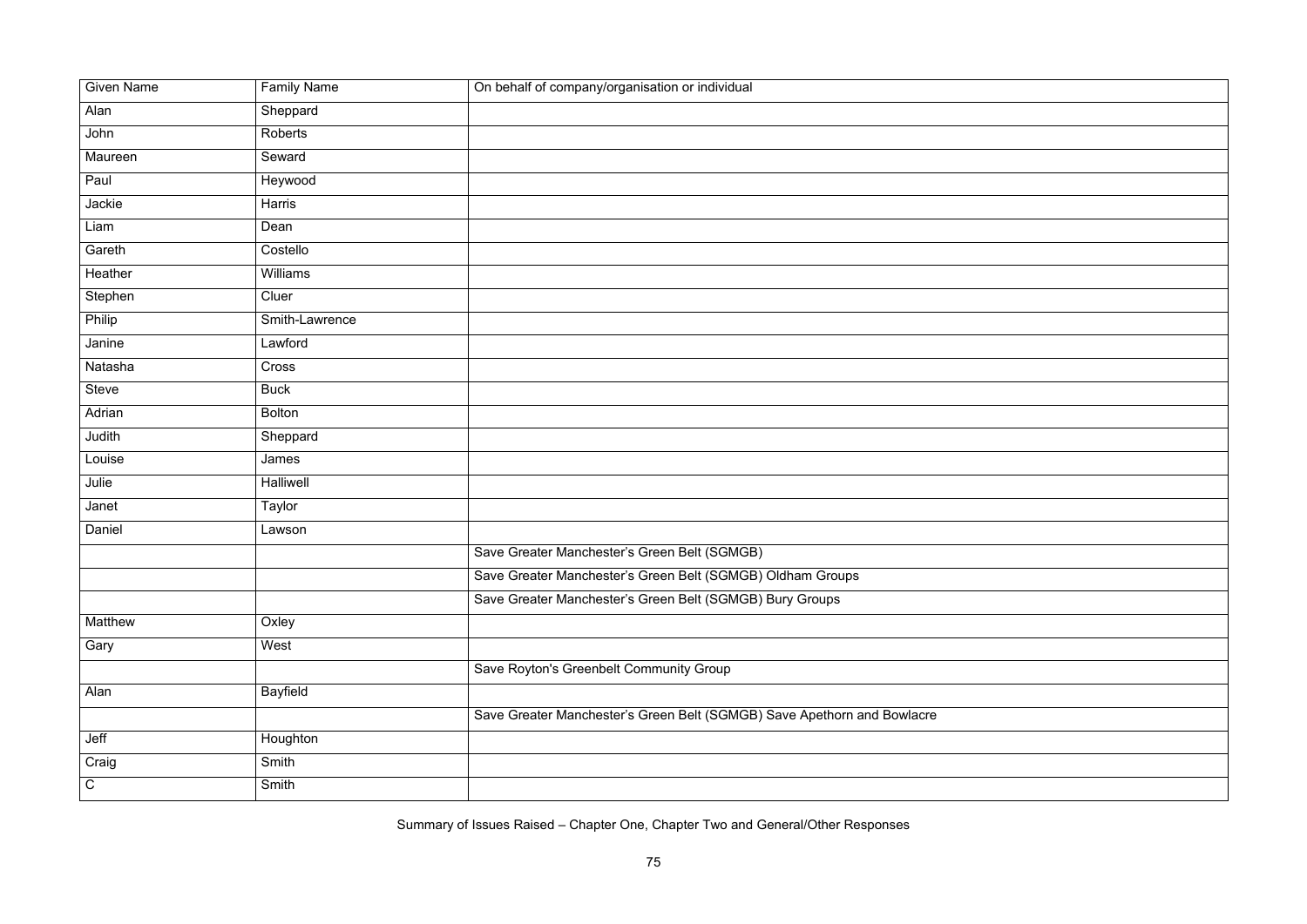| Given Name | Family Name | On behalf of company/organisation or individual |
|---|---|---|
| Alan | Sheppard | |
| John | Roberts | |
| Maureen | Seward | |
| Paul | Heywood | |
| Jackie | Harris | |
| Liam | Dean | |
| Gareth | Costello | |
| Heather | Williams | |
| Stephen | Cluer | |
| Philip | Smith-Lawrence | |
| Janine | Lawford | |
| Natasha | Cross | |
| Steve | Buck | |
| Adrian | Bolton | |
| Judith | Sheppard | |
| Louise | James | |
| Julie | Halliwell | |
| Janet | Taylor | |
| Daniel | Lawson | |
| | | Save Greater Manchester's Green Belt (SGMGB) |
| | | Save Greater Manchester's Green Belt (SGMGB) Oldham Groups |
| | | Save Greater Manchester's Green Belt (SGMGB) Bury Groups |
| Matthew | Oxley | |
| Gary | West | |
| | | Save Royton's Greenbelt Community Group |
| Alan | Bayfield | |
| | | Save Greater Manchester's Green Belt (SGMGB) Save Apethorn and Bowlacre |
| Jeff | Houghton | |
| Craig | Smith | |
| C | Smith | |

Summary of Issues Raised – Chapter One, Chapter Two and General/Other Responses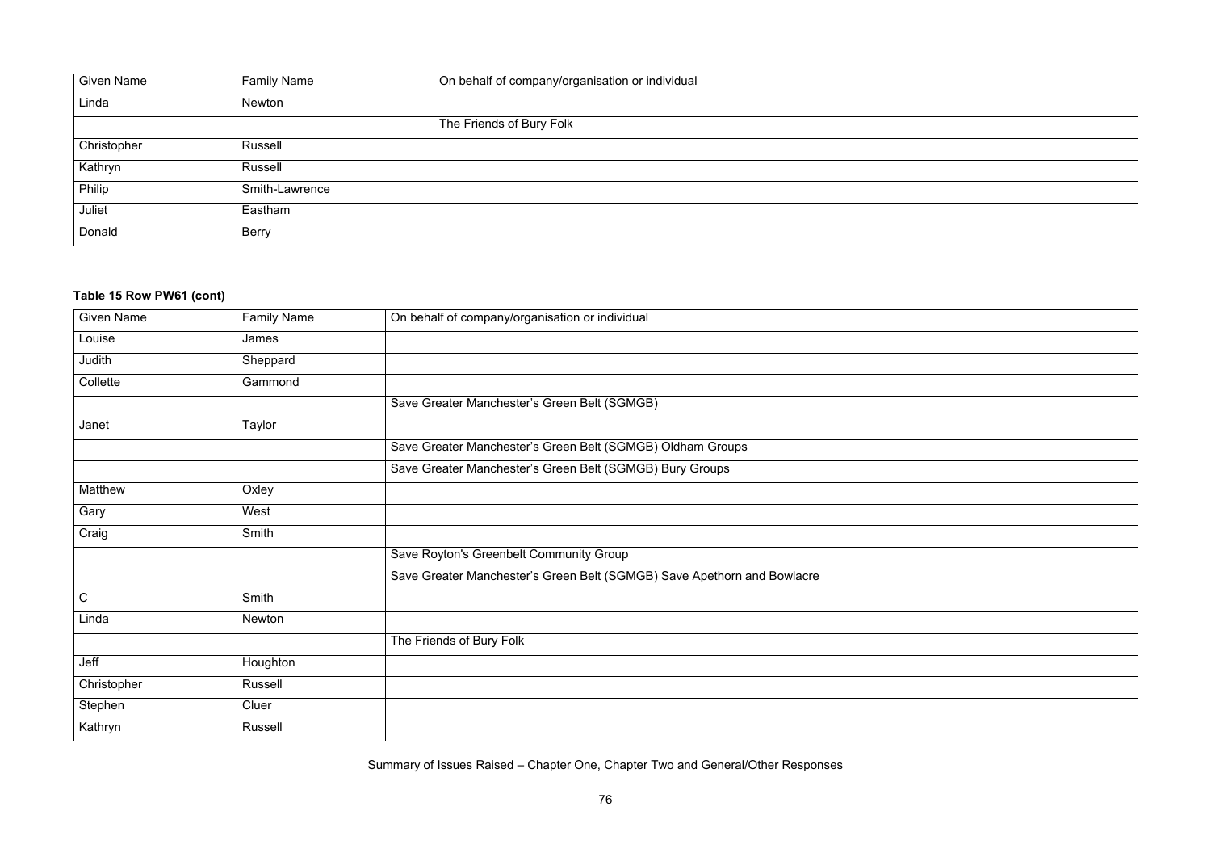| Given Name | Family Name | On behalf of company/organisation or individual |
|---|---|---|
| Linda | Newton | |
| | | The Friends of Bury Folk |
| Christopher | Russell | |
| Kathryn | Russell | |
| Philip | Smith-Lawrence | |
| Juliet | Eastham | |
| Donald | Berry | |

**Table 15 Row PW61 (cont)**

| Given Name | Family Name | On behalf of company/organisation or individual |
|---|---|---|
| Louise | James | |
| Judith | Sheppard | |
| Collette | Gammond | |
| | | Save Greater Manchester's Green Belt (SGMGB) |
| Janet | Taylor | |
| | | Save Greater Manchester's Green Belt (SGMGB) Oldham Groups |
| | | Save Greater Manchester's Green Belt (SGMGB) Bury Groups |
| Matthew | Oxley | |
| Gary | West | |
| Craig | Smith | |
| | | Save Royton's Greenbelt Community Group |
| | | Save Greater Manchester's Green Belt (SGMGB) Save Apethorn and Bowlacre |
| C | Smith | |
| Linda | Newton | |
| | | The Friends of Bury Folk |
| Jeff | Houghton | |
| Christopher | Russell | |
| Stephen | Cluer | |
| Kathryn | Russell | |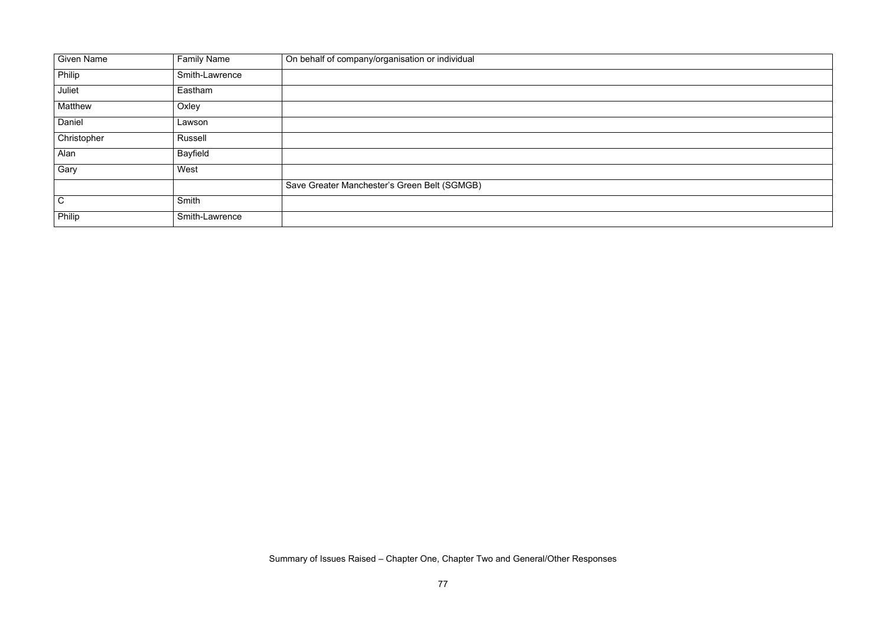| Given Name | Family Name | On behalf of company/organisation or individual |
| --- | --- | --- |
| Philip | Smith-Lawrence | |
| Juliet | Eastham | |
| Matthew | Oxley | |
| Daniel | Lawson | |
| Christopher | Russell | |
| Alan | Bayfield | |
| Gary | West | |
| | | Save Greater Manchester's Green Belt (SGMGB) |
| C | Smith | |
| Philip | Smith-Lawrence | |